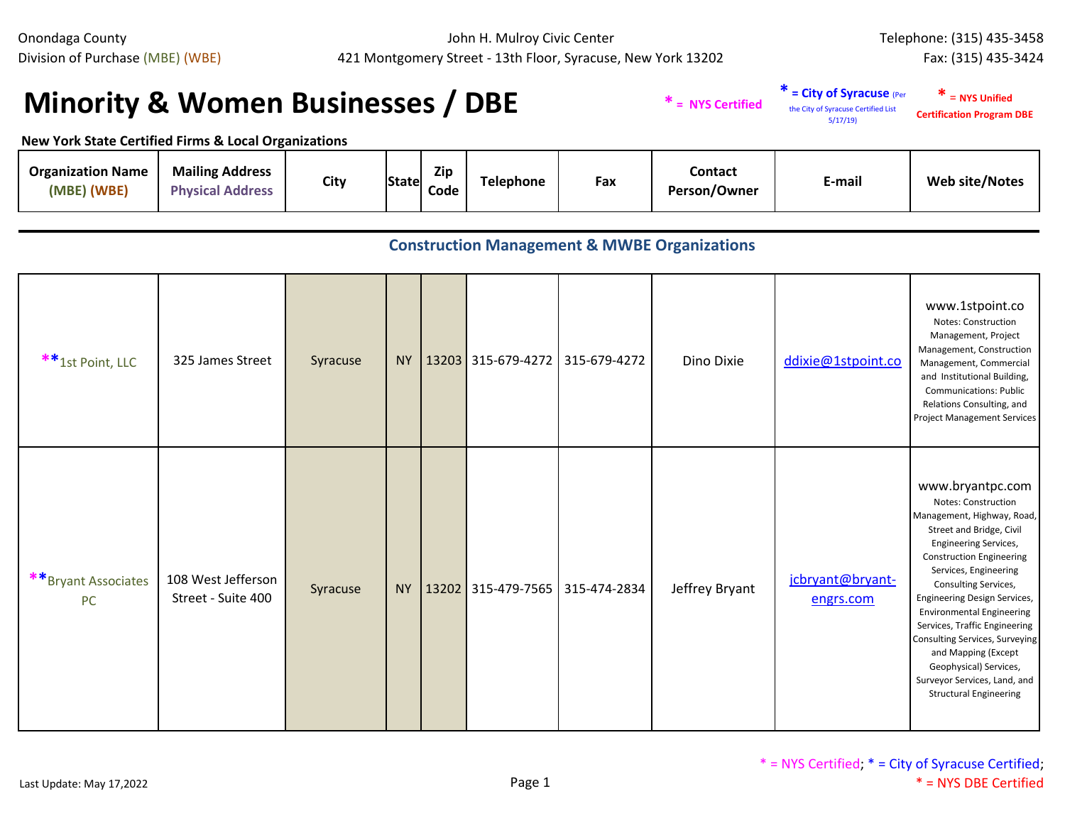Onondaga County
Division of Purchase (MBE) (WBE)

John H. Mulroy Civic Center
421 Montgomery Street - 13th Floor, Syracuse, New York 13202

Telephone: (315) 435-3458
Fax: (315) 435-3424

# Minority & Women Businesses / DBE

* = NYS Certified

* = City of Syracuse (Per the City of Syracuse Certified List 5/17/19)

* = NYS Unified Certification Program DBE

**New York State Certified Firms & Local Organizations**

## Construction Management & MWBE Organizations

| Organization Name (MBE) (WBE) | Mailing Address Physical Address | City | State | Zip Code | Telephone | Fax | Contact Person/Owner | E-mail | Web site/Notes |
|---|---|---|---|---|---|---|---|---|---|
| **1st Point, LLC | 325 James Street | Syracuse | NY | 13203 | 315-679-4272 | 315-679-4272 | Dino Dixie | ddixie@1stpoint.co | www.1stpoint.co Notes: Construction Management, Project Management, Construction Management, Commercial and Institutional Building, Communications: Public Relations Consulting, and Project Management Services |
| **Bryant Associates PC | 108 West Jefferson Street - Suite 400 | Syracuse | NY | 13202 | 315-479-7565 | 315-474-2834 | Jeffrey Bryant | jcbryant@bryant-engrs.com | www.bryantpc.com Notes: Construction Management, Highway, Road, Street and Bridge, Civil Engineering Services, Construction Engineering Services, Engineering Consulting Services, Engineering Design Services, Environmental Engineering Services, Traffic Engineering Consulting Services, Surveying and Mapping (Except Geophysical) Services, Surveyor Services, Land, and Structural Engineering |

Last Update: May 17,2022

* = NYS Certified; * = City of Syracuse Certified; * = NYS DBE Certified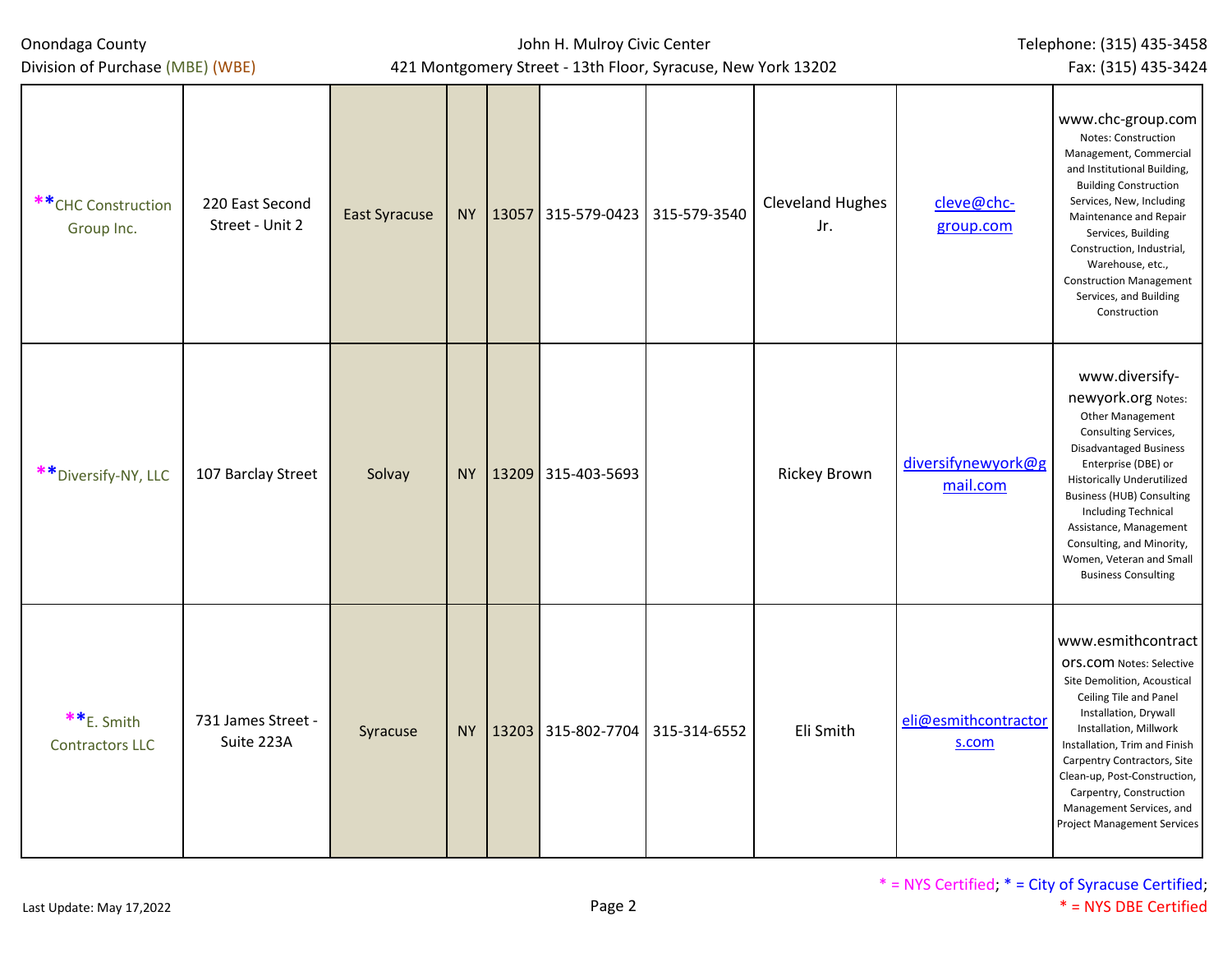Onondaga County
Division of Purchase (MBE) (WBE)

John H. Mulroy Civic Center
421 Montgomery Street - 13th Floor, Syracuse, New York 13202

Telephone: (315) 435-3458
Fax: (315) 435-3424

| | | | | | | | | | |
|---|---|---|---|---|---|---|---|---|---|
| **CHC Construction Group Inc. | 220 East Second Street - Unit 2 | East Syracuse | NY | 13057 | 315-579-0423 | 315-579-3540 | Cleveland Hughes Jr. | cleve@chc-group.com | www.chc-group.com Notes: Construction Management, Commercial and Institutional Building, Building Construction Services, New, Including Maintenance and Repair Services, Building Construction, Industrial, Warehouse, etc., Construction Management Services, and Building Construction |
| **Diversify-NY, LLC | 107 Barclay Street | Solvay | NY | 13209 | 315-403-5693 | | Rickey Brown | diversifynewyork@gmail.com | www.diversify-newyork.org Notes: Other Management Consulting Services, Disadvantaged Business Enterprise (DBE) or Historically Underutilized Business (HUB) Consulting Including Technical Assistance, Management Consulting, and Minority, Women, Veteran and Small Business Consulting |
| **E. Smith Contractors LLC | 731 James Street - Suite 223A | Syracuse | NY | 13203 | 315-802-7704 | 315-314-6552 | Eli Smith | eli@esmithcontractors.com | www.esmithcontractors.com Notes: Selective Site Demolition, Acoustical Ceiling Tile and Panel Installation, Drywall Installation, Millwork Installation, Trim and Finish Carpentry Contractors, Site Clean-up, Post-Construction, Carpentry, Construction Management Services, and Project Management Services |

* = NYS Certified; * = City of Syracuse Certified;
* = NYS DBE Certified

Last Update: May 17,2022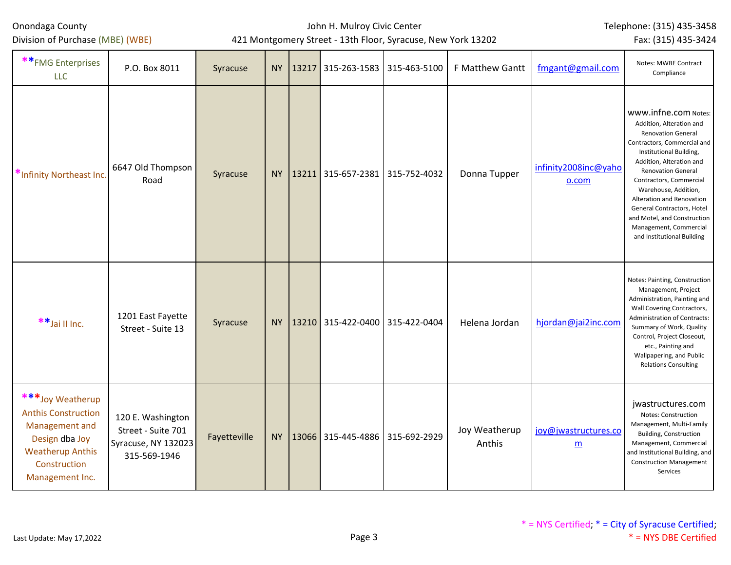| | | | | | | | | | |
|---|---|---|---|---|---|---|---|---|---|
| **FMG Enterprises LLC | P.O. Box 8011 | Syracuse | NY | 13217 | 315-263-1583 | 315-463-5100 | F Matthew Gantt | fmgant@gmail.com | Notes: MWBE Contract Compliance |
| *Infinity Northeast Inc. | 6647 Old Thompson Road | Syracuse | NY | 13211 | 315-657-2381 | 315-752-4032 | Donna Tupper | infinity2008inc@yahoo.com | www.infne.com Notes: Addition, Alteration and Renovation General Contractors, Commercial and Institutional Building, Addition, Alteration and Renovation General Contractors, Commercial Warehouse, Addition, Alteration and Renovation General Contractors, Hotel and Motel, and Construction Management, Commercial and Institutional Building |
| **Jai II Inc. | 1201 East Fayette Street - Suite 13 | Syracuse | NY | 13210 | 315-422-0400 | 315-422-0404 | Helena Jordan | hjordan@jai2inc.com | Notes: Painting, Construction Management, Project Administration, Painting and Wall Covering Contractors, Administration of Contracts: Summary of Work, Quality Control, Project Closeout, etc., Painting and Wallpapering, and Public Relations Consulting |
| ***Joy Weatherup Anthis Construction Management and Design dba Joy Weatherup Anthis Construction Management Inc. | 120 E. Washington Street - Suite 701 Syracuse, NY 132023 315-569-1946 | Fayetteville | NY | 13066 | 315-445-4886 | 315-692-2929 | Joy Weatherup Anthis | joy@jwastructures.com | jwastructures.com Notes: Construction Management, Multi-Family Building, Construction Management, Commercial and Institutional Building, and Construction Management Services |

* = NYS Certified; * = City of Syracuse Certified; * = NYS DBE Certified

Last Update: May 17,2022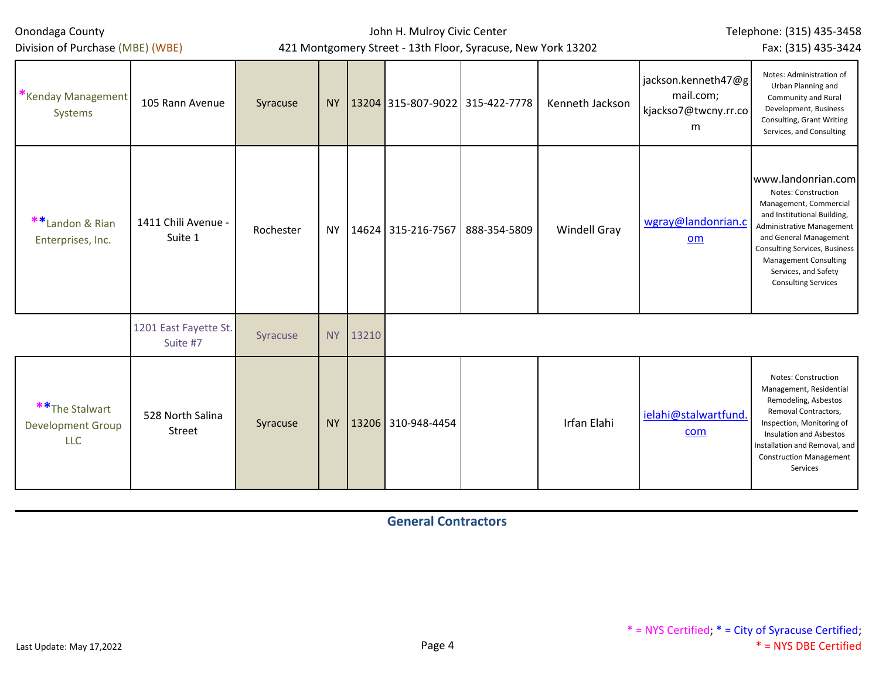| | | | | | | | | | |
|---|---|---|---|---|---|---|---|---|---|
| *Kenday Management Systems | 105 Rann Avenue | Syracuse | NY | 13204 | 315-807-9022 | 315-422-7778 | Kenneth Jackson | jackson.kenneth47@gmail.com; kjackso7@twcny.rr.com | Notes: Administration of Urban Planning and Community and Rural Development, Business Consulting, Grant Writing Services, and Consulting |
| **Landon & Rian Enterprises, Inc. | 1411 Chili Avenue - Suite 1 | Rochester | NY | 14624 | 315-216-7567 | 888-354-5809 | Windell Gray | wgray@landonrian.com | www.landonrian.com Notes: Construction Management, Commercial and Institutional Building, Administrative Management and General Management Consulting Services, Business Management Consulting Services, and Safety Consulting Services |
| | 1201 East Fayette St. Suite #7 | Syracuse | NY | 13210 | | | | | |
| **The Stalwart Development Group LLC | 528 North Salina Street | Syracuse | NY | 13206 | 310-948-4454 | | Irfan Elahi | ielahi@stalwartfund.com | Notes: Construction Management, Residential Remodeling, Asbestos Removal Contractors, Inspection, Monitoring of Insulation and Asbestos Installation and Removal, and Construction Management Services |

## General Contractors

* = NYS Certified; * = City of Syracuse Certified; * = NYS DBE Certified

Last Update: May 17,2022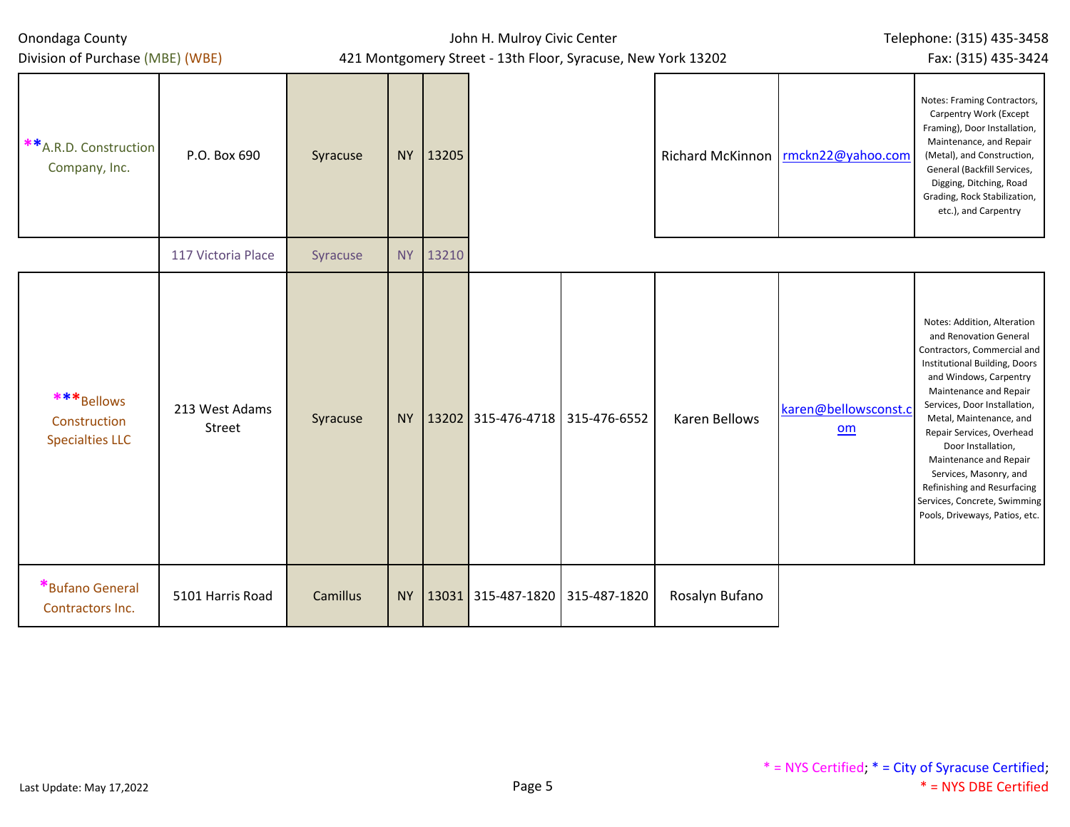| | | | | | | | | | |
|---|---|---|---|---|---|---|---|---|---|
| **A.R.D. Construction Company, Inc. | P.O. Box 690 | Syracuse | NY | 13205 | | | Richard McKinnon | rmckn22@yahoo.com | Notes: Framing Contractors, Carpentry Work (Except Framing), Door Installation, Maintenance, and Repair (Metal), and Construction, General (Backfill Services, Digging, Ditching, Road Grading, Rock Stabilization, etc.), and Carpentry |
| | 117 Victoria Place | Syracuse | NY | 13210 | | | | | |
| ***Bellows Construction Specialties LLC | 213 West Adams Street | Syracuse | NY | 13202 | 315-476-4718 | 315-476-6552 | Karen Bellows | karen@bellowsconst.com | Notes: Addition, Alteration and Renovation General Contractors, Commercial and Institutional Building, Doors and Windows, Carpentry Maintenance and Repair Services, Door Installation, Metal, Maintenance, and Repair Services, Overhead Door Installation, Maintenance and Repair Services, Masonry, and Refinishing and Resurfacing Services, Concrete, Swimming Pools, Driveways, Patios, etc. |
| *Bufano General Contractors Inc. | 5101 Harris Road | Camillus | NY | 13031 | 315-487-1820 | 315-487-1820 | Rosalyn Bufano | | |

* = NYS Certified; * = City of Syracuse Certified; * = NYS DBE Certified

Last Update: May 17,2022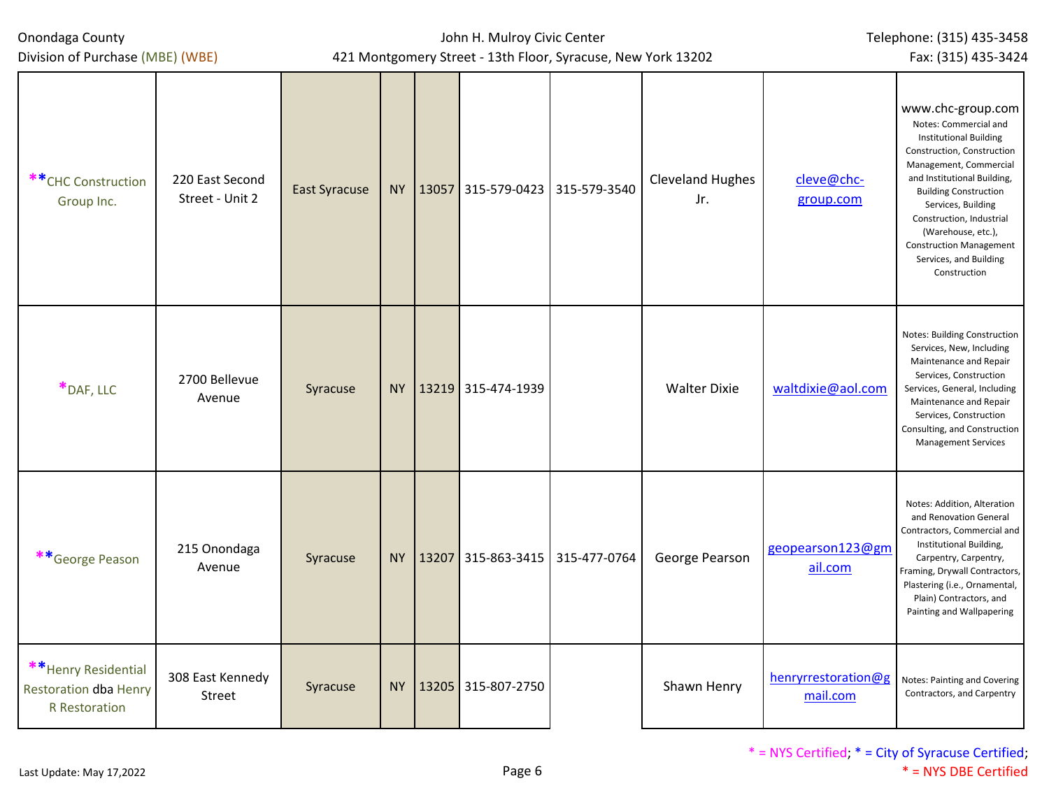| Company | Address | City | State | Zip | Phone | Fax | Contact | Email | Notes |
|---|---|---|---|---|---|---|---|---|---|
| **CHC Construction Group Inc. | 220 East Second Street - Unit 2 | East Syracuse | NY | 13057 | 315-579-0423 | 315-579-3540 | Cleveland Hughes Jr. | cleve@chc-group.com | www.chc-group.com Notes: Commercial and Institutional Building Construction, Construction Management, Commercial and Institutional Building, Building Construction Services, Building Construction, Industrial (Warehouse, etc.), Construction Management Services, and Building Construction |
| *DAF, LLC | 2700 Bellevue Avenue | Syracuse | NY | 13219 | 315-474-1939 | | Walter Dixie | waltdixie@aol.com | Notes: Building Construction Services, New, Including Maintenance and Repair Services, Construction Services, General, Including Maintenance and Repair Services, Construction Consulting, and Construction Management Services |
| **George Peason | 215 Onondaga Avenue | Syracuse | NY | 13207 | 315-863-3415 | 315-477-0764 | George Pearson | geopearson123@gmail.com | Notes: Addition, Alteration and Renovation General Contractors, Commercial and Institutional Building, Carpentry, Carpentry, Framing, Drywall Contractors, Plastering (i.e., Ornamental, Plain) Contractors, and Painting and Wallpapering |
| **Henry Residential Restoration dba Henry R Restoration | 308 East Kennedy Street | Syracuse | NY | 13205 | 315-807-2750 | | Shawn Henry | henryrrestoration@gmail.com | Notes: Painting and Covering Contractors, and Carpentry |

* = NYS Certified; * = City of Syracuse Certified; * = NYS DBE Certified

Last Update: May 17,2022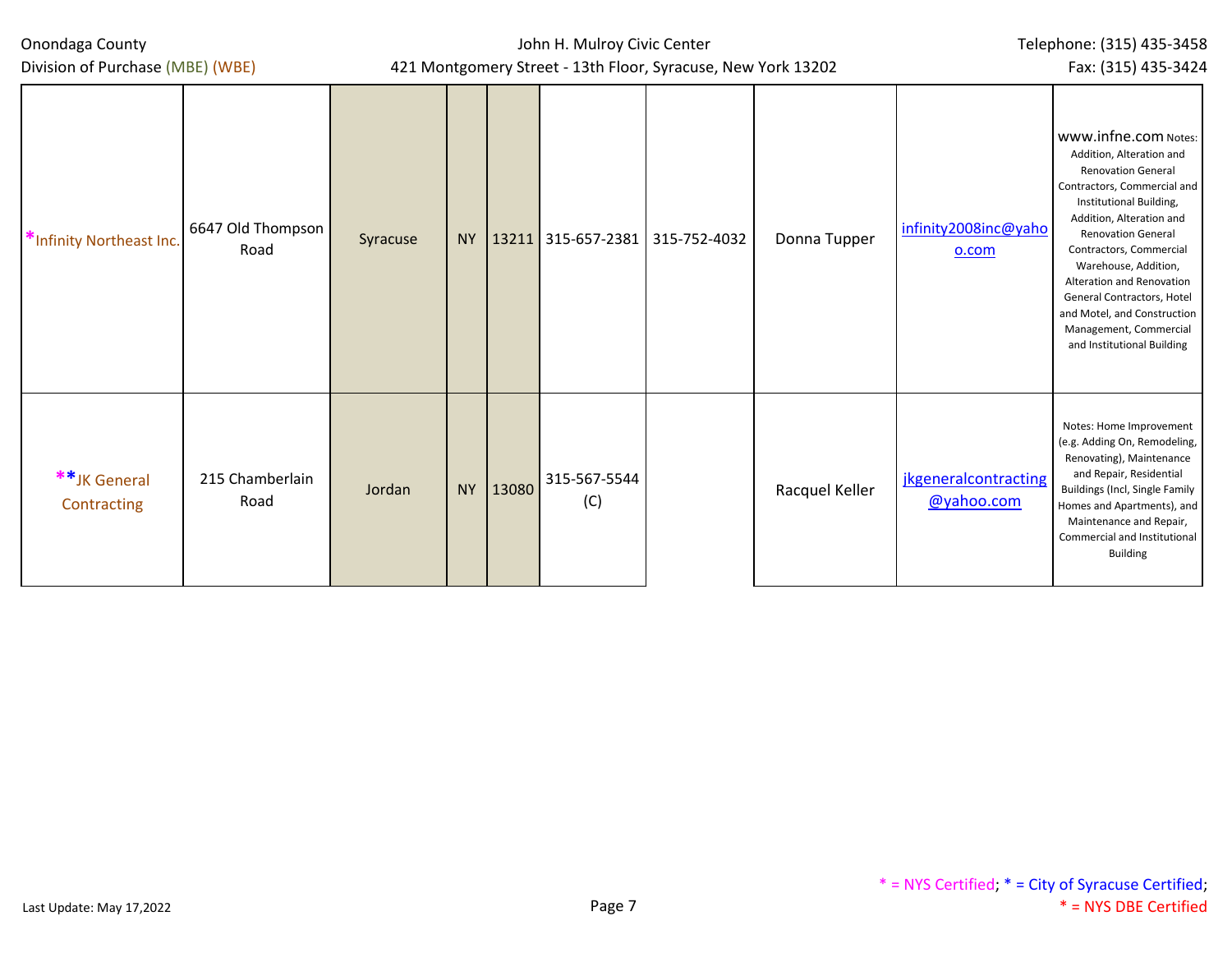| | | | | | | | | | |
|---|---|---|---|---|---|---|---|---|---|
| *Infinity Northeast Inc. | 6647 Old Thompson Road | Syracuse | NY | 13211 | 315-657-2381 | 315-752-4032 | Donna Tupper | infinity2008inc@yahoo.com | www.infne.com Notes: Addition, Alteration and Renovation General Contractors, Commercial and Institutional Building, Addition, Alteration and Renovation General Contractors, Commercial Warehouse, Addition, Alteration and Renovation General Contractors, Hotel and Motel, and Construction Management, Commercial and Institutional Building |
| **JK General Contracting | 215 Chamberlain Road | Jordan | NY | 13080 | 315-567-5544 (C) | | Racquel Keller | jkgeneralcontracting@yahoo.com | Notes: Home Improvement (e.g. Adding On, Remodeling, Renovating), Maintenance and Repair, Residential Buildings (Incl, Single Family Homes and Apartments), and Maintenance and Repair, Commercial and Institutional Building |

Last Update: May 17,2022

* = NYS Certified; * = City of Syracuse Certified; * = NYS DBE Certified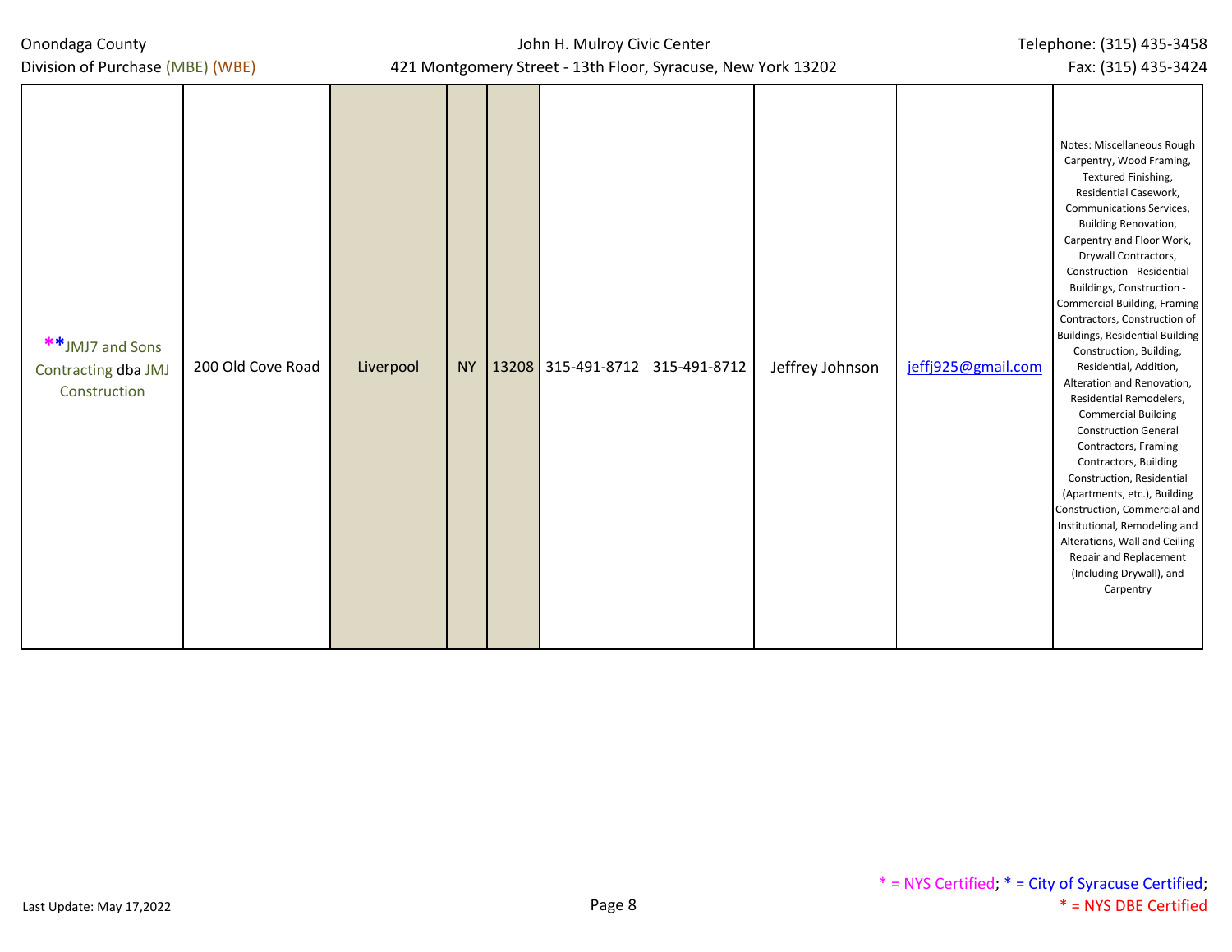| | | | | | | | | | |
|---|---|---|---|---|---|---|---|---|---|
| **JMJ7 and Sons Contracting dba JMJ Construction | 200 Old Cove Road | Liverpool | NY | 13208 | 315-491-8712 | 315-491-8712 | Jeffrey Johnson | jeffj925@gmail.com | Notes: Miscellaneous Rough Carpentry, Wood Framing, Textured Finishing, Residential Casework, Communications Services, Building Renovation, Carpentry and Floor Work, Drywall Contractors, Construction - Residential Buildings, Construction - Commercial Building, Framing-Contractors, Construction of Buildings, Residential Building Construction, Building, Residential, Addition, Alteration and Renovation, Residential Remodelers, Commercial Building Construction General Contractors, Framing Contractors, Building Construction, Residential (Apartments, etc.), Building Construction, Commercial and Institutional, Remodeling and Alterations, Wall and Ceiling Repair and Replacement (Including Drywall), and Carpentry |

* = NYS Certified; * = City of Syracuse Certified; * = NYS DBE Certified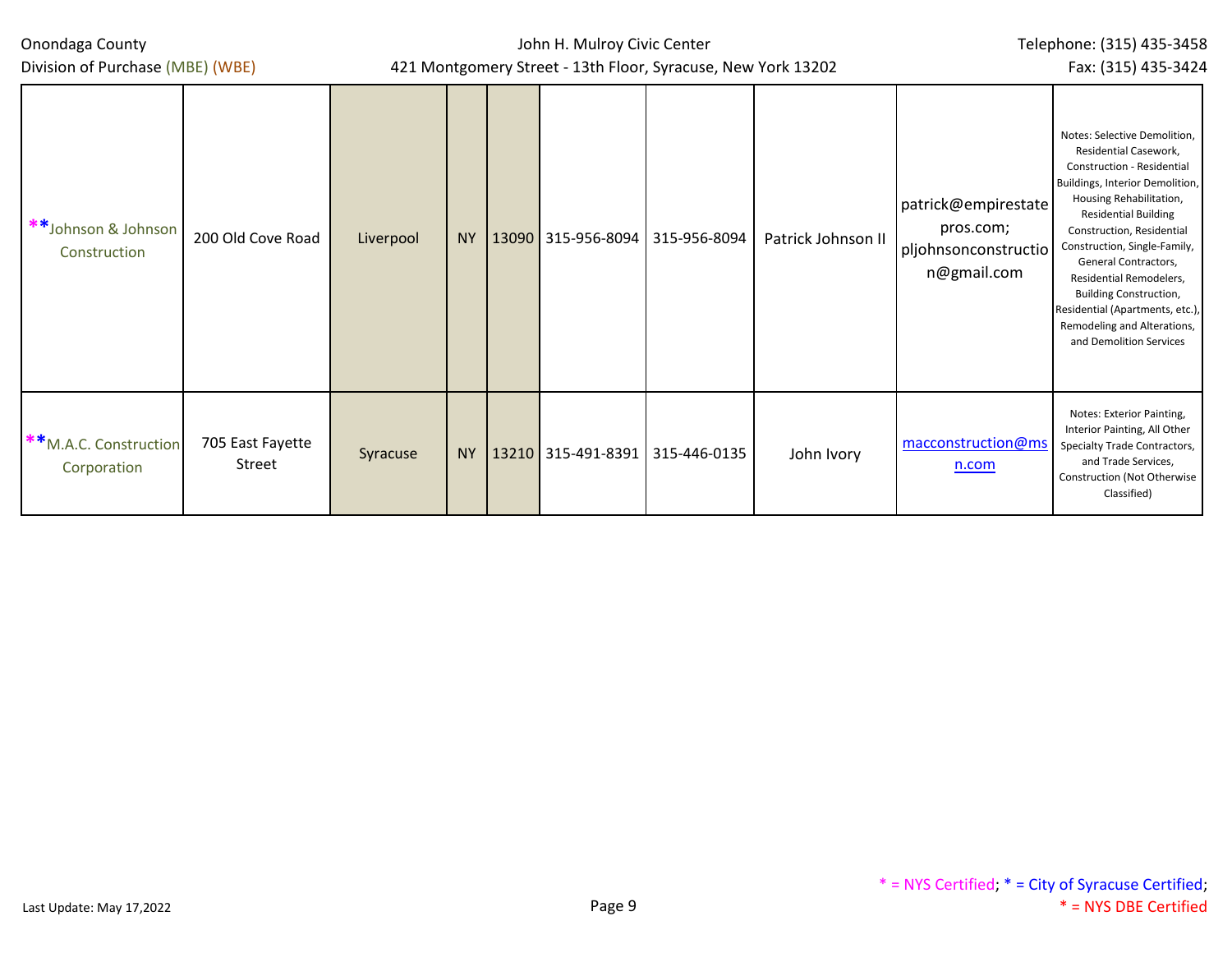| | | | | | | | | | |
|---|---|---|---|---|---|---|---|---|---|
| **Johnson & Johnson Construction | 200 Old Cove Road | Liverpool | NY | 13090 | 315-956-8094 | 315-956-8094 | Patrick Johnson II | patrick@empirestatepros.com; pljohnsonconstruction@gmail.com | Notes: Selective Demolition, Residential Casework, Construction - Residential Buildings, Interior Demolition, Housing Rehabilitation, Residential Building Construction, Residential Construction, Single-Family, General Contractors, Residential Remodelers, Building Construction, Residential (Apartments, etc.), Remodeling and Alterations, and Demolition Services |
| **M.A.C. Construction Corporation | 705 East Fayette Street | Syracuse | NY | 13210 | 315-491-8391 | 315-446-0135 | John Ivory | macconstruction@msn.com | Notes: Exterior Painting, Interior Painting, All Other Specialty Trade Contractors, and Trade Services, Construction (Not Otherwise Classified) |

* = NYS Certified; * = City of Syracuse Certified; * = NYS DBE Certified

Last Update: May 17,2022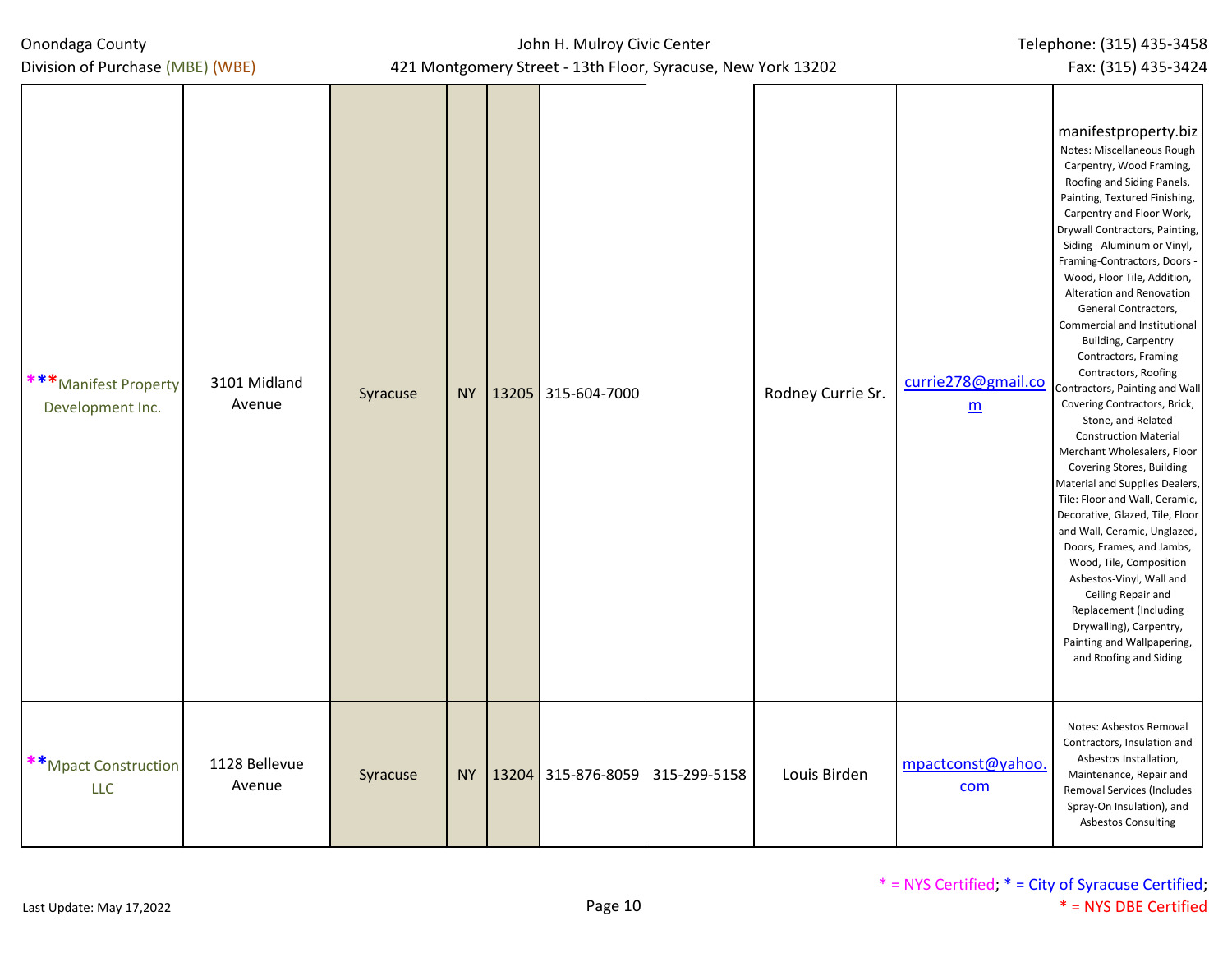| | | | | | | | | | |
|---|---|---|---|---|---|---|---|---|---|
| ***Manifest Property Development Inc. | 3101 Midland Avenue | Syracuse | NY | 13205 | 315-604-7000 | | Rodney Currie Sr. | currie278@gmail.com | manifestproperty.biz Notes: Miscellaneous Rough Carpentry, Wood Framing, Roofing and Siding Panels, Painting, Textured Finishing, Carpentry and Floor Work, Drywall Contractors, Painting, Siding - Aluminum or Vinyl, Framing-Contractors, Doors - Wood, Floor Tile, Addition, Alteration and Renovation General Contractors, Commercial and Institutional Building, Carpentry Contractors, Framing Contractors, Roofing Contractors, Painting and Wall Covering Contractors, Brick, Stone, and Related Construction Material Merchant Wholesalers, Floor Covering Stores, Building Material and Supplies Dealers, Tile: Floor and Wall, Ceramic, Decorative, Glazed, Tile, Floor and Wall, Ceramic, Unglazed, Doors, Frames, and Jambs, Wood, Tile, Composition Asbestos-Vinyl, Wall and Ceiling Repair and Replacement (Including Drywalling), Carpentry, Painting and Wallpapering, and Roofing and Siding |
| **Mpact Construction LLC | 1128 Bellevue Avenue | Syracuse | NY | 13204 | 315-876-8059 | 315-299-5158 | Louis Birden | mpactconst@yahoo.com | Notes: Asbestos Removal Contractors, Insulation and Asbestos Installation, Maintenance, Repair and Removal Services (Includes Spray-On Insulation), and Asbestos Consulting |

* = NYS Certified; * = City of Syracuse Certified; * = NYS DBE Certified

Last Update: May 17,2022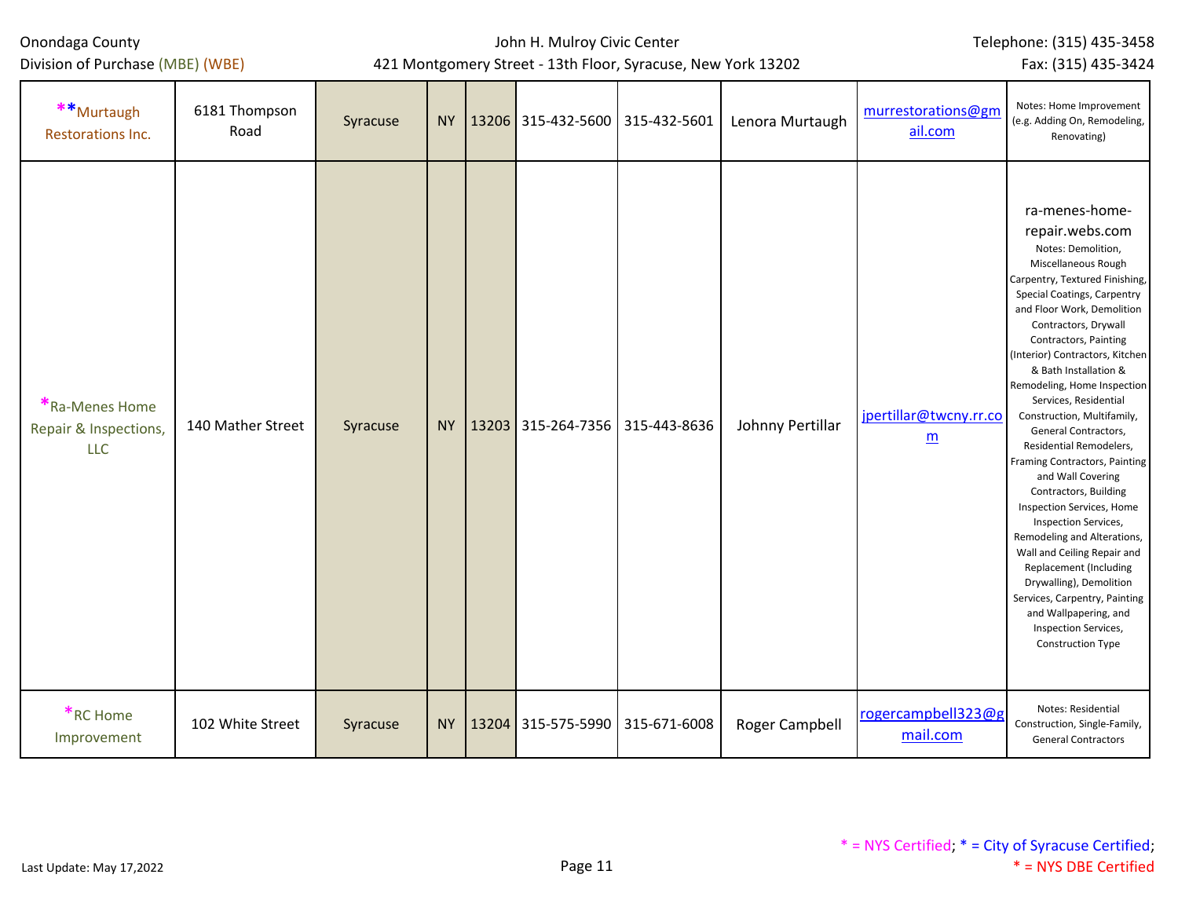| | | | | | | | | | |
|---|---|---|---|---|---|---|---|---|---|
| **Murtaugh Restorations Inc. | 6181 Thompson Road | Syracuse | NY | 13206 | 315-432-5600 | 315-432-5601 | Lenora Murtaugh | murrestorations@gmail.com | Notes: Home Improvement (e.g. Adding On, Remodeling, Renovating) |
| *Ra-Menes Home Repair & Inspections, LLC | 140 Mather Street | Syracuse | NY | 13203 | 315-264-7356 | 315-443-8636 | Johnny Pertillar | jpertillar@twcny.rr.com | ra-menes-home-repair.webs.com Notes: Demolition, Miscellaneous Rough Carpentry, Textured Finishing, Special Coatings, Carpentry and Floor Work, Demolition Contractors, Drywall Contractors, Painting (Interior) Contractors, Kitchen & Bath Installation & Remodeling, Home Inspection Services, Residential Construction, Multifamily, General Contractors, Residential Remodelers, Framing Contractors, Painting and Wall Covering Contractors, Building Inspection Services, Home Inspection Services, Remodeling and Alterations, Wall and Ceiling Repair and Replacement (Including Drywalling), Demolition Services, Carpentry, Painting and Wallpapering, and Inspection Services, Construction Type |
| *RC Home Improvement | 102 White Street | Syracuse | NY | 13204 | 315-575-5990 | 315-671-6008 | Roger Campbell | rogercampbell323@gmail.com | Notes: Residential Construction, Single-Family, General Contractors |

* = NYS Certified; * = City of Syracuse Certified; * = NYS DBE Certified

Last Update: May 17,2022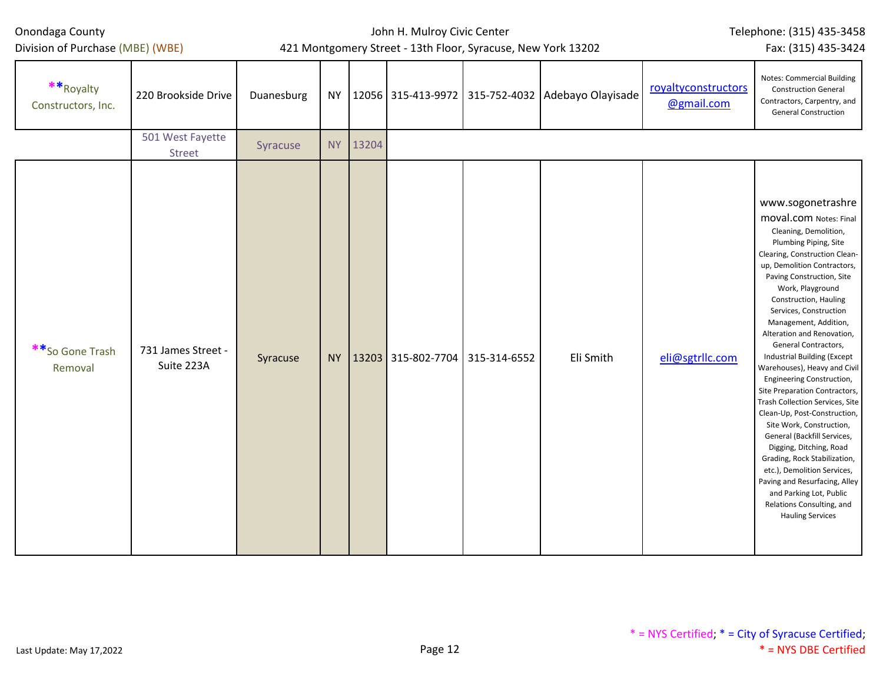| | | | | | | | | | |
|---|---|---|---|---|---|---|---|---|---|
| **Royalty Constructors, Inc. | 220 Brookside Drive | Duanesburg | NY | 12056 | 315-413-9972 | 315-752-4032 | Adebayo Olayisade | royaltyconstructors@gmail.com | Notes: Commercial Building Construction General Contractors, Carpentry, and General Construction |
| | 501 West Fayette Street | Syracuse | NY | 13204 | | | | | |
| **So Gone Trash Removal | 731 James Street - Suite 223A | Syracuse | NY | 13203 | 315-802-7704 | 315-314-6552 | Eli Smith | eli@sgtrllc.com | www.sogonetrashremoval.com Notes: Final Cleaning, Demolition, Plumbing Piping, Site Clearing, Construction Clean-up, Demolition Contractors, Paving Construction, Site Work, Playground Construction, Hauling Services, Construction Management, Addition, Alteration and Renovation, General Contractors, Industrial Building (Except Warehouses), Heavy and Civil Engineering Construction, Site Preparation Contractors, Trash Collection Services, Site Clean-Up, Post-Construction, Site Work, Construction, General (Backfill Services, Digging, Ditching, Road Grading, Rock Stabilization, etc.), Demolition Services, Paving and Resurfacing, Alley and Parking Lot, Public Relations Consulting, and Hauling Services |

* = NYS Certified; * = City of Syracuse Certified; * = NYS DBE Certified

Last Update: May 17,2022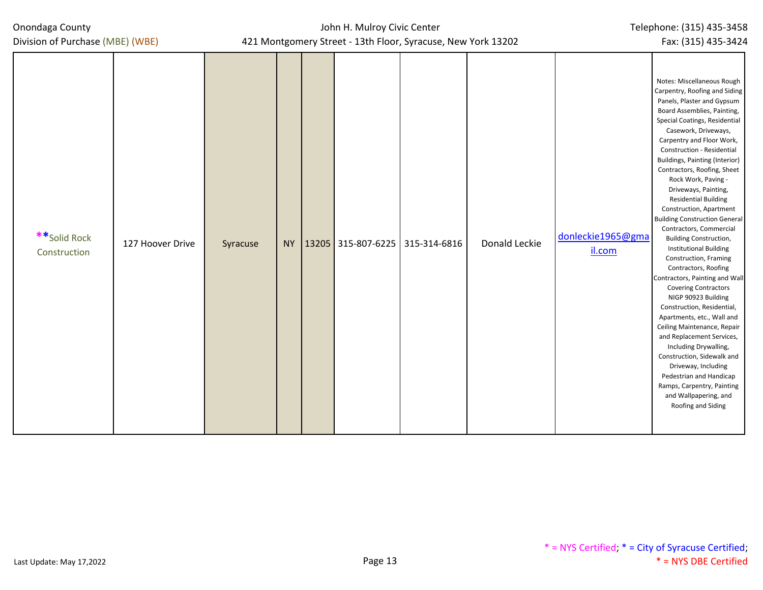| | | | | | | | | | |
|---|---|---|---|---|---|---|---|---|---|
| **Solid Rock Construction | 127 Hoover Drive | Syracuse | NY | 13205 | 315-807-6225 | 315-314-6816 | Donald Leckie | donleckie1965@gmail.com | Notes: Miscellaneous Rough Carpentry, Roofing and Siding Panels, Plaster and Gypsum Board Assemblies, Painting, Special Coatings, Residential Casework, Driveways, Carpentry and Floor Work, Construction - Residential Buildings, Painting (Interior) Contractors, Roofing, Sheet Rock Work, Paving - Driveways, Painting, Residential Building Construction, Apartment Building Construction General Contractors, Commercial Building Construction, Institutional Building Construction, Framing Contractors, Roofing Contractors, Painting and Wall Covering Contractors NIGP 90923 Building Construction, Residential, Apartments, etc., Wall and Ceiling Maintenance, Repair and Replacement Services, Including Drywalling, Construction, Sidewalk and Driveway, Including Pedestrian and Handicap Ramps, Carpentry, Painting and Wallpapering, and Roofing and Siding |

* = NYS Certified; * = City of Syracuse Certified;
* = NYS DBE Certified

Last Update: May 17,2022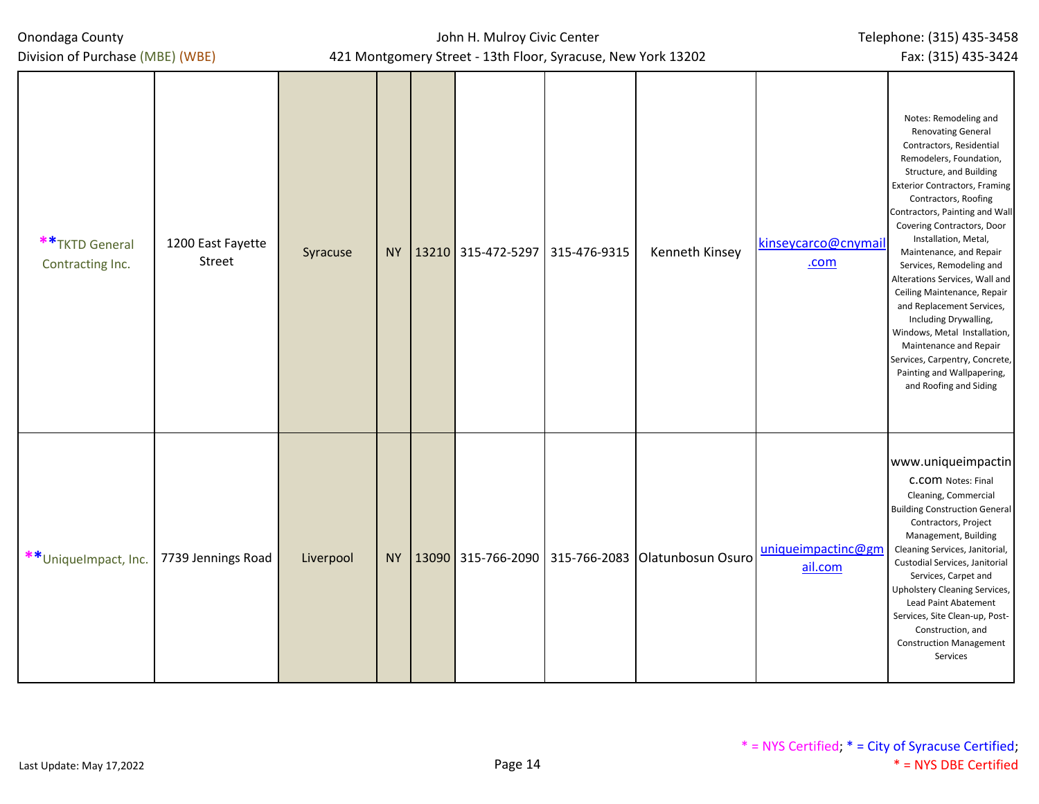| | | | | | | | | | |
|---|---|---|---|---|---|---|---|---|---|
| **TKTD General Contracting Inc. | 1200 East Fayette Street | Syracuse | NY | 13210 | 315-472-5297 | 315-476-9315 | Kenneth Kinsey | kinseycarco@cnymail.com | Notes: Remodeling and Renovating General Contractors, Residential Remodelers, Foundation, Structure, and Building Exterior Contractors, Framing Contractors, Roofing Contractors, Painting and Wall Covering Contractors, Door Installation, Metal, Maintenance, and Repair Services, Remodeling and Alterations Services, Wall and Ceiling Maintenance, Repair and Replacement Services, Including Drywalling, Windows, Metal Installation, Maintenance and Repair Services, Carpentry, Concrete, Painting and Wallpapering, and Roofing and Siding |
| **UniqueImpact, Inc. | 7739 Jennings Road | Liverpool | NY | 13090 | 315-766-2090 | 315-766-2083 | Olatunbosun Osuro | uniqueimpactinc@gmail.com | www.uniqueimpactinc.com Notes: Final Cleaning, Commercial Building Construction General Contractors, Project Management, Building Cleaning Services, Janitorial, Custodial Services, Janitorial Services, Carpet and Upholstery Cleaning Services, Lead Paint Abatement Services, Site Clean-up, Post-Construction, and Construction Management Services |

* = NYS Certified; * = City of Syracuse Certified; * = NYS DBE Certified

Last Update: May 17,2022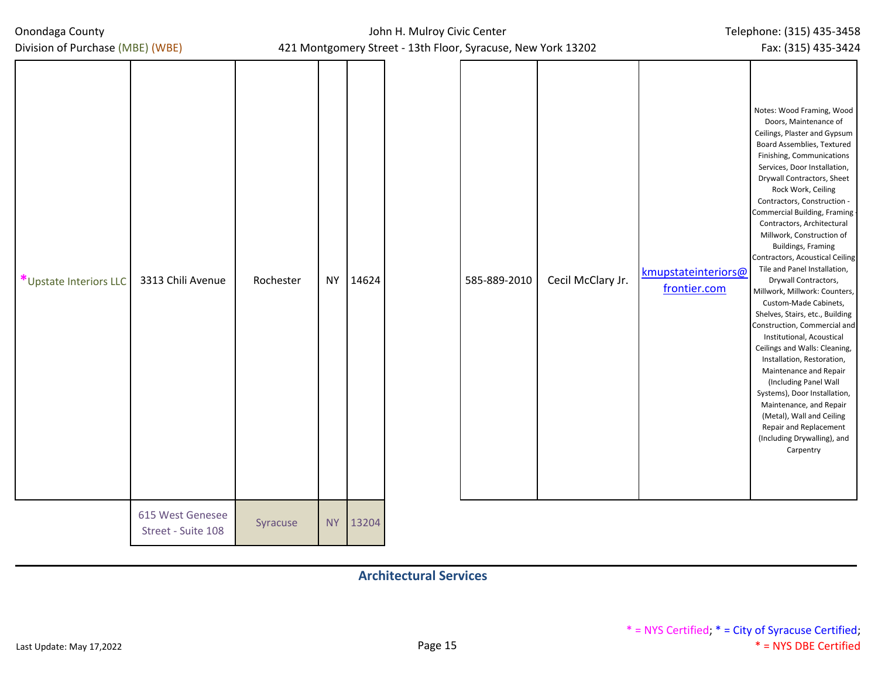| | | | | | | | | |
|---|---|---|---|---|---|---|---|---|
| *Upstate Interiors LLC | 3313 Chili Avenue | Rochester | NY | 14624 | 585-889-2010 | Cecil McClary Jr. | kmupstateinteriors@frontier.com | Notes: Wood Framing, Wood Doors, Maintenance of Ceilings, Plaster and Gypsum Board Assemblies, Textured Finishing, Communications Services, Door Installation, Drywall Contractors, Sheet Rock Work, Ceiling Contractors, Construction - Commercial Building, Framing - Contractors, Architectural Millwork, Construction of Buildings, Framing Contractors, Acoustical Ceiling Tile and Panel Installation, Drywall Contractors, Millwork, Millwork: Counters, Custom-Made Cabinets, Shelves, Stairs, etc., Building Construction, Commercial and Institutional, Acoustical Ceilings and Walls: Cleaning, Installation, Restoration, Maintenance and Repair (Including Panel Wall Systems), Door Installation, Maintenance, and Repair (Metal), Wall and Ceiling Repair and Replacement (Including Drywalling), and Carpentry |
| | 615 West Genesee Street - Suite 108 | Syracuse | NY | 13204 | | | | |

## Architectural Services

* = NYS Certified; * = City of Syracuse Certified;
* = NYS DBE Certified

Last Update: May 17,2022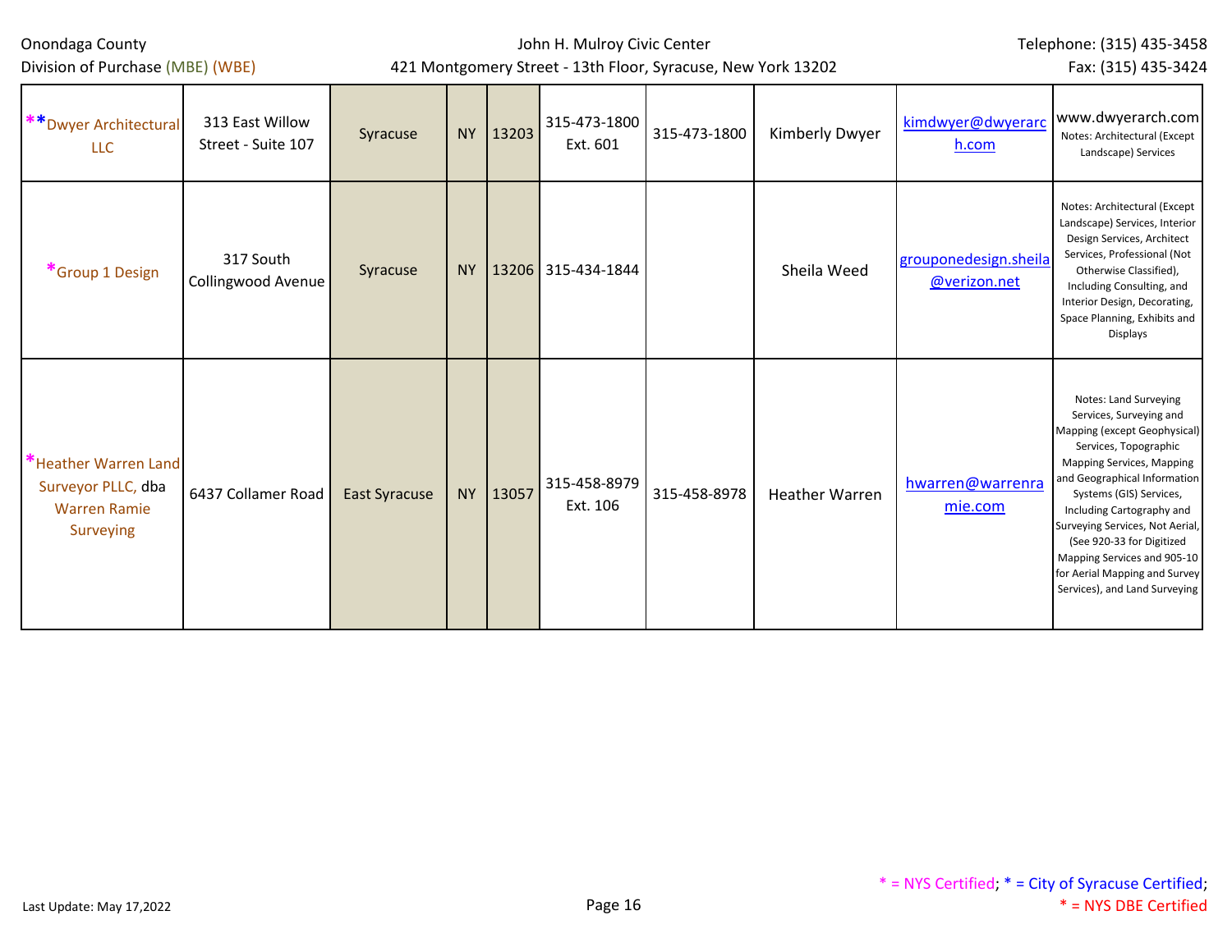| | | | | | | | | | |
|---|---|---|---|---|---|---|---|---|---|
| ** Dwyer Architectural LLC | 313 East Willow Street - Suite 107 | Syracuse | NY | 13203 | 315-473-1800 Ext. 601 | 315-473-1800 | Kimberly Dwyer | kimdwyer@dwyerarch.com | www.dwyerarch.com Notes: Architectural (Except Landscape) Services |
| * Group 1 Design | 317 South Collingwood Avenue | Syracuse | NY | 13206 | 315-434-1844 | | Sheila Weed | grouponedesign.sheila@verizon.net | Notes: Architectural (Except Landscape) Services, Interior Design Services, Architect Services, Professional (Not Otherwise Classified), Including Consulting, and Interior Design, Decorating, Space Planning, Exhibits and Displays |
| * Heather Warren Land Surveyor PLLC, dba Warren Ramie Surveying | 6437 Collamer Road | East Syracuse | NY | 13057 | 315-458-8979 Ext. 106 | 315-458-8978 | Heather Warren | hwarren@warrenramie.com | Notes: Land Surveying Services, Surveying and Mapping (except Geophysical) Services, Topographic Mapping Services, Mapping and Geographical Information Systems (GIS) Services, Including Cartography and Surveying Services, Not Aerial, (See 920-33 for Digitized Mapping Services and 905-10 for Aerial Mapping and Survey Services), and Land Surveying |

* = NYS Certified; * = City of Syracuse Certified; * = NYS DBE Certified

Last Update: May 17,2022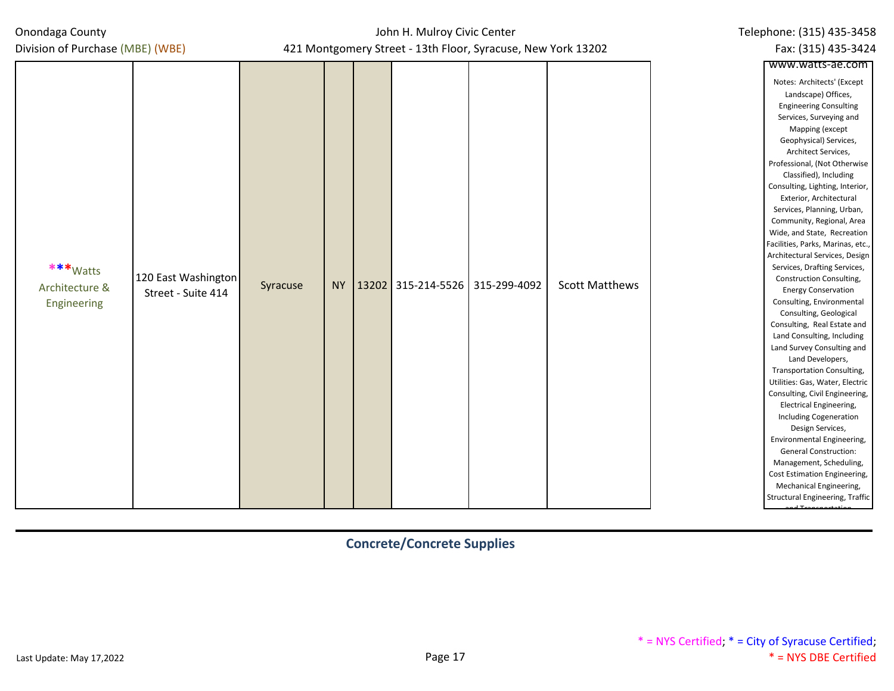| | | | | | | | | |
|---|---|---|---|---|---|---|---|---|
| ***Watts Architecture & Engineering | 120 East Washington Street - Suite 414 | Syracuse | NY | 13202 | 315-214-5526 | 315-299-4092 | Scott Matthews | www.watts-ae.com Notes: Architects' (Except Landscape) Offices, Engineering Consulting Services, Surveying and Mapping (except Geophysical) Services, Architect Services, Professional, (Not Otherwise Classified), Including Consulting, Lighting, Interior, Exterior, Architectural Services, Planning, Urban, Community, Regional, Area Wide, and State, Recreation Facilities, Parks, Marinas, etc., Architectural Services, Design Services, Drafting Services, Construction Consulting, Energy Conservation Consulting, Environmental Consulting, Geological Consulting, Real Estate and Land Consulting, Including Land Survey Consulting and Land Developers, Transportation Consulting, Utilities: Gas, Water, Electric Consulting, Civil Engineering, Electrical Engineering, Including Cogeneration Design Services, Environmental Engineering, General Construction: Management, Scheduling, Cost Estimation Engineering, Mechanical Engineering, Structural Engineering, Traffic and Transportation |

## Concrete/Concrete Supplies

* = NYS Certified; * = City of Syracuse Certified; * = NYS DBE Certified

Last Update: May 17,2022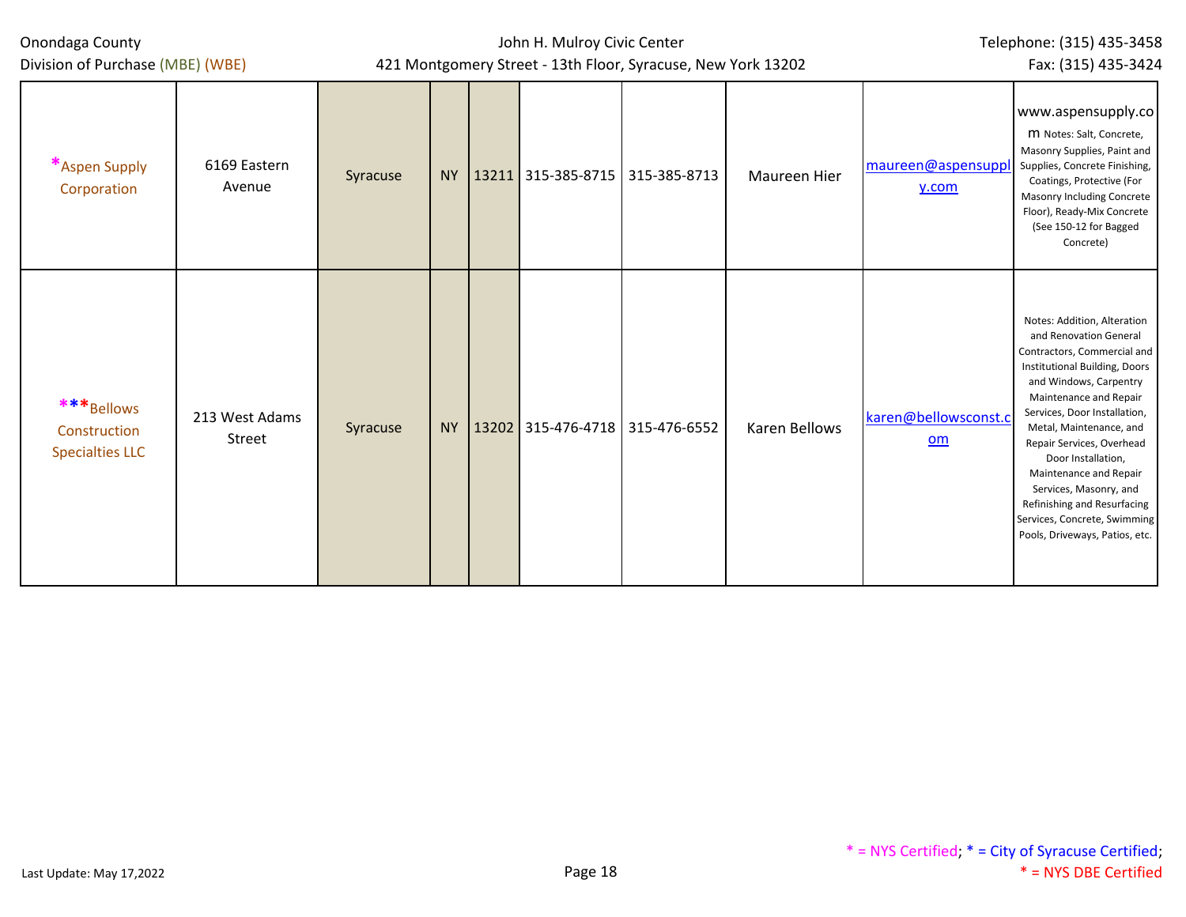| | | | | | | | | | |
|---|---|---|---|---|---|---|---|---|---|
| *Aspen Supply Corporation | 6169 Eastern Avenue | Syracuse | NY | 13211 | 315-385-8715 | 315-385-8713 | Maureen Hier | maureen@aspensupply.com | www.aspensupply.com Notes: Salt, Concrete, Masonry Supplies, Paint and Supplies, Concrete Finishing, Coatings, Protective (For Masonry Including Concrete Floor), Ready-Mix Concrete (See 150-12 for Bagged Concrete) |
| ***Bellows Construction Specialties LLC | 213 West Adams Street | Syracuse | NY | 13202 | 315-476-4718 | 315-476-6552 | Karen Bellows | karen@bellowsconst.com | Notes: Addition, Alteration and Renovation General Contractors, Commercial and Institutional Building, Doors and Windows, Carpentry Maintenance and Repair Services, Door Installation, Metal, Maintenance, and Repair Services, Overhead Door Installation, Maintenance and Repair Services, Masonry, and Refinishing and Resurfacing Services, Concrete, Swimming Pools, Driveways, Patios, etc. |

* = NYS Certified; * = City of Syracuse Certified; * = NYS DBE Certified

Last Update: May 17,2022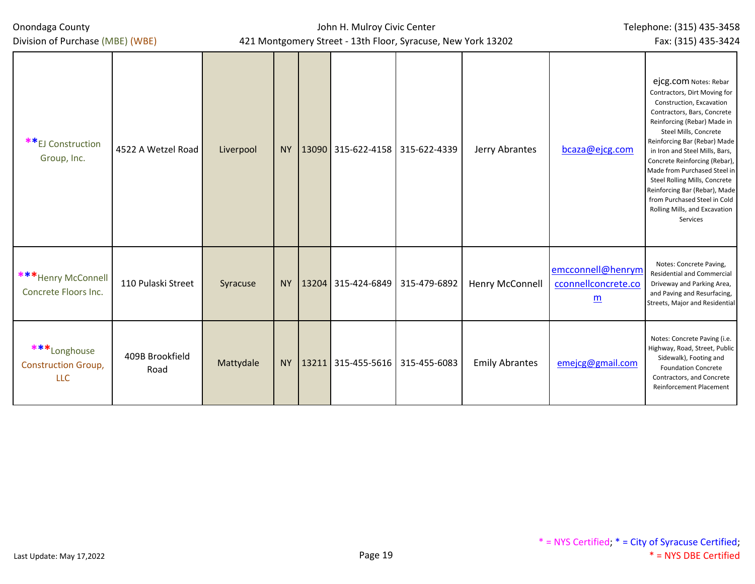| | | | | | | | | | |
|---|---|---|---|---|---|---|---|---|---|
| **EJ Construction Group, Inc. | 4522 A Wetzel Road | Liverpool | NY | 13090 | 315-622-4158 | 315-622-4339 | Jerry Abrantes | bcaza@ejcg.com | ejcg.com Notes: Rebar Contractors, Dirt Moving for Construction, Excavation Contractors, Bars, Concrete Reinforcing (Rebar) Made in Steel Mills, Concrete Reinforcing Bar (Rebar) Made in Iron and Steel Mills, Bars, Concrete Reinforcing (Rebar), Made from Purchased Steel in Steel Rolling Mills, Concrete Reinforcing Bar (Rebar), Made from Purchased Steel in Cold Rolling Mills, and Excavation Services |
| ***Henry McConnell Concrete Floors Inc. | 110 Pulaski Street | Syracuse | NY | 13204 | 315-424-6849 | 315-479-6892 | Henry McConnell | emcconnell@henrymcconnellconcrete.com | Notes: Concrete Paving, Residential and Commercial Driveway and Parking Area, and Paving and Resurfacing, Streets, Major and Residential |
| ***Longhouse Construction Group, LLC | 409B Brookfield Road | Mattydale | NY | 13211 | 315-455-5616 | 315-455-6083 | Emily Abrantes | emejcg@gmail.com | Notes: Concrete Paving (i.e. Highway, Road, Street, Public Sidewalk), Footing and Foundation Concrete Contractors, and Concrete Reinforcement Placement |

* = NYS Certified; * = City of Syracuse Certified; * = NYS DBE Certified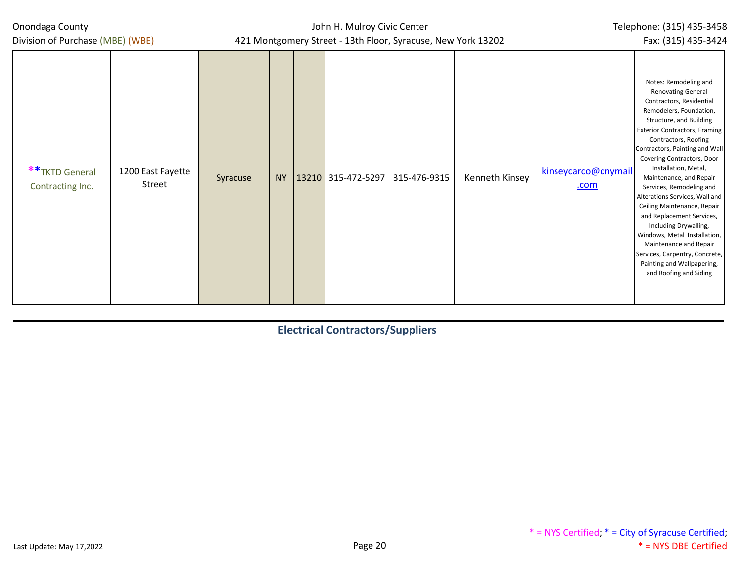| | | | | | | | | | |
|---|---|---|---|---|---|---|---|---|---|
| ** TKTD General Contracting Inc. | 1200 East Fayette Street | Syracuse | NY | 13210 | 315-472-5297 | 315-476-9315 | Kenneth Kinsey | kinseycarco@cnymail.com | Notes: Remodeling and Renovating General Contractors, Residential Remodelers, Foundation, Structure, and Building Exterior Contractors, Framing Contractors, Roofing Contractors, Painting and Wall Covering Contractors, Door Installation, Metal, Maintenance, and Repair Services, Remodeling and Alterations Services, Wall and Ceiling Maintenance, Repair and Replacement Services, Including Drywalling, Windows, Metal Installation, Maintenance and Repair Services, Carpentry, Concrete, Painting and Wallpapering, and Roofing and Siding |

## Electrical Contractors/Suppliers

* = NYS Certified; * = City of Syracuse Certified;
* = NYS DBE Certified

Last Update: May 17,2022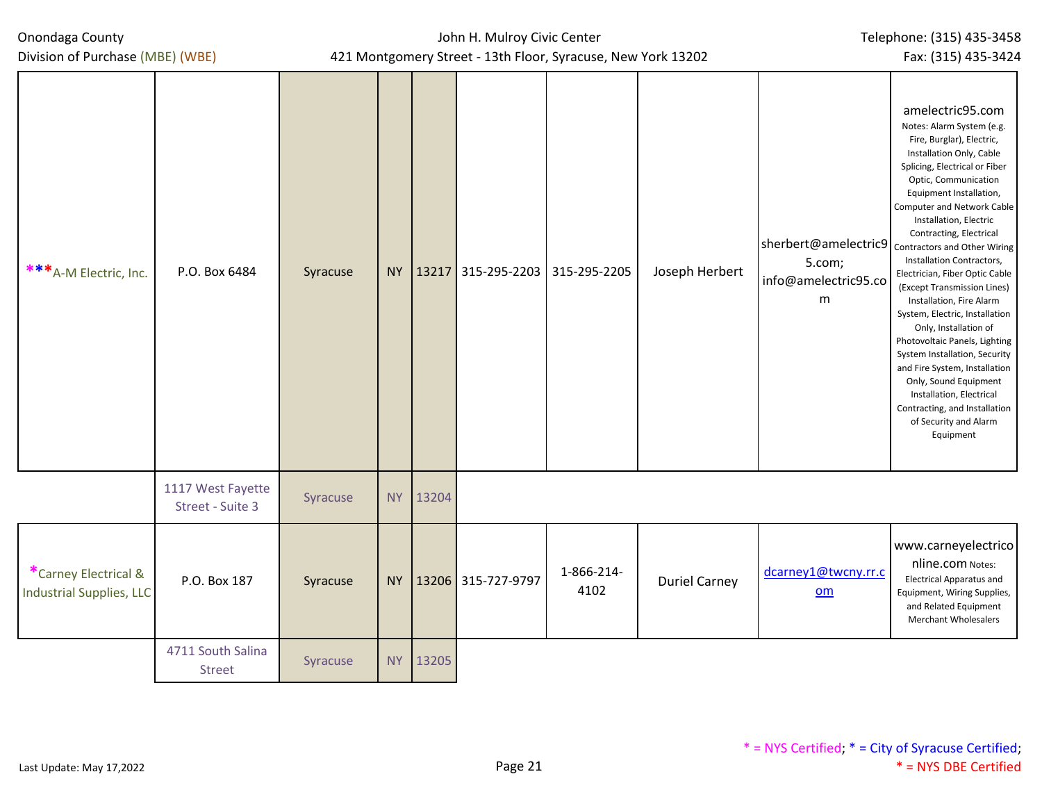| | | | | | | | | | |
|---|---|---|---|---|---|---|---|---|---|
| ***A-M Electric, Inc. | P.O. Box 6484 | Syracuse | NY | 13217 | 315-295-2203 | 315-295-2205 | Joseph Herbert | sherbert@amelectric95.com; info@amelectric95.com | amelectric95.com Notes: Alarm System (e.g. Fire, Burglar), Electric, Installation Only, Cable Splicing, Electrical or Fiber Optic, Communication Equipment Installation, Computer and Network Cable Installation, Electric Contracting, Electrical Contractors and Other Wiring Installation Contractors, Electrician, Fiber Optic Cable (Except Transmission Lines) Installation, Fire Alarm System, Electric, Installation Only, Installation of Photovoltaic Panels, Lighting System Installation, Security and Fire System, Installation Only, Sound Equipment Installation, Electrical Contracting, and Installation of Security and Alarm Equipment |
| | 1117 West Fayette Street - Suite 3 | Syracuse | NY | 13204 | | | | | |
| *Carney Electrical & Industrial Supplies, LLC | P.O. Box 187 | Syracuse | NY | 13206 | 315-727-9797 | 1-866-214-4102 | Duriel Carney | dcarney1@twcny.rr.com | www.carneyelectriconline.com Notes: Electrical Apparatus and Equipment, Wiring Supplies, and Related Equipment Merchant Wholesalers |
| | 4711 South Salina Street | Syracuse | NY | 13205 | | | | | |

* = NYS Certified; * = City of Syracuse Certified; * = NYS DBE Certified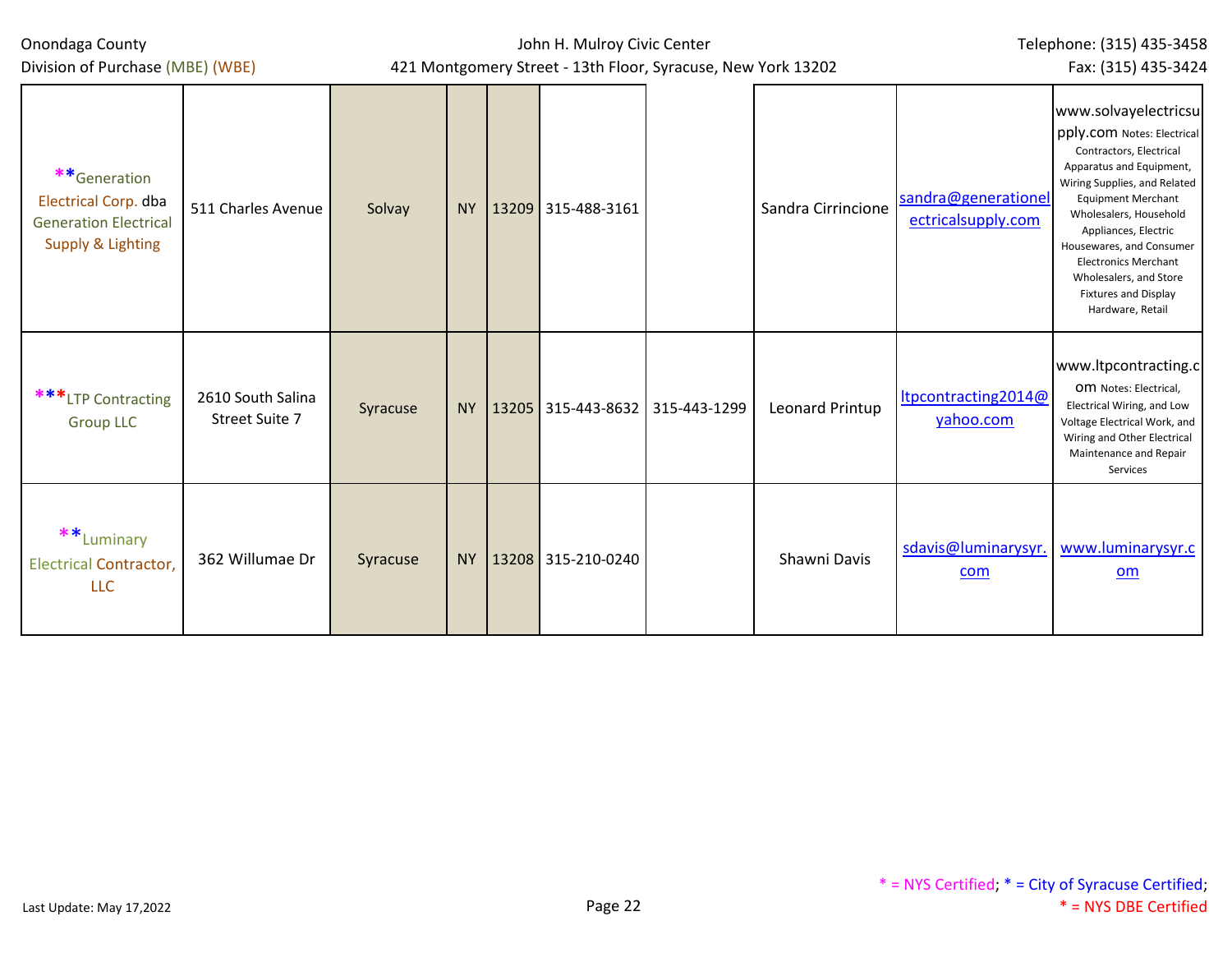| | | | | | | | | | |
|---|---|---|---|---|---|---|---|---|---|
| **Generation Electrical Corp. dba Generation Electrical Supply & Lighting | 511 Charles Avenue | Solvay | NY | 13209 | 315-488-3161 | | Sandra Cirrincione | sandra@generationelectricalsupply.com | www.solvayelectricsupply.com Notes: Electrical Contractors, Electrical Apparatus and Equipment, Wiring Supplies, and Related Equipment Merchant Wholesalers, Household Appliances, Electric Housewares, and Consumer Electronics Merchant Wholesalers, and Store Fixtures and Display Hardware, Retail |
| ***LTP Contracting Group LLC | 2610 South Salina Street Suite 7 | Syracuse | NY | 13205 | 315-443-8632 | 315-443-1299 | Leonard Printup | ltpcontracting2014@yahoo.com | www.ltpcontracting.com Notes: Electrical, Electrical Wiring, and Low Voltage Electrical Work, and Wiring and Other Electrical Maintenance and Repair Services |
| **Luminary Electrical Contractor, LLC | 362 Willumae Dr | Syracuse | NY | 13208 | 315-210-0240 | | Shawni Davis | sdavis@luminarysyr.com | www.luminarysyr.com |

Last Update: May 17,2022

* = NYS Certified; * = City of Syracuse Certified;
* = NYS DBE Certified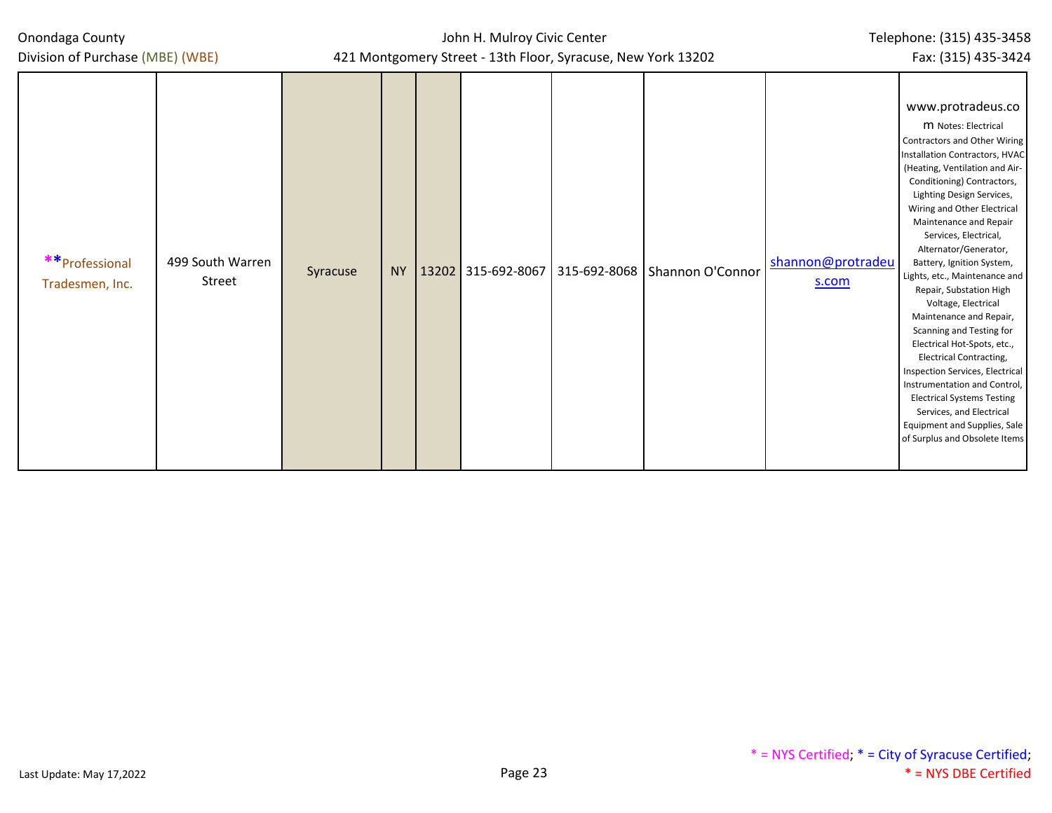| | | | | | | | | | |
|---|---|---|---|---|---|---|---|---|---|
| **Professional Tradesmen, Inc. | 499 South Warren Street | Syracuse | NY | 13202 | 315-692-8067 | 315-692-8068 | Shannon O'Connor | shannon@protradeus.com | www.protradeus.com Notes: Electrical Contractors and Other Wiring Installation Contractors, HVAC (Heating, Ventilation and Air-Conditioning) Contractors, Lighting Design Services, Wiring and Other Electrical Maintenance and Repair Services, Electrical, Alternator/Generator, Battery, Ignition System, Lights, etc., Maintenance and Repair, Substation High Voltage, Electrical Maintenance and Repair, Scanning and Testing for Electrical Hot-Spots, etc., Electrical Contracting, Inspection Services, Electrical Instrumentation and Control, Electrical Systems Testing Services, and Electrical Equipment and Supplies, Sale of Surplus and Obsolete Items |

\* = NYS Certified; \* = City of Syracuse Certified; \* = NYS DBE Certified

Last Update: May 17,2022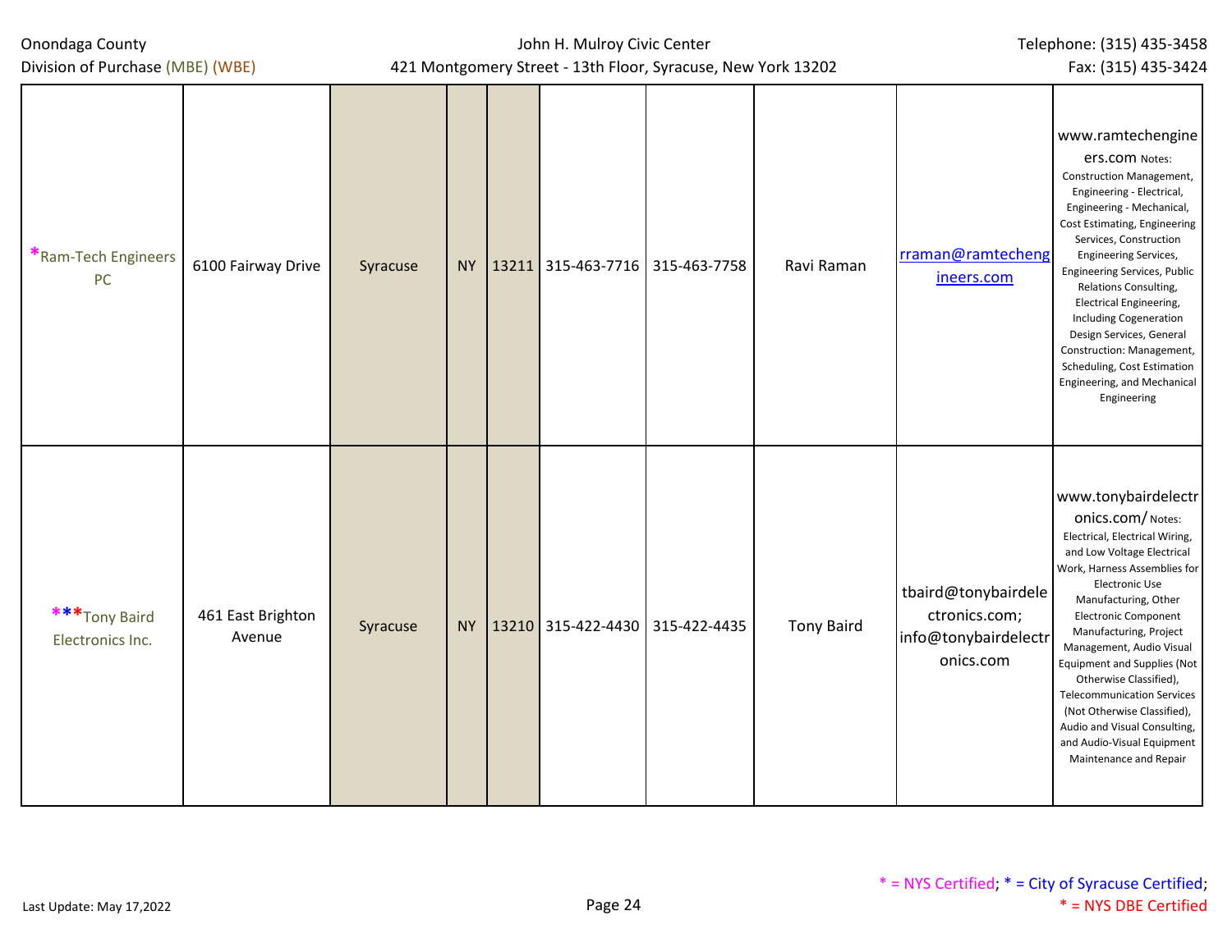| Company | Address | City | State | Zip | Phone | Fax | Contact | Email | Website / Notes |
|---|---|---|---|---|---|---|---|---|---|
| *Ram-Tech Engineers PC | 6100 Fairway Drive | Syracuse | NY | 13211 | 315-463-7716 | 315-463-7758 | Ravi Raman | rraman@ramtechengineers.com | www.ramtechengineers.com Notes: Construction Management, Engineering - Electrical, Engineering - Mechanical, Cost Estimating, Engineering Services, Construction Engineering Services, Engineering Services, Public Relations Consulting, Electrical Engineering, Including Cogeneration Design Services, General Construction: Management, Scheduling, Cost Estimation Engineering, and Mechanical Engineering |
| ***Tony Baird Electronics Inc. | 461 East Brighton Avenue | Syracuse | NY | 13210 | 315-422-4430 | 315-422-4435 | Tony Baird | tbaird@tonybairdelectronics.com; info@tonybairdelectronics.com | www.tonybairdelectronics.com/ Notes: Electrical, Electrical Wiring, and Low Voltage Electrical Work, Harness Assemblies for Electronic Use Manufacturing, Other Electronic Component Manufacturing, Project Management, Audio Visual Equipment and Supplies (Not Otherwise Classified), Telecommunication Services (Not Otherwise Classified), Audio and Visual Consulting, and Audio-Visual Equipment Maintenance and Repair |

* = NYS Certified; * = City of Syracuse Certified; * = NYS DBE Certified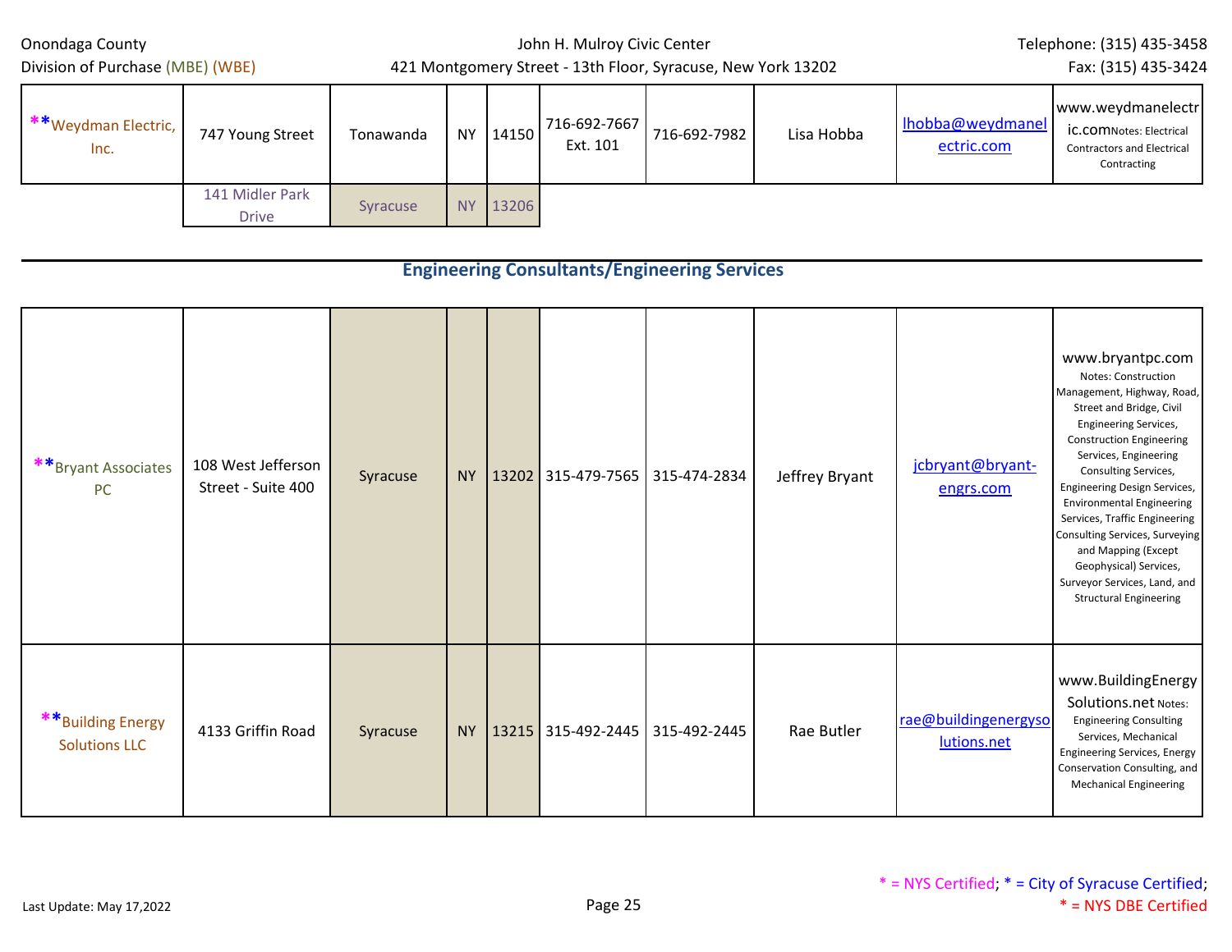| **Weydman Electric, Inc. | 747 Young Street | Tonawanda | NY | 14150 | 716-692-7667 Ext. 101 | 716-692-7982 | Lisa Hobba | lhobba@weydmanelectric.com | www.weydmanelectric.com Notes: Electrical Contractors and Electrical Contracting |
|---|---|---|---|---|---|---|---|---|---|
| | 141 Midler Park Drive | Syracuse | NY | 13206 | | | | | |

## Engineering Consultants/Engineering Services

| | | | | | | | | | |
|---|---|---|---|---|---|---|---|---|---|
| **Bryant Associates PC | 108 West Jefferson Street - Suite 400 | Syracuse | NY | 13202 | 315-479-7565 | 315-474-2834 | Jeffrey Bryant | jcbryant@bryant-engrs.com | www.bryantpc.com Notes: Construction Management, Highway, Road, Street and Bridge, Civil Engineering Services, Construction Engineering Services, Engineering Consulting Services, Engineering Design Services, Environmental Engineering Services, Traffic Engineering Consulting Services, Surveying and Mapping (Except Geophysical) Services, Surveyor Services, Land, and Structural Engineering |
| **Building Energy Solutions LLC | 4133 Griffin Road | Syracuse | NY | 13215 | 315-492-2445 | 315-492-2445 | Rae Butler | rae@buildingenergysolutions.net | www.BuildingEnergySolutions.net Notes: Engineering Consulting Services, Mechanical Engineering Services, Energy Conservation Consulting, and Mechanical Engineering |

* = NYS Certified; * = City of Syracuse Certified; * = NYS DBE Certified

Last Update: May 17,2022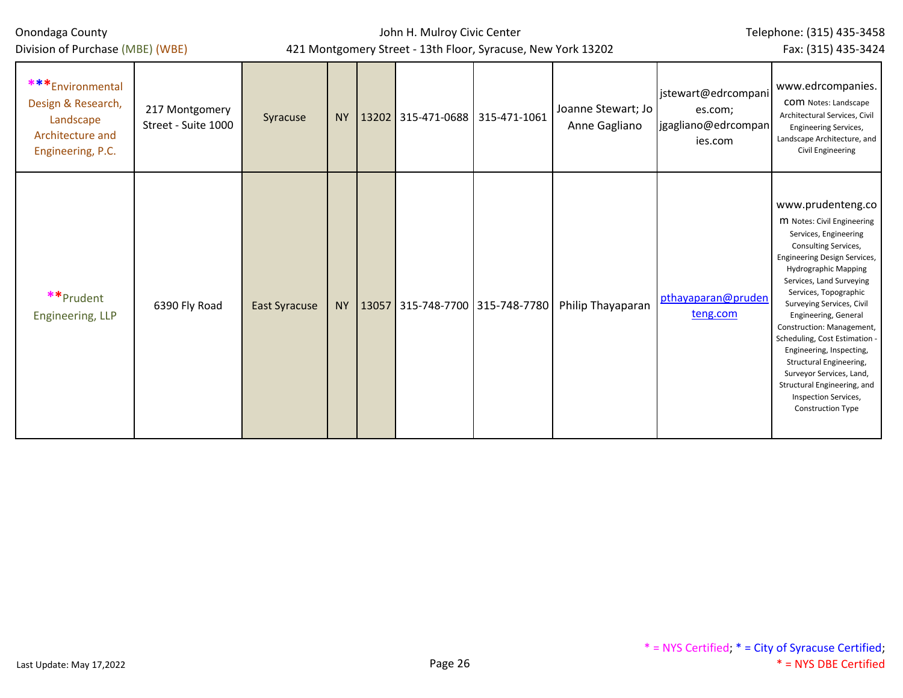| | | | | | | | | | |
|---|---|---|---|---|---|---|---|---|---|
| ***Environmental Design & Research, Landscape Architecture and Engineering, P.C. | 217 Montgomery Street - Suite 1000 | Syracuse | NY | 13202 | 315-471-0688 | 315-471-1061 | Joanne Stewart; Jo Anne Gagliano | jstewart@edrcompanies.com; jgagliano@edrcompanies.com | www.edrcompanies.com Notes: Landscape Architectural Services, Civil Engineering Services, Landscape Architecture, and Civil Engineering |
| **Prudent Engineering, LLP | 6390 Fly Road | East Syracuse | NY | 13057 | 315-748-7700 | 315-748-7780 | Philip Thayaparan | pthayaparan@prudenteng.com | www.prudenteng.com Notes: Civil Engineering Services, Engineering Consulting Services, Engineering Design Services, Hydrographic Mapping Services, Land Surveying Services, Topographic Surveying Services, Civil Engineering, General Construction: Management, Scheduling, Cost Estimation - Engineering, Inspecting, Structural Engineering, Surveyor Services, Land, Structural Engineering, and Inspection Services, Construction Type |

* = NYS Certified; * = City of Syracuse Certified; * = NYS DBE Certified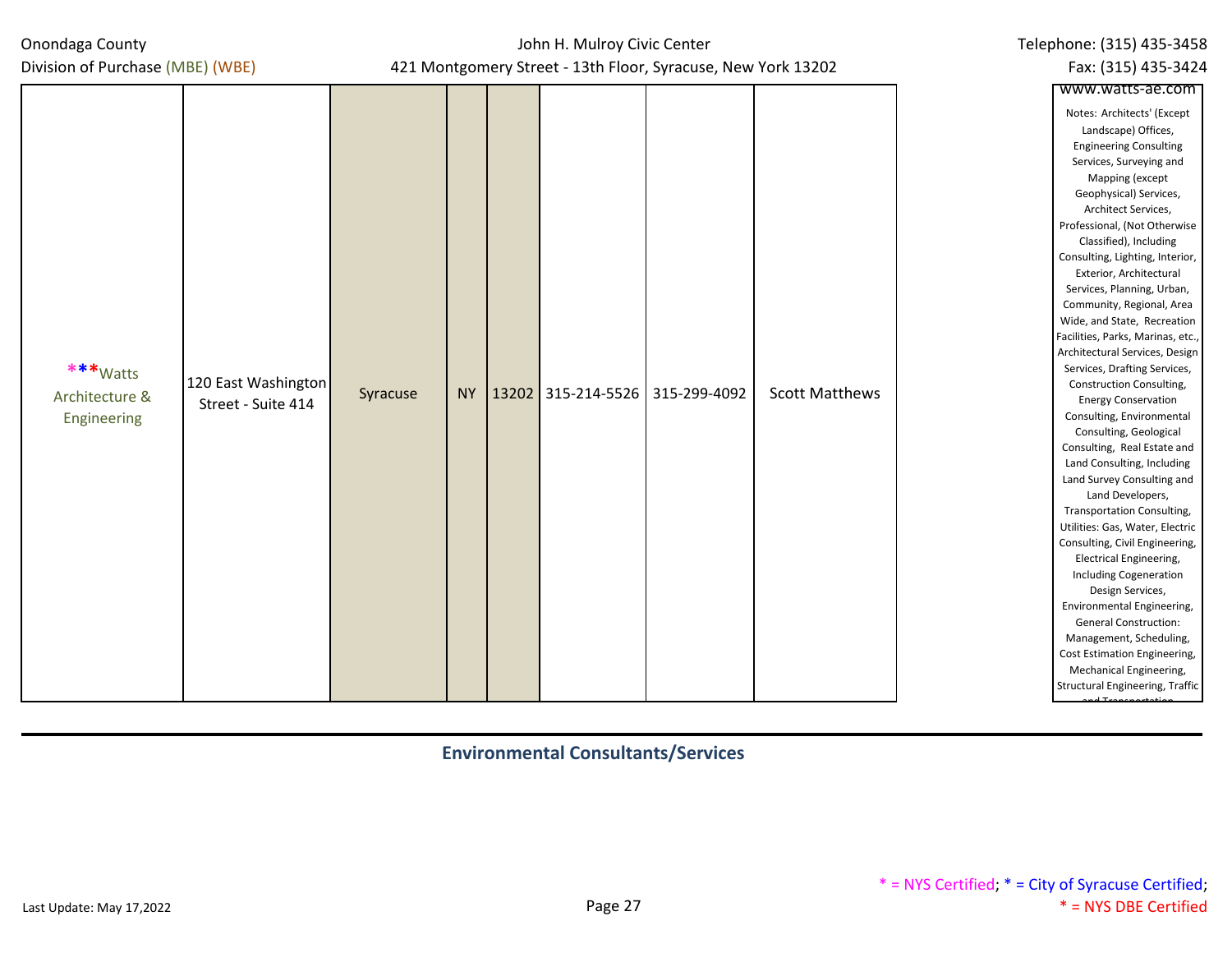| | | | | | | | | |
|---|---|---|---|---|---|---|---|---|
| ***Watts Architecture & Engineering | 120 East Washington Street - Suite 414 | Syracuse | NY | 13202 | 315-214-5526 | 315-299-4092 | Scott Matthews | www.watts-ae.com Notes: Architects' (Except Landscape) Offices, Engineering Consulting Services, Surveying and Mapping (except Geophysical) Services, Architect Services, Professional, (Not Otherwise Classified), Including Consulting, Lighting, Interior, Exterior, Architectural Services, Planning, Urban, Community, Regional, Area Wide, and State, Recreation Facilities, Parks, Marinas, etc., Architectural Services, Design Services, Drafting Services, Construction Consulting, Energy Conservation Consulting, Environmental Consulting, Geological Consulting, Real Estate and Land Consulting, Including Land Survey Consulting and Land Developers, Transportation Consulting, Utilities: Gas, Water, Electric Consulting, Civil Engineering, Electrical Engineering, Including Cogeneration Design Services, Environmental Engineering, General Construction: Management, Scheduling, Cost Estimation Engineering, Mechanical Engineering, Structural Engineering, Traffic and Transportation |

## Environmental Consultants/Services

\* = NYS Certified; \* = City of Syracuse Certified; \* = NYS DBE Certified

Last Update: May 17,2022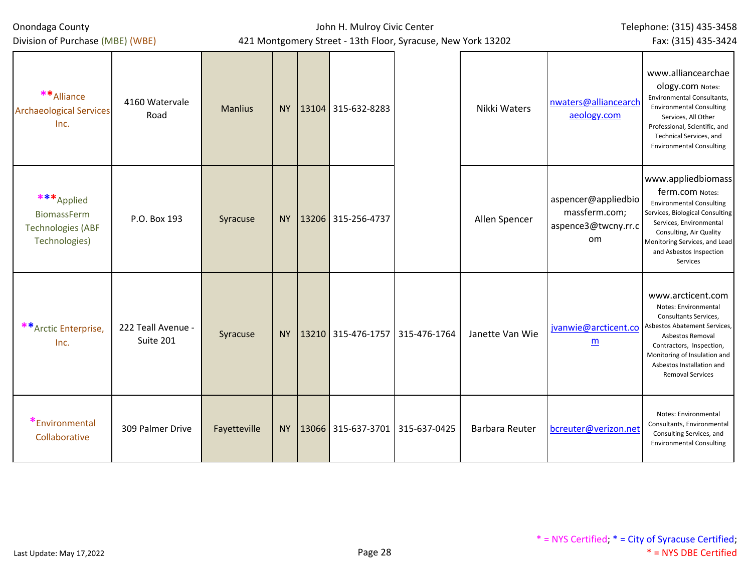| | | | | | | | | | |
|---|---|---|---|---|---|---|---|---|---|
| **Alliance Archaeological Services Inc. | 4160 Watervale Road | Manlius | NY | 13104 | 315-632-8283 | | Nikki Waters | nwaters@alliancearchaeology.com | www.alliancearchaeology.com Notes: Environmental Consultants, Environmental Consulting Services, All Other Professional, Scientific, and Technical Services, and Environmental Consulting |
| ***Applied BiomassFerm Technologies (ABF Technologies) | P.O. Box 193 | Syracuse | NY | 13206 | 315-256-4737 | | Allen Spencer | aspencer@appliedbiomassferm.com; aspence3@twcny.rr.com | www.appliedbiomassferm.com Notes: Environmental Consulting Services, Biological Consulting Services, Environmental Consulting, Air Quality Monitoring Services, and Lead and Asbestos Inspection Services |
| **Arctic Enterprise, Inc. | 222 Teall Avenue - Suite 201 | Syracuse | NY | 13210 | 315-476-1757 | 315-476-1764 | Janette Van Wie | jvanwie@arcticent.com | www.arcticent.com Notes: Environmental Consultants Services, Asbestos Abatement Services, Asbestos Removal Contractors, Inspection, Monitoring of Insulation and Asbestos Installation and Removal Services |
| *Environmental Collaborative | 309 Palmer Drive | Fayetteville | NY | 13066 | 315-637-3701 | 315-637-0425 | Barbara Reuter | bcreuter@verizon.net | Notes: Environmental Consultants, Environmental Consulting Services, and Environmental Consulting |

\* = NYS Certified; \* = City of Syracuse Certified; \* = NYS DBE Certified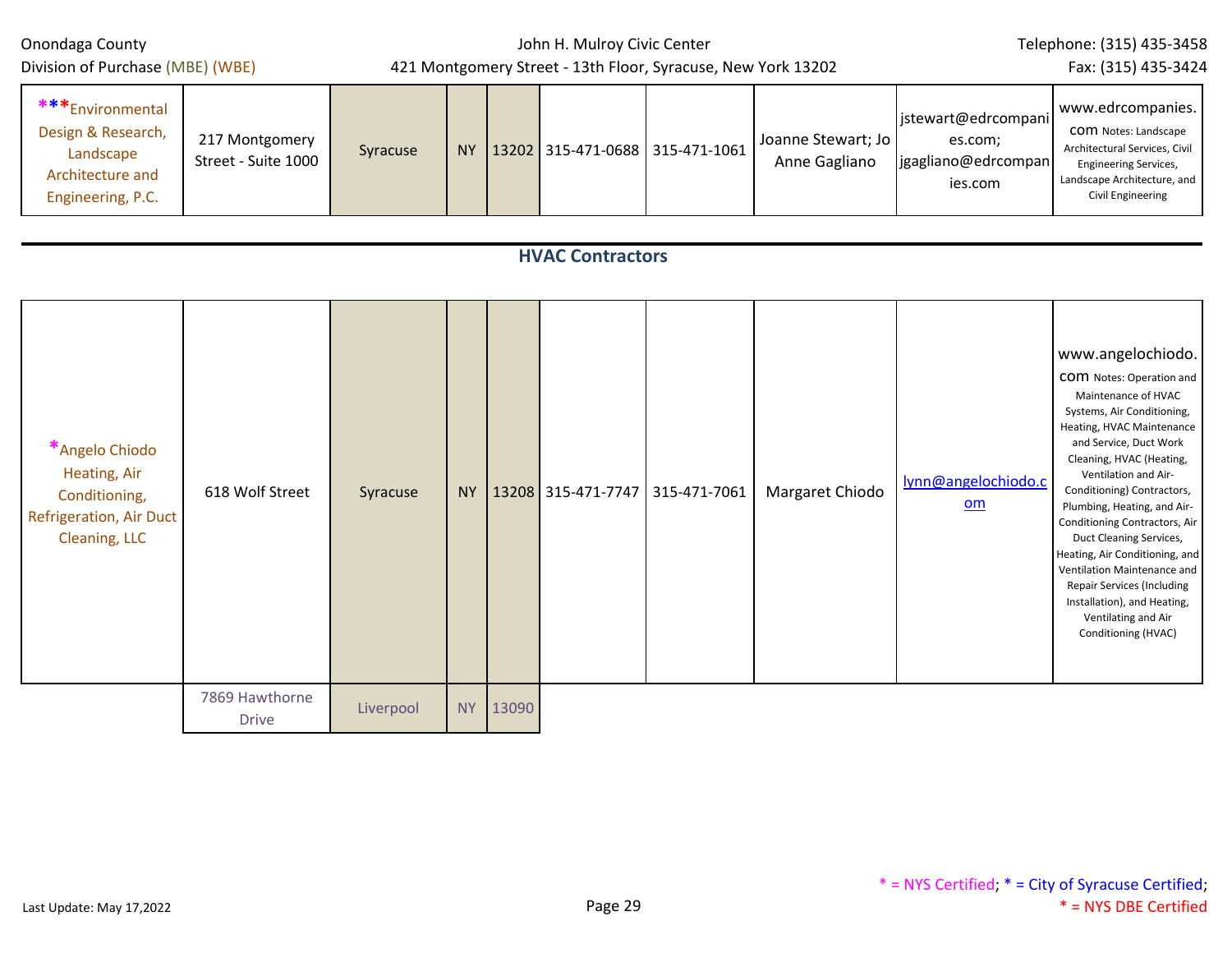| | | | | | | | | | |
|---|---|---|---|---|---|---|---|---|---|
| ***Environmental Design & Research, Landscape Architecture and Engineering, P.C. | 217 Montgomery Street - Suite 1000 | Syracuse | NY | 13202 | 315-471-0688 | 315-471-1061 | Joanne Stewart; Jo Anne Gagliano | jstewart@edrcompanies.com; jgagliano@edrcompanies.com | www.edrcompanies.com Notes: Landscape Architectural Services, Civil Engineering Services, Landscape Architecture, and Civil Engineering |

## HVAC Contractors

| | | | | | | | | | |
|---|---|---|---|---|---|---|---|---|---|
| *Angelo Chiodo Heating, Air Conditioning, Refrigeration, Air Duct Cleaning, LLC | 618 Wolf Street | Syracuse | NY | 13208 | 315-471-7747 | 315-471-7061 | Margaret Chiodo | lynn@angelochiodo.com | www.angelochiodo.com Notes: Operation and Maintenance of HVAC Systems, Air Conditioning, Heating, HVAC Maintenance and Service, Duct Work Cleaning, HVAC (Heating, Ventilation and Air-Conditioning) Contractors, Plumbing, Heating, and Air-Conditioning Contractors, Air Duct Cleaning Services, Heating, Air Conditioning, and Ventilation Maintenance and Repair Services (Including Installation), and Heating, Ventilating and Air Conditioning (HVAC) |
| | 7869 Hawthorne Drive | Liverpool | NY | 13090 | | | | | |

* = NYS Certified; * = City of Syracuse Certified; * = NYS DBE Certified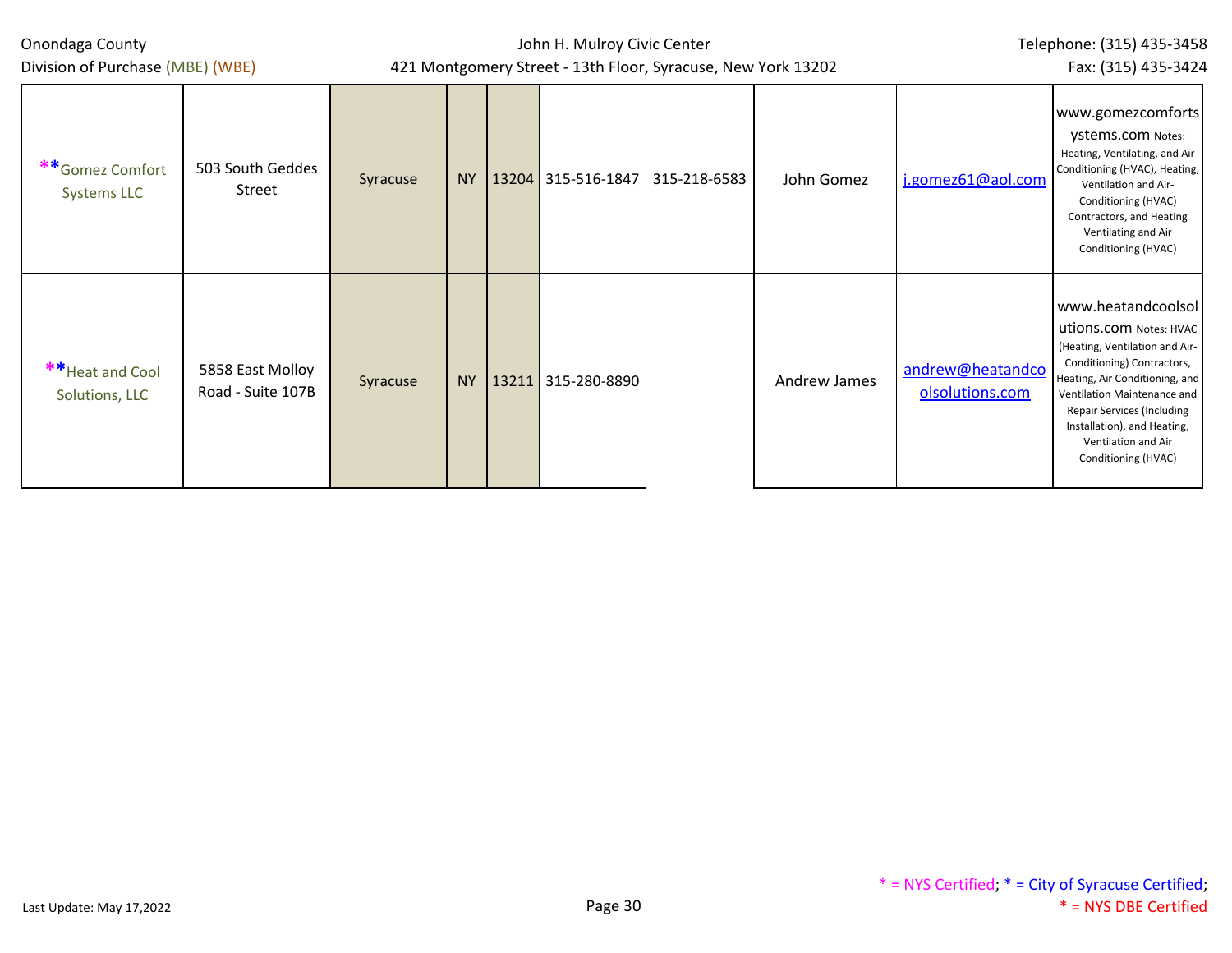| | | | | | | | | | |
|---|---|---|---|---|---|---|---|---|---|
| **Gomez Comfort Systems LLC | 503 South Geddes Street | Syracuse | NY | 13204 | 315-516-1847 | 315-218-6583 | John Gomez | j.gomez61@aol.com | www.gomezcomfortsystems.com Notes: Heating, Ventilating, and Air Conditioning (HVAC), Heating, Ventilation and Air-Conditioning (HVAC) Contractors, and Heating Ventilating and Air Conditioning (HVAC) |
| **Heat and Cool Solutions, LLC | 5858 East Molloy Road - Suite 107B | Syracuse | NY | 13211 | 315-280-8890 | | Andrew James | andrew@heatandcoolsolutions.com | www.heatandcoolsolutions.com Notes: HVAC (Heating, Ventilation and Air-Conditioning) Contractors, Heating, Air Conditioning, and Ventilation Maintenance and Repair Services (Including Installation), and Heating, Ventilation and Air Conditioning (HVAC) |

* = NYS Certified; * = City of Syracuse Certified; * = NYS DBE Certified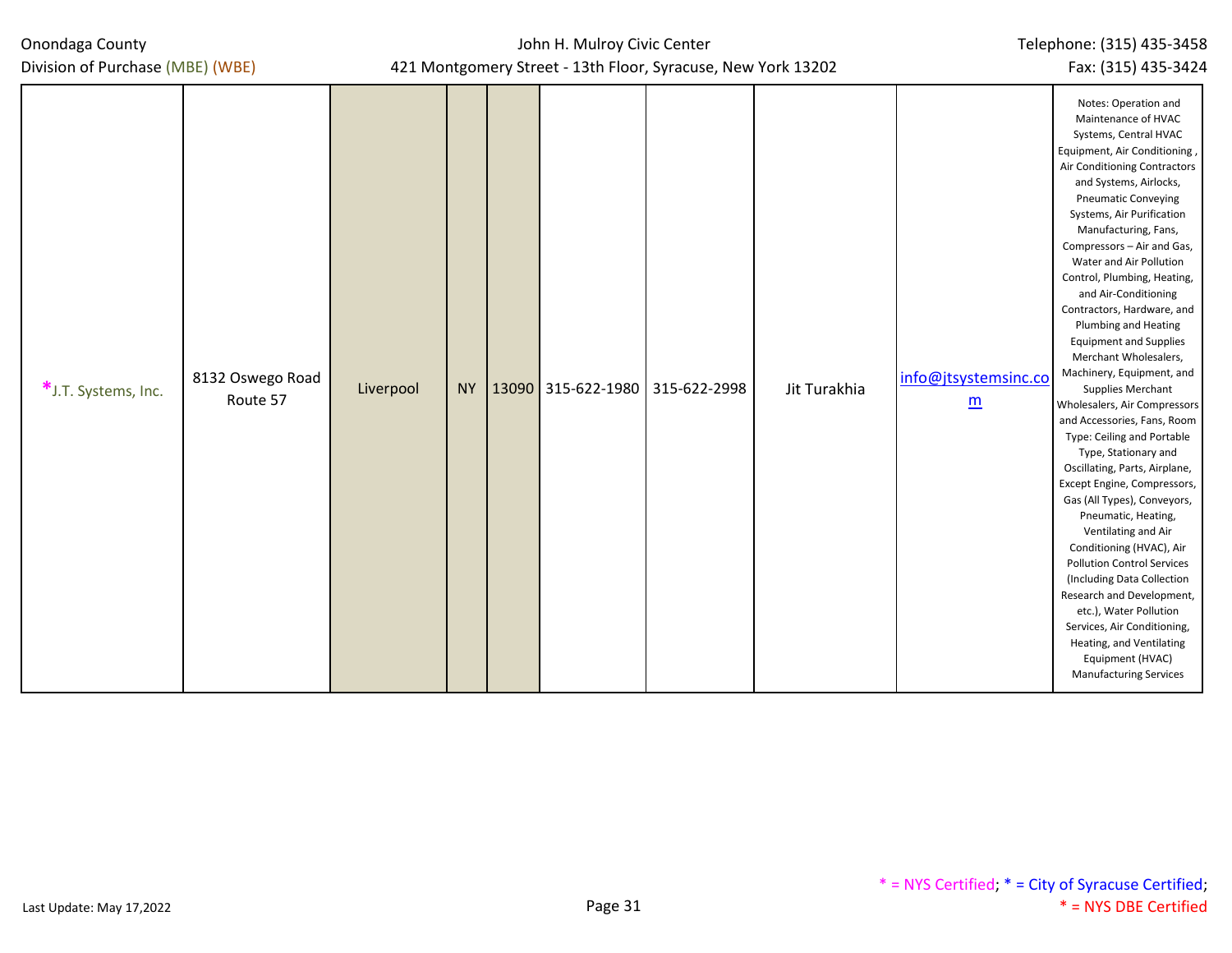| | | | | | | | | | |
|---|---|---|---|---|---|---|---|---|---|
| *J.T. Systems, Inc. | 8132 Oswego Road Route 57 | Liverpool | NY | 13090 | 315-622-1980 | 315-622-2998 | Jit Turakhia | info@jtsystemsinc.com | Notes: Operation and Maintenance of HVAC Systems, Central HVAC Equipment, Air Conditioning , Air Conditioning Contractors and Systems, Airlocks, Pneumatic Conveying Systems, Air Purification Manufacturing, Fans, Compressors – Air and Gas, Water and Air Pollution Control, Plumbing, Heating, and Air-Conditioning Contractors, Hardware, and Plumbing and Heating Equipment and Supplies Merchant Wholesalers, Machinery, Equipment, and Supplies Merchant Wholesalers, Air Compressors and Accessories, Fans, Room Type: Ceiling and Portable Type, Stationary and Oscillating, Parts, Airplane, Except Engine, Compressors, Gas (All Types), Conveyors, Pneumatic, Heating, Ventilating and Air Conditioning (HVAC), Air Pollution Control Services (Including Data Collection Research and Development, etc.), Water Pollution Services, Air Conditioning, Heating, and Ventilating Equipment (HVAC) Manufacturing Services |

* = NYS Certified; * = City of Syracuse Certified; * = NYS DBE Certified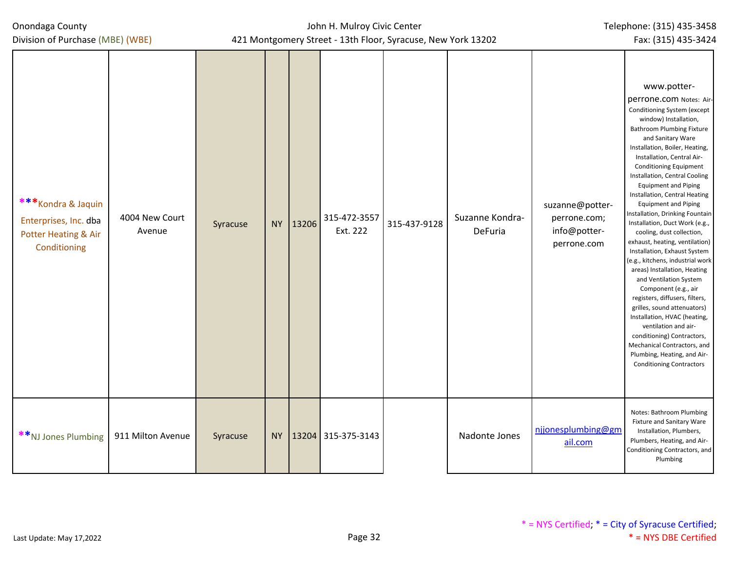| | | | | | | | | | |
|---|---|---|---|---|---|---|---|---|---|
| ***Kondra & Jaquin Enterprises, Inc. dba Potter Heating & Air Conditioning | 4004 New Court Avenue | Syracuse | NY | 13206 | 315-472-3557 Ext. 222 | 315-437-9128 | Suzanne Kondra-DeFuria | suzanne@potter-perrone.com; info@potter-perrone.com | www.potter-perrone.com Notes: Air-Conditioning System (except window) Installation, Bathroom Plumbing Fixture and Sanitary Ware Installation, Boiler, Heating, Installation, Central Air-Conditioning Equipment Installation, Central Cooling Equipment and Piping Installation, Central Heating Equipment and Piping Installation, Drinking Fountain Installation, Duct Work (e.g., cooling, dust collection, exhaust, heating, ventilation) Installation, Exhaust System (e.g., kitchens, industrial work areas) Installation, Heating and Ventilation System Component (e.g., air registers, diffusers, filters, grilles, sound attenuators) Installation, HVAC (heating, ventilation and air-conditioning) Contractors, Mechanical Contractors, and Plumbing, Heating, and Air-Conditioning Contractors |
| **NJ Jones Plumbing | 911 Milton Avenue | Syracuse | NY | 13204 | 315-375-3143 | | Nadonte Jones | njjonesplumbing@gmail.com | Notes: Bathroom Plumbing Fixture and Sanitary Ware Installation, Plumbers, Plumbers, Heating, and Air-Conditioning Contractors, and Plumbing |

* = NYS Certified; * = City of Syracuse Certified; * = NYS DBE Certified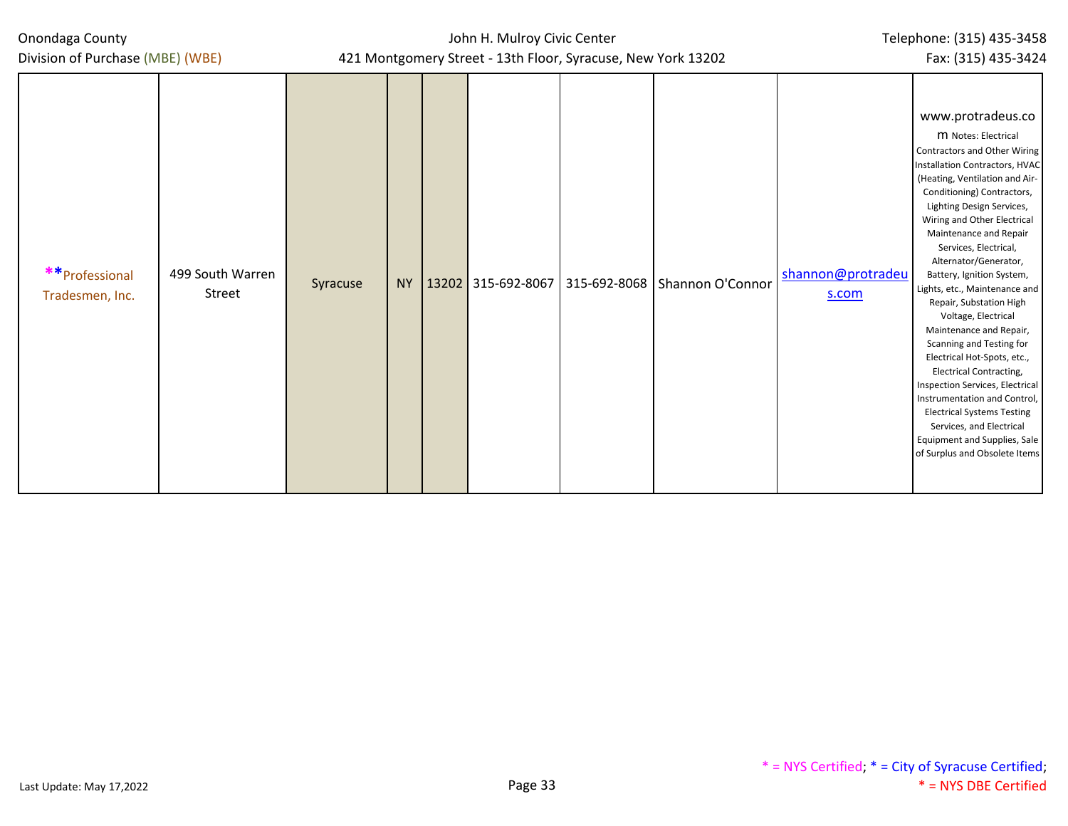| **Professional Tradesmen, Inc. | 499 South Warren Street | Syracuse | NY | 13202 | 315-692-8067 | 315-692-8068 | Shannon O'Connor | shannon@protradeus.com | www.protradeus.com Notes: Electrical Contractors and Other Wiring Installation Contractors, HVAC (Heating, Ventilation and Air-Conditioning) Contractors, Lighting Design Services, Wiring and Other Electrical Maintenance and Repair Services, Electrical, Alternator/Generator, Battery, Ignition System, Lights, etc., Maintenance and Repair, Substation High Voltage, Electrical Maintenance and Repair, Scanning and Testing for Electrical Hot-Spots, etc., Electrical Contracting, Inspection Services, Electrical Instrumentation and Control, Electrical Systems Testing Services, and Electrical Equipment and Supplies, Sale of Surplus and Obsolete Items |
|---|---|---|---|---|---|---|---|---|---|

Last Update: May 17,2022

* = NYS Certified; * = City of Syracuse Certified; * = NYS DBE Certified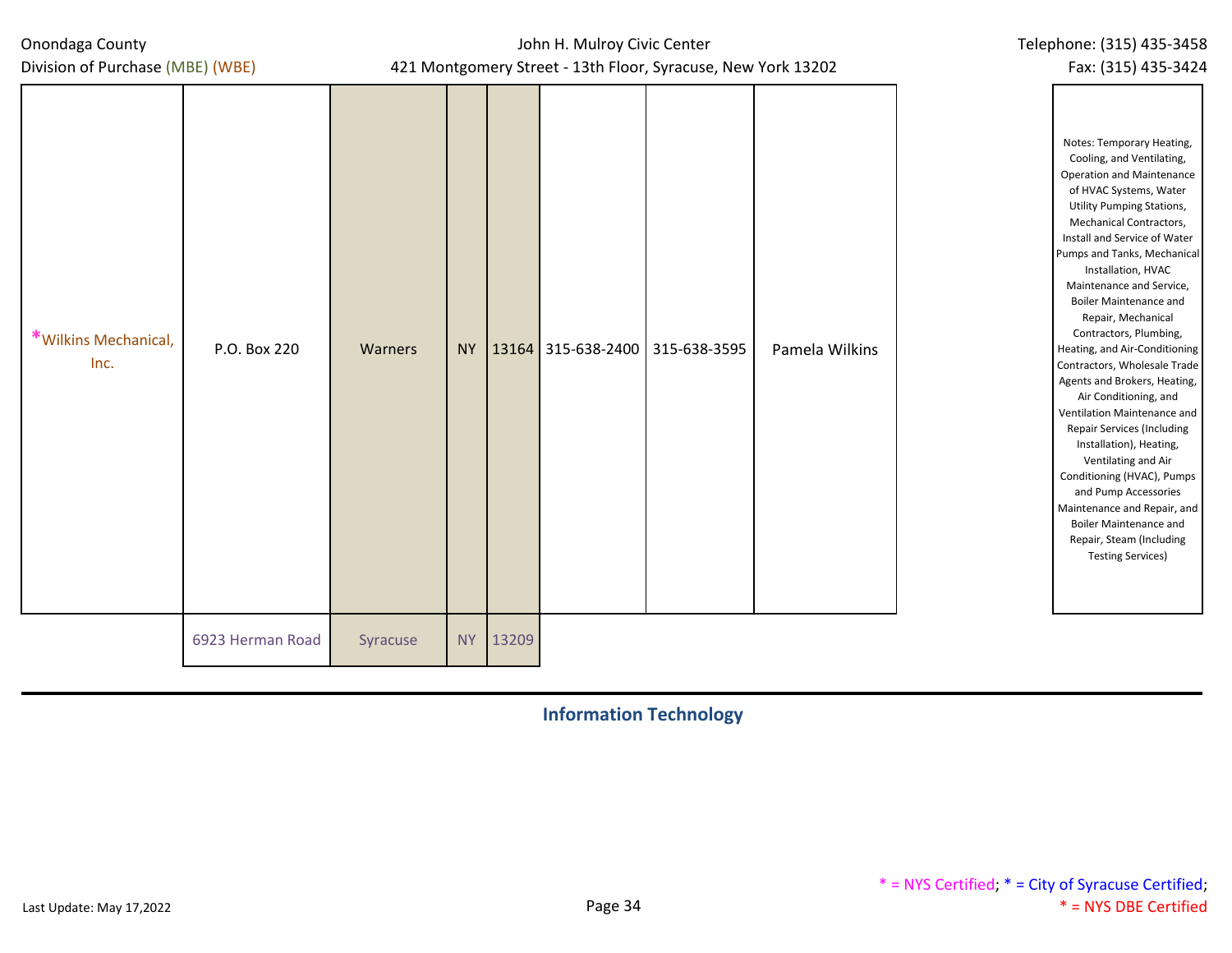| | | | | | | | | | |
|---|---|---|---|---|---|---|---|---|---|
| *Wilkins Mechanical, Inc. | P.O. Box 220 | Warners | NY | 13164 | 315-638-2400 | 315-638-3595 | Pamela Wilkins | | Notes: Temporary Heating, Cooling, and Ventilating, Operation and Maintenance of HVAC Systems, Water Utility Pumping Stations, Mechanical Contractors, Install and Service of Water Pumps and Tanks, Mechanical Installation, HVAC Maintenance and Service, Boiler Maintenance and Repair, Mechanical Contractors, Plumbing, Heating, and Air-Conditioning Contractors, Wholesale Trade Agents and Brokers, Heating, Air Conditioning, and Ventilation Maintenance and Repair Services (Including Installation), Heating, Ventilating and Air Conditioning (HVAC), Pumps and Pump Accessories Maintenance and Repair, and Boiler Maintenance and Repair, Steam (Including Testing Services) |
| | 6923 Herman Road | Syracuse | NY | 13209 | | | | | |

## Information Technology

* = NYS Certified; * = City of Syracuse Certified; * = NYS DBE Certified

Last Update: May 17,2022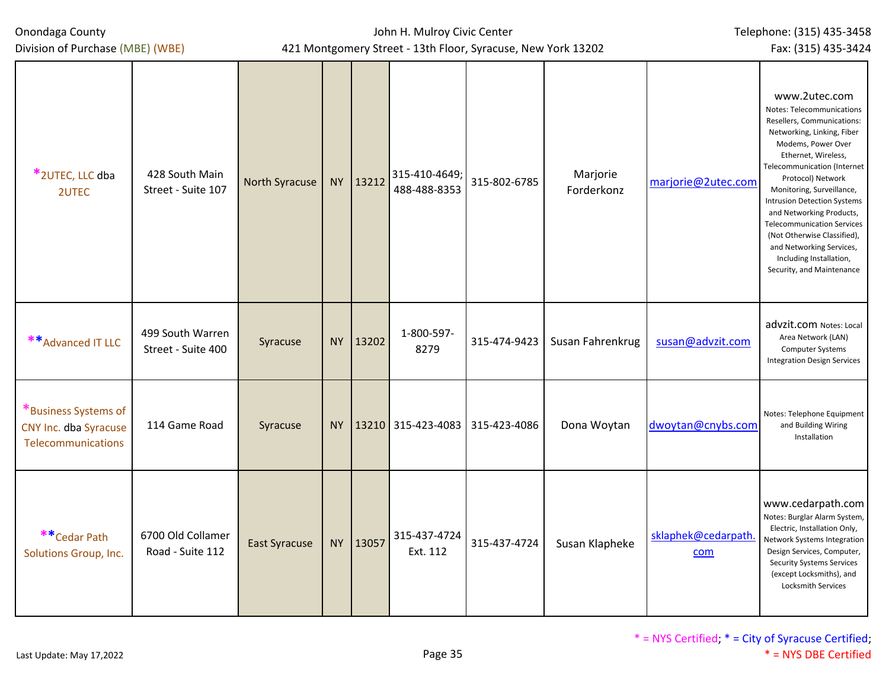| | | | | | | | | | |
|---|---|---|---|---|---|---|---|---|---|
| *2UTEC, LLC dba 2UTEC | 428 South Main Street - Suite 107 | North Syracuse | NY | 13212 | 315-410-4649; 488-488-8353 | 315-802-6785 | Marjorie Forderkonz | marjorie@2utec.com | www.2utec.com Notes: Telecommunications Resellers, Communications: Networking, Linking, Fiber Modems, Power Over Ethernet, Wireless, Telecommunication (Internet Protocol) Network Monitoring, Surveillance, Intrusion Detection Systems and Networking Products, Telecommunication Services (Not Otherwise Classified), and Networking Services, Including Installation, Security, and Maintenance |
| **Advanced IT LLC | 499 South Warren Street - Suite 400 | Syracuse | NY | 13202 | 1-800-597-8279 | 315-474-9423 | Susan Fahrenkrug | susan@advzit.com | advzit.com Notes: Local Area Network (LAN) Computer Systems Integration Design Services |
| *Business Systems of CNY Inc. dba Syracuse Telecommunications | 114 Game Road | Syracuse | NY | 13210 | 315-423-4083 | 315-423-4086 | Dona Woytan | dwoytan@cnybs.com | Notes: Telephone Equipment and Building Wiring Installation |
| **Cedar Path Solutions Group, Inc. | 6700 Old Collamer Road - Suite 112 | East Syracuse | NY | 13057 | 315-437-4724 Ext. 112 | 315-437-4724 | Susan Klapheke | sklaphek@cedarpath.com | www.cedarpath.com Notes: Burglar Alarm System, Electric, Installation Only, Network Systems Integration Design Services, Computer, Security Systems Services (except Locksmiths), and Locksmith Services |

* = NYS Certified; * = City of Syracuse Certified; * = NYS DBE Certified

Last Update: May 17,2022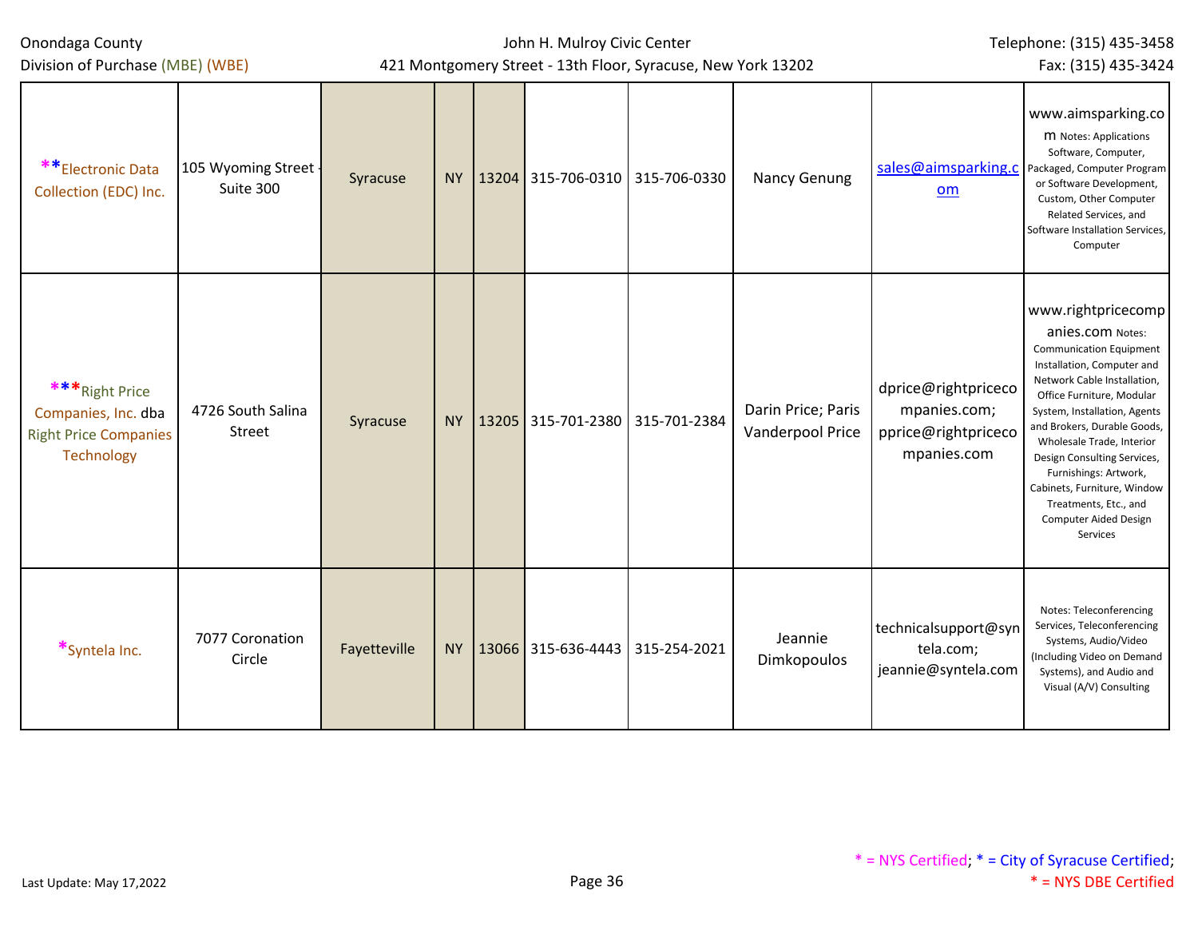| | | | | | | | | | |
|---|---|---|---|---|---|---|---|---|---|
| **Electronic Data Collection (EDC) Inc. | 105 Wyoming Street - Suite 300 | Syracuse | NY | 13204 | 315-706-0310 | 315-706-0330 | Nancy Genung | sales@aimsparking.com | www.aimsparking.com Notes: Applications Software, Computer, Packaged, Computer Program or Software Development, Custom, Other Computer Related Services, and Software Installation Services, Computer |
| ***Right Price Companies, Inc. dba Right Price Companies Technology | 4726 South Salina Street | Syracuse | NY | 13205 | 315-701-2380 | 315-701-2384 | Darin Price; Paris Vanderpool Price | dprice@rightpricecompanies.com; pprice@rightpricecompanies.com | www.rightpricecompanies.com Notes: Communication Equipment Installation, Computer and Network Cable Installation, Office Furniture, Modular System, Installation, Agents and Brokers, Durable Goods, Wholesale Trade, Interior Design Consulting Services, Furnishings: Artwork, Cabinets, Furniture, Window Treatments, Etc., and Computer Aided Design Services |
| *Syntela Inc. | 7077 Coronation Circle | Fayetteville | NY | 13066 | 315-636-4443 | 315-254-2021 | Jeannie Dimkopoulos | technicalsupport@syntela.com; jeannie@syntela.com | Notes: Teleconferencing Services, Teleconferencing Systems, Audio/Video (Including Video on Demand Systems), and Audio and Visual (A/V) Consulting |

* = NYS Certified; * = City of Syracuse Certified; * = NYS DBE Certified

Last Update: May 17,2022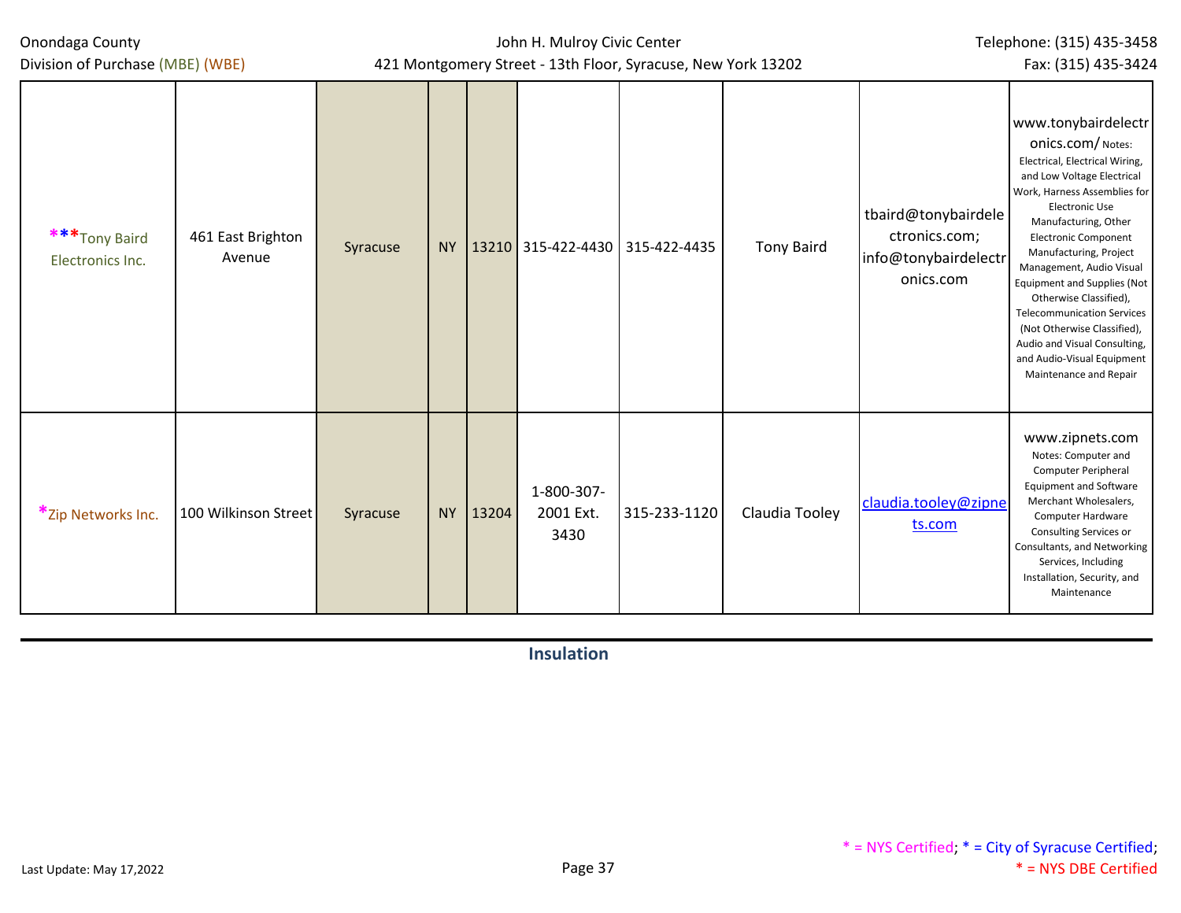| | | | | | | | | | |
|---|---|---|---|---|---|---|---|---|---|
| ***Tony Baird Electronics Inc. | 461 East Brighton Avenue | Syracuse | NY | 13210 | 315-422-4430 | 315-422-4435 | Tony Baird | tbaird@tonybairdelectronics.com; info@tonybairdelectronics.com | www.tonybairdelectronics.com/ Notes: Electrical, Electrical Wiring, and Low Voltage Electrical Work, Harness Assemblies for Electronic Use Manufacturing, Other Electronic Component Manufacturing, Project Management, Audio Visual Equipment and Supplies (Not Otherwise Classified), Telecommunication Services (Not Otherwise Classified), Audio and Visual Consulting, and Audio-Visual Equipment Maintenance and Repair |
| *Zip Networks Inc. | 100 Wilkinson Street | Syracuse | NY | 13204 | 1-800-307-2001 Ext. 3430 | 315-233-1120 | Claudia Tooley | claudia.tooley@zipnets.com | www.zipnets.com Notes: Computer and Computer Peripheral Equipment and Software Merchant Wholesalers, Computer Hardware Consulting Services or Consultants, and Networking Services, Including Installation, Security, and Maintenance |

## Insulation

* = NYS Certified; * = City of Syracuse Certified; * = NYS DBE Certified

Last Update: May 17,2022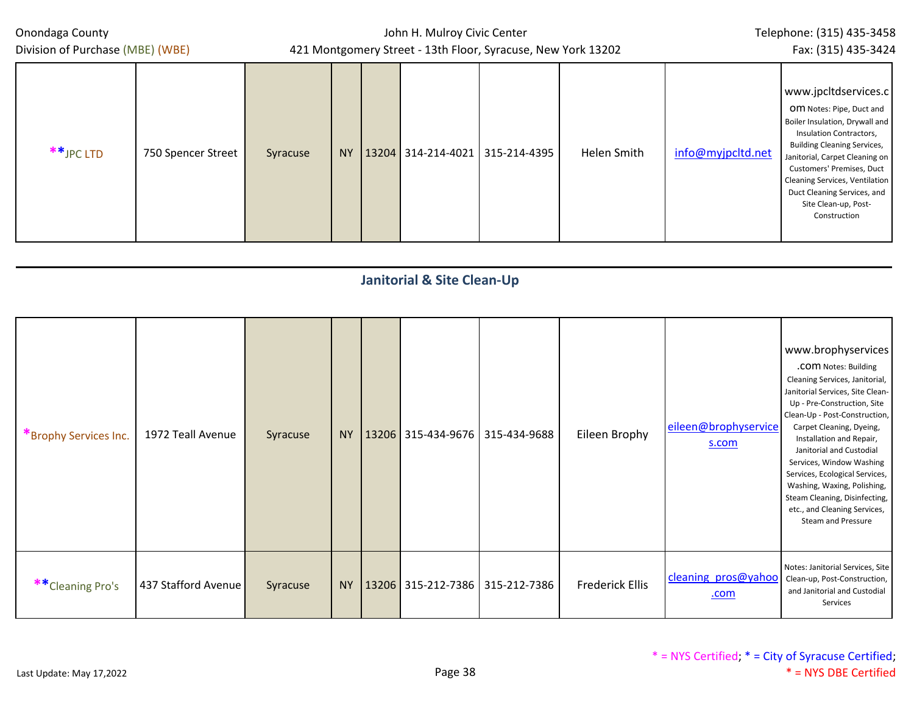| | | | | | | | | | |
|---|---|---|---|---|---|---|---|---|---|
| **JPC LTD | 750 Spencer Street | Syracuse | NY | 13204 | 314-214-4021 | 315-214-4395 | Helen Smith | info@myjpcltd.net | www.jpcltdservices.com Notes: Pipe, Duct and Boiler Insulation, Drywall and Insulation Contractors, Building Cleaning Services, Janitorial, Carpet Cleaning on Customers' Premises, Duct Cleaning Services, Ventilation Duct Cleaning Services, and Site Clean-up, Post-Construction |

## Janitorial & Site Clean-Up

| | | | | | | | | | |
|---|---|---|---|---|---|---|---|---|---|
| *Brophy Services Inc. | 1972 Teall Avenue | Syracuse | NY | 13206 | 315-434-9676 | 315-434-9688 | Eileen Brophy | eileen@brophyservices.com | www.brophyservices.com Notes: Building Cleaning Services, Janitorial, Janitorial Services, Site Clean-Up - Pre-Construction, Site Clean-Up - Post-Construction, Carpet Cleaning, Dyeing, Installation and Repair, Janitorial and Custodial Services, Window Washing Services, Ecological Services, Washing, Waxing, Polishing, Steam Cleaning, Disinfecting, etc., and Cleaning Services, Steam and Pressure |
| **Cleaning Pro's | 437 Stafford Avenue | Syracuse | NY | 13206 | 315-212-7386 | 315-212-7386 | Frederick Ellis | cleaning_pros@yahoo.com | Notes: Janitorial Services, Site Clean-up, Post-Construction, and Janitorial and Custodial Services |

* = NYS Certified; * = City of Syracuse Certified; * = NYS DBE Certified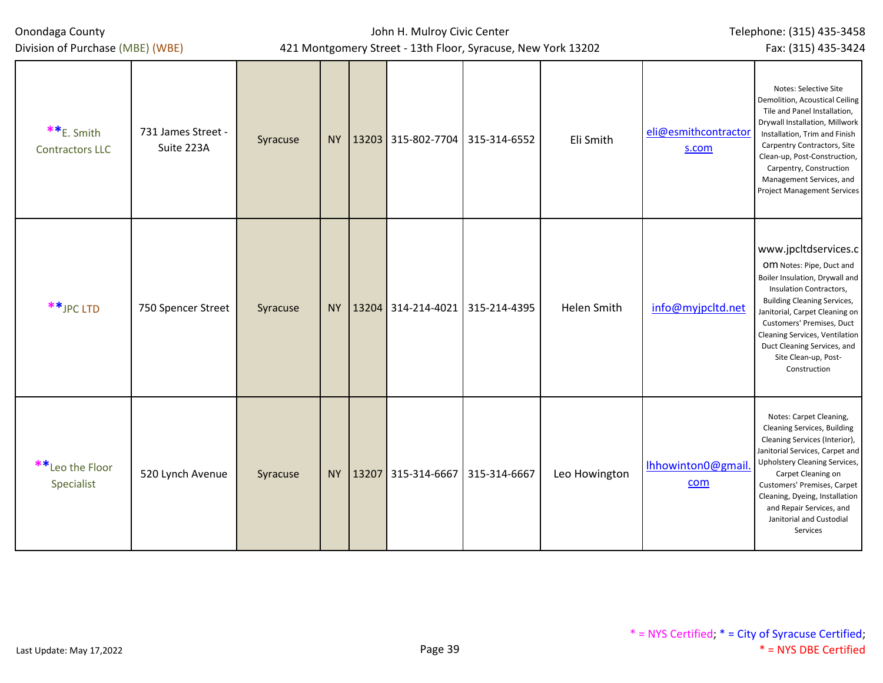| | | | | | | | | | |
|---|---|---|---|---|---|---|---|---|---|
| **E. Smith Contractors LLC | 731 James Street - Suite 223A | Syracuse | NY | 13203 | 315-802-7704 | 315-314-6552 | Eli Smith | eli@esmithcontractors.com | Notes: Selective Site Demolition, Acoustical Ceiling Tile and Panel Installation, Drywall Installation, Millwork Installation, Trim and Finish Carpentry Contractors, Site Clean-up, Post-Construction, Carpentry, Construction Management Services, and Project Management Services |
| **JPC LTD | 750 Spencer Street | Syracuse | NY | 13204 | 314-214-4021 | 315-214-4395 | Helen Smith | info@myjpcltd.net | www.jpcltdservices.com Notes: Pipe, Duct and Boiler Insulation, Drywall and Insulation Contractors, Building Cleaning Services, Janitorial, Carpet Cleaning on Customers' Premises, Duct Cleaning Services, Ventilation Duct Cleaning Services, and Site Clean-up, Post-Construction |
| **Leo the Floor Specialist | 520 Lynch Avenue | Syracuse | NY | 13207 | 315-314-6667 | 315-314-6667 | Leo Howington | lhhowinton0@gmail.com | Notes: Carpet Cleaning, Cleaning Services, Building Cleaning Services (Interior), Janitorial Services, Carpet and Upholstery Cleaning Services, Carpet Cleaning on Customers' Premises, Carpet Cleaning, Dyeing, Installation and Repair Services, and Janitorial and Custodial Services |

* = NYS Certified; * = City of Syracuse Certified; * = NYS DBE Certified

Last Update: May 17,2022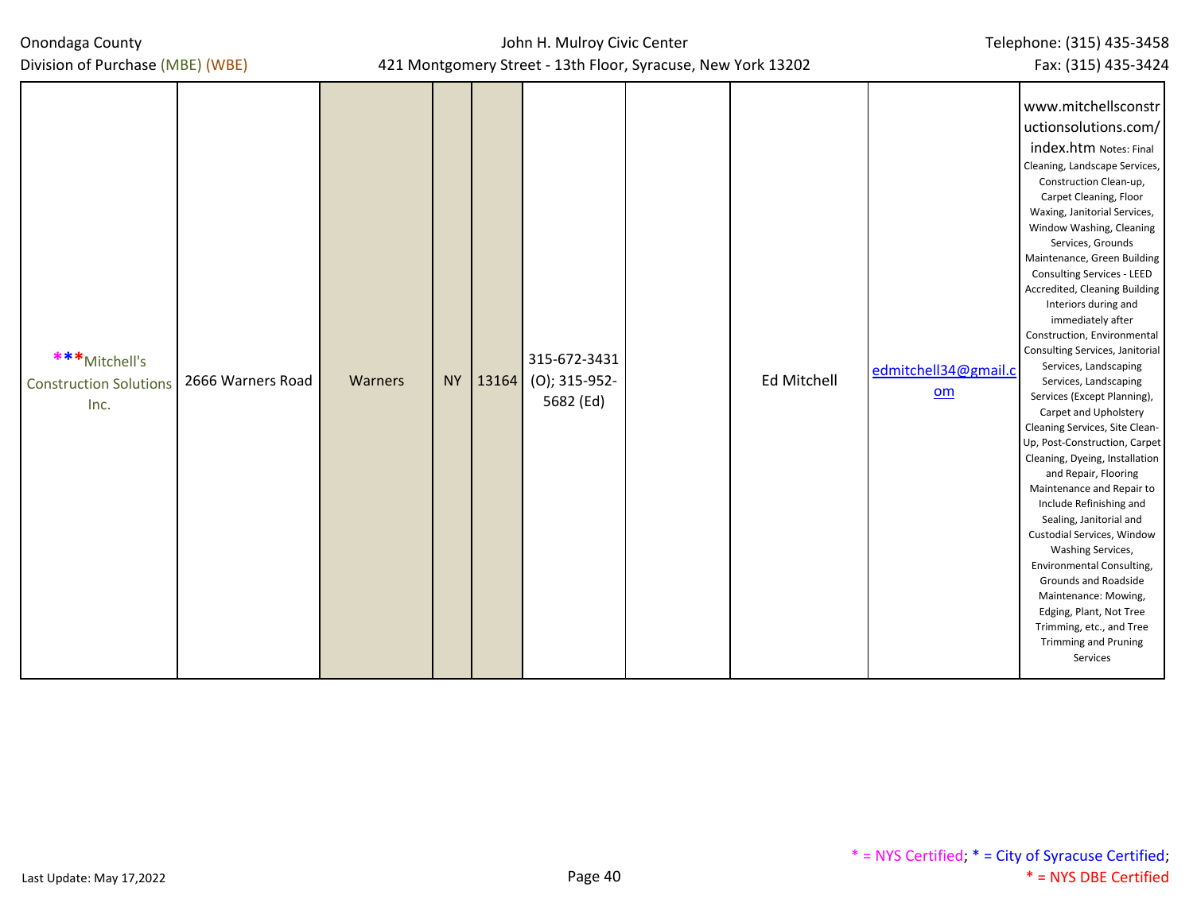| ***Mitchell's Construction Solutions Inc. | 2666 Warners Road | Warners | NY | 13164 | 315-672-3431 (O); 315-952-5682 (Ed) | | Ed Mitchell | edmitchell34@gmail.com | www.mitchellsconstructionsolutions.com/index.htm Notes: Final Cleaning, Landscape Services, Construction Clean-up, Carpet Cleaning, Floor Waxing, Janitorial Services, Window Washing, Cleaning Services, Grounds Maintenance, Green Building Consulting Services - LEED Accredited, Cleaning Building Interiors during and immediately after Construction, Environmental Consulting Services, Janitorial Services, Landscaping Services, Landscaping Services (Except Planning), Carpet and Upholstery Cleaning Services, Site Clean-Up, Post-Construction, Carpet Cleaning, Dyeing, Installation and Repair, Flooring Maintenance and Repair to Include Refinishing and Sealing, Janitorial and Custodial Services, Window Washing Services, Environmental Consulting, Grounds and Roadside Maintenance: Mowing, Edging, Plant, Not Tree Trimming, etc., and Tree Trimming and Pruning Services |
|---|---|---|---|---|---|---|---|---|---|

Last Update: May 17,2022

* = NYS Certified; * = City of Syracuse Certified; * = NYS DBE Certified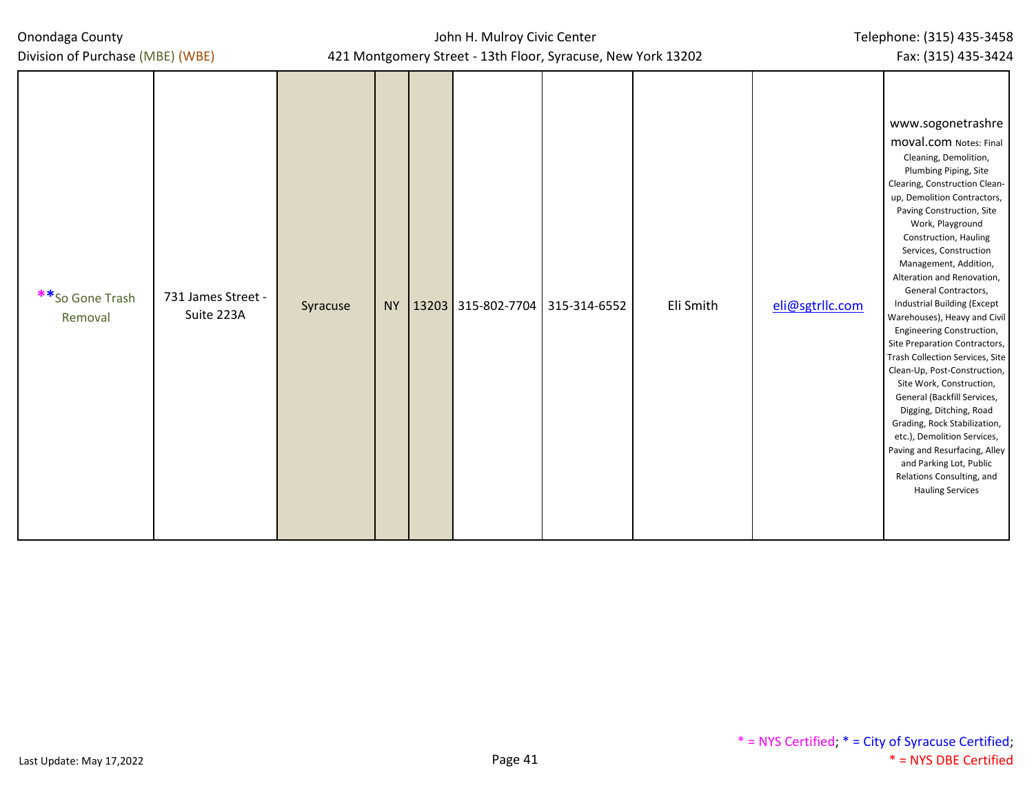| | | | | | | | | | |
|---|---|---|---|---|---|---|---|---|---|
| **So Gone Trash Removal | 731 James Street - Suite 223A | Syracuse | NY | 13203 | 315-802-7704 | 315-314-6552 | Eli Smith | eli@sgtrllc.com | www.sogonetrashremoval.com Notes: Final Cleaning, Demolition, Plumbing Piping, Site Clearing, Construction Clean-up, Demolition Contractors, Paving Construction, Site Work, Playground Construction, Hauling Services, Construction Management, Addition, Alteration and Renovation, General Contractors, Industrial Building (Except Warehouses), Heavy and Civil Engineering Construction, Site Preparation Contractors, Trash Collection Services, Site Clean-Up, Post-Construction, Site Work, Construction, General (Backfill Services, Digging, Ditching, Road Grading, Rock Stabilization, etc.), Demolition Services, Paving and Resurfacing, Alley and Parking Lot, Public Relations Consulting, and Hauling Services |

\* = NYS Certified; \* = City of Syracuse Certified; \* = NYS DBE Certified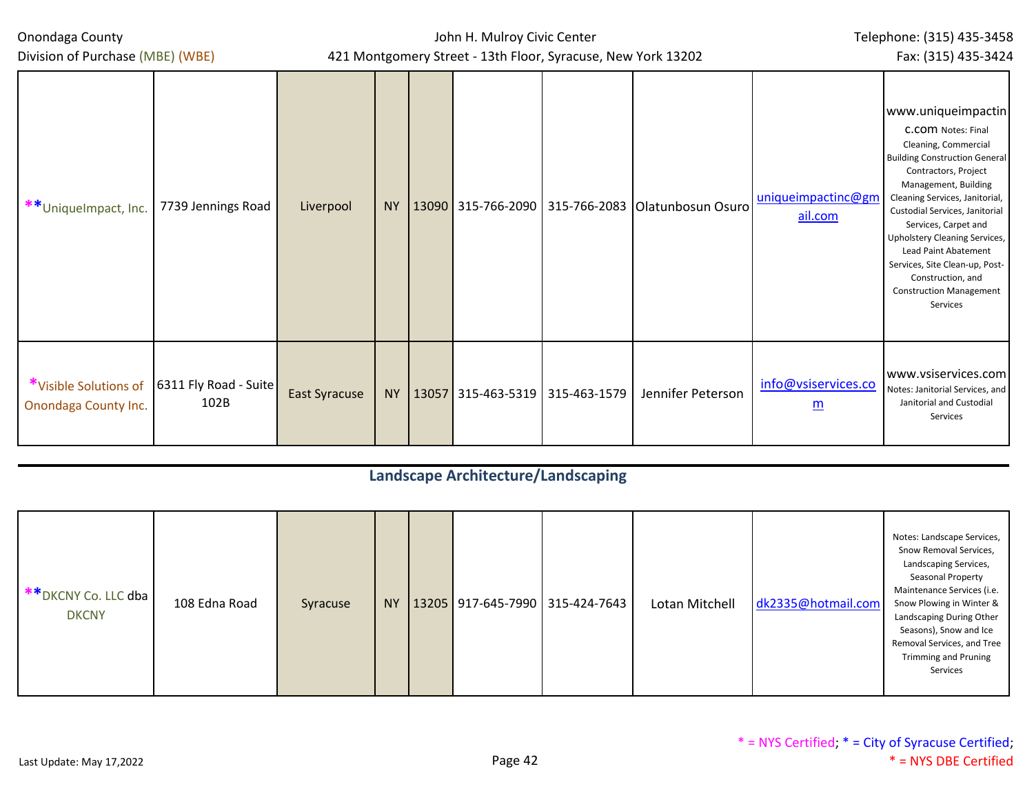| | | | | | | | | | |
|---|---|---|---|---|---|---|---|---|---|
| **UniqueImpact, Inc. | 7739 Jennings Road | Liverpool | NY | 13090 | 315-766-2090 | 315-766-2083 | Olatunbosun Osuro | uniqueimpactinc@gmail.com | www.uniqueimpactinc.com Notes: Final Cleaning, Commercial Building Construction General Contractors, Project Management, Building Cleaning Services, Janitorial, Custodial Services, Janitorial Services, Carpet and Upholstery Cleaning Services, Lead Paint Abatement Services, Site Clean-up, Post-Construction, and Construction Management Services |
| *Visible Solutions of Onondaga County Inc. | 6311 Fly Road - Suite 102B | East Syracuse | NY | 13057 | 315-463-5319 | 315-463-1579 | Jennifer Peterson | info@vsiservices.com | www.vsiservices.com Notes: Janitorial Services, and Janitorial and Custodial Services |

## Landscape Architecture/Landscaping

| | | | | | | | | | |
|---|---|---|---|---|---|---|---|---|---|
| **DKCNY Co. LLC dba DKCNY | 108 Edna Road | Syracuse | NY | 13205 | 917-645-7990 | 315-424-7643 | Lotan Mitchell | dk2335@hotmail.com | Notes: Landscape Services, Snow Removal Services, Landscaping Services, Seasonal Property Maintenance Services (i.e. Snow Plowing in Winter & Landscaping During Other Seasons), Snow and Ice Removal Services, and Tree Trimming and Pruning Services |

* = NYS Certified; * = City of Syracuse Certified; * = NYS DBE Certified

Last Update: May 17,2022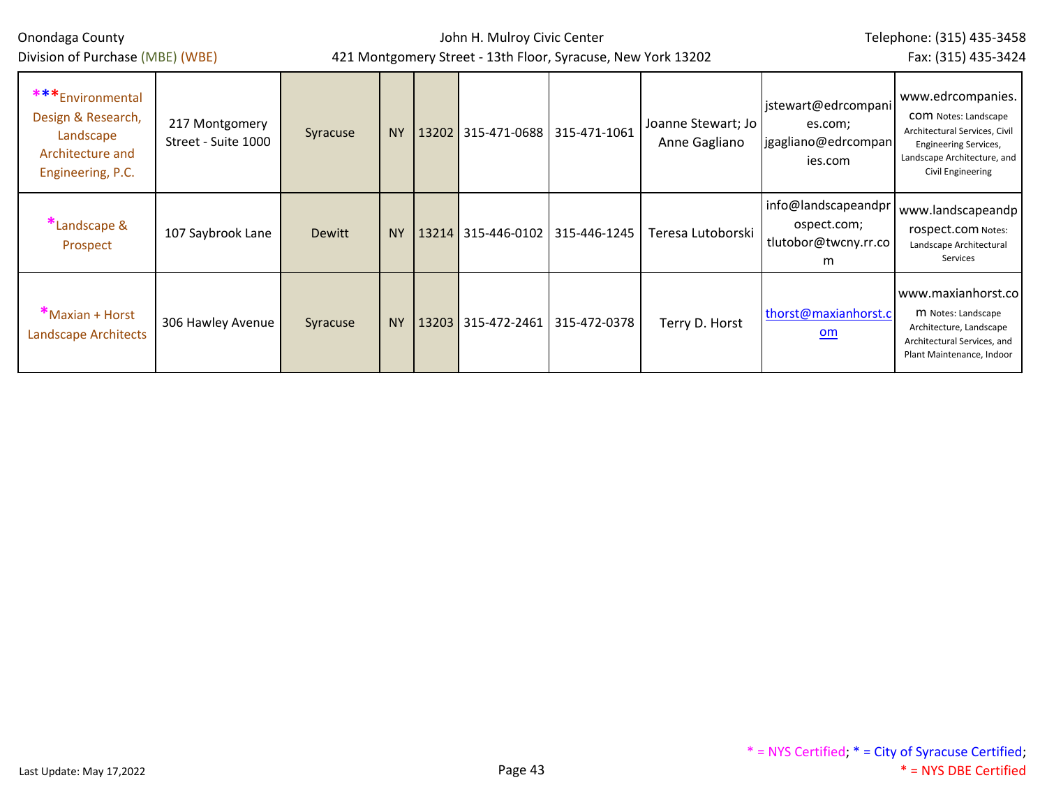Onondaga County
Division of Purchase (MBE) (WBE)

John H. Mulroy Civic Center
421 Montgomery Street - 13th Floor, Syracuse, New York 13202

Telephone: (315) 435-3458
Fax: (315) 435-3424

| | | | | | | | | | |
|---|---|---|---|---|---|---|---|---|---|
| ***Environmental Design & Research, Landscape Architecture and Engineering, P.C. | 217 Montgomery Street - Suite 1000 | Syracuse | NY | 13202 | 315-471-0688 | 315-471-1061 | Joanne Stewart; Jo Anne Gagliano | jstewart@edrcompanies.com; jgagliano@edrcompanies.com | www.edrcompanies.com Notes: Landscape Architectural Services, Civil Engineering Services, Landscape Architecture, and Civil Engineering |
| *Landscape & Prospect | 107 Saybrook Lane | Dewitt | NY | 13214 | 315-446-0102 | 315-446-1245 | Teresa Lutoborski | info@landscapeandprospect.com; tlutobor@twcny.rr.com | www.landscapeandprospect.com Notes: Landscape Architectural Services |
| *Maxian + Horst Landscape Architects | 306 Hawley Avenue | Syracuse | NY | 13203 | 315-472-2461 | 315-472-0378 | Terry D. Horst | thorst@maxianhorst.com | www.maxianhorst.com Notes: Landscape Architecture, Landscape Architectural Services, and Plant Maintenance, Indoor |

Last Update: May 17,2022

* = NYS Certified; * = City of Syracuse Certified;
* = NYS DBE Certified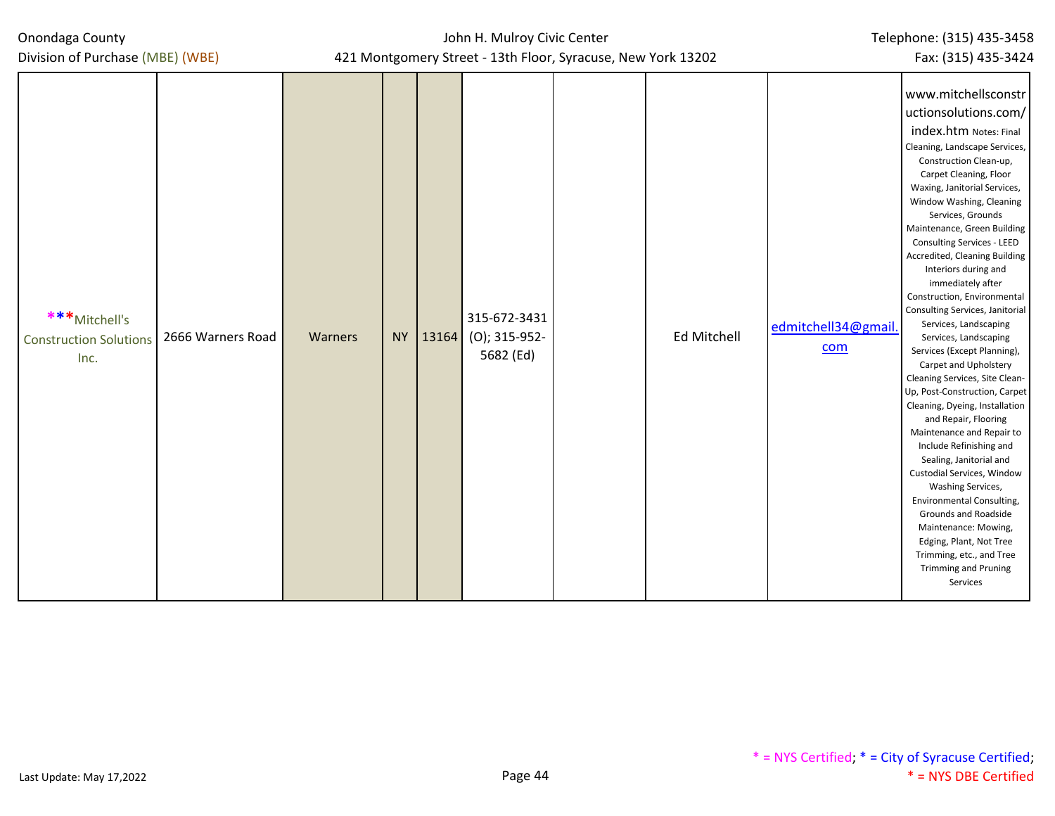| | | | | | | | | | |
|---|---|---|---|---|---|---|---|---|---|
| ***Mitchell's Construction Solutions Inc. | 2666 Warners Road | Warners | NY | 13164 | 315-672-3431 (O); 315-952-5682 (Ed) | | Ed Mitchell | edmitchell34@gmail.com | www.mitchellsconstructionsolutions.com/index.htm Notes: Final Cleaning, Landscape Services, Construction Clean-up, Carpet Cleaning, Floor Waxing, Janitorial Services, Window Washing, Cleaning Services, Grounds Maintenance, Green Building Consulting Services - LEED Accredited, Cleaning Building Interiors during and immediately after Construction, Environmental Consulting Services, Janitorial Services, Landscaping Services, Landscaping Services (Except Planning), Carpet and Upholstery Cleaning Services, Site Clean-Up, Post-Construction, Carpet Cleaning, Dyeing, Installation and Repair, Flooring Maintenance and Repair to Include Refinishing and Sealing, Janitorial and Custodial Services, Window Washing Services, Environmental Consulting, Grounds and Roadside Maintenance: Mowing, Edging, Plant, Not Tree Trimming, etc., and Tree Trimming and Pruning Services |

* = NYS Certified; * = City of Syracuse Certified; * = NYS DBE Certified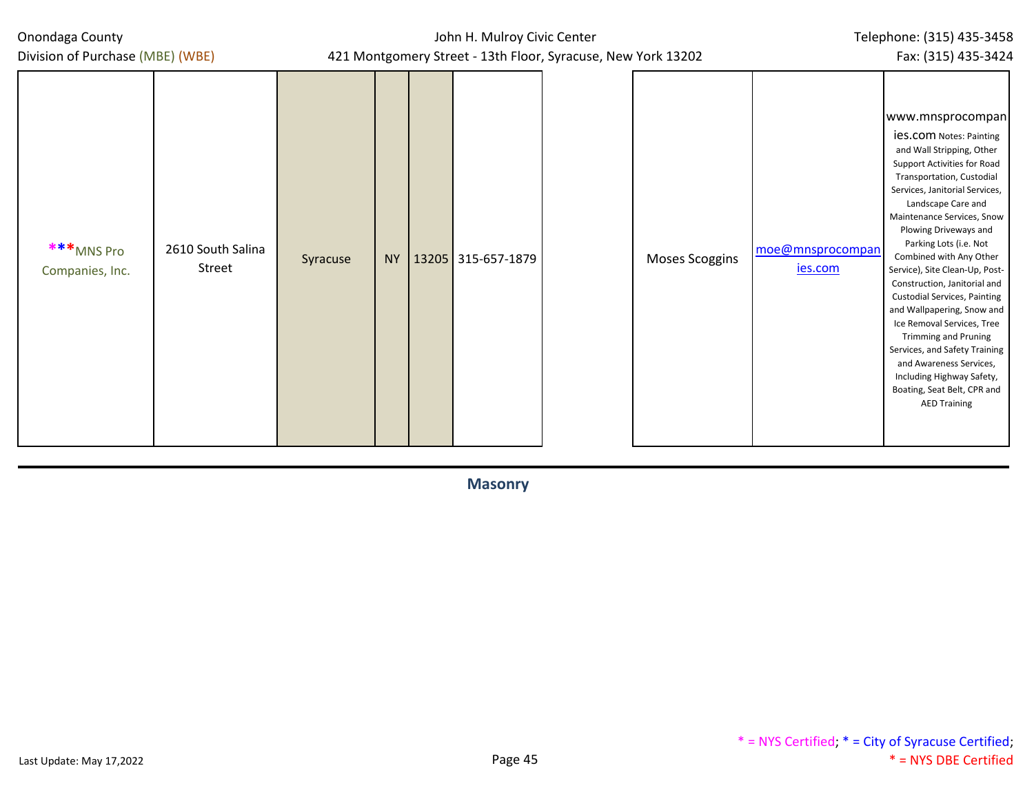| | | | | | | | | |
|---|---|---|---|---|---|---|---|---|
| ***MNS Pro Companies, Inc. | 2610 South Salina Street | Syracuse | NY | 13205 | 315-657-1879 | Moses Scoggins | moe@mnsprocompanies.com | www.mnsprocompanies.com Notes: Painting and Wall Stripping, Other Support Activities for Road Transportation, Custodial Services, Janitorial Services, Landscape Care and Maintenance Services, Snow Plowing Driveways and Parking Lots (i.e. Not Combined with Any Other Service), Site Clean-Up, Post-Construction, Janitorial and Custodial Services, Painting and Wallpapering, Snow and Ice Removal Services, Tree Trimming and Pruning Services, and Safety Training and Awareness Services, Including Highway Safety, Boating, Seat Belt, CPR and AED Training |

## Masonry

* = NYS Certified; * = City of Syracuse Certified; * = NYS DBE Certified

Last Update: May 17,2022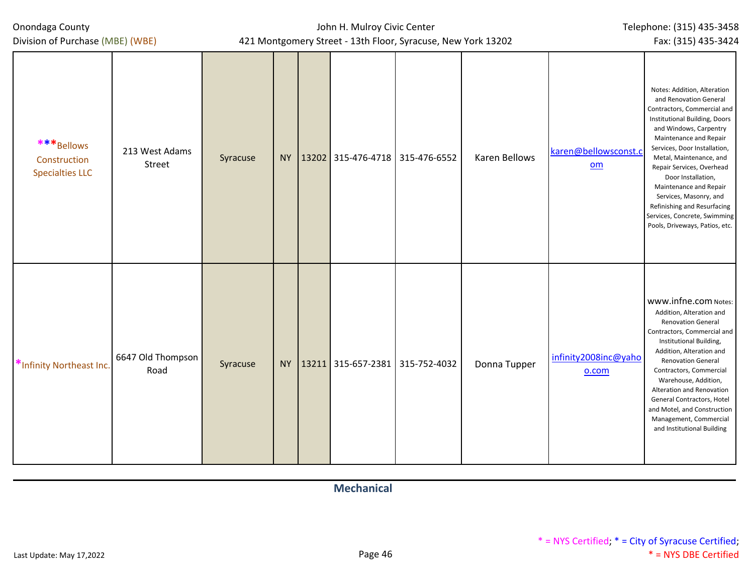| | | | | | | | | | |
|---|---|---|---|---|---|---|---|---|---|
| ***Bellows Construction Specialties LLC | 213 West Adams Street | Syracuse | NY | 13202 | 315-476-4718 | 315-476-6552 | Karen Bellows | karen@bellowsconst.com | Notes: Addition, Alteration and Renovation General Contractors, Commercial and Institutional Building, Doors and Windows, Carpentry Maintenance and Repair Services, Door Installation, Metal, Maintenance, and Repair Services, Overhead Door Installation, Maintenance and Repair Services, Masonry, and Refinishing and Resurfacing Services, Concrete, Swimming Pools, Driveways, Patios, etc. |
| *Infinity Northeast Inc. | 6647 Old Thompson Road | Syracuse | NY | 13211 | 315-657-2381 | 315-752-4032 | Donna Tupper | infinity2008inc@yahoo.com | www.infne.com Notes: Addition, Alteration and Renovation General Contractors, Commercial and Institutional Building, Addition, Alteration and Renovation General Contractors, Commercial Warehouse, Addition, Alteration and Renovation General Contractors, Hotel and Motel, and Construction Management, Commercial and Institutional Building |

## Mechanical

* = NYS Certified; * = City of Syracuse Certified; * = NYS DBE Certified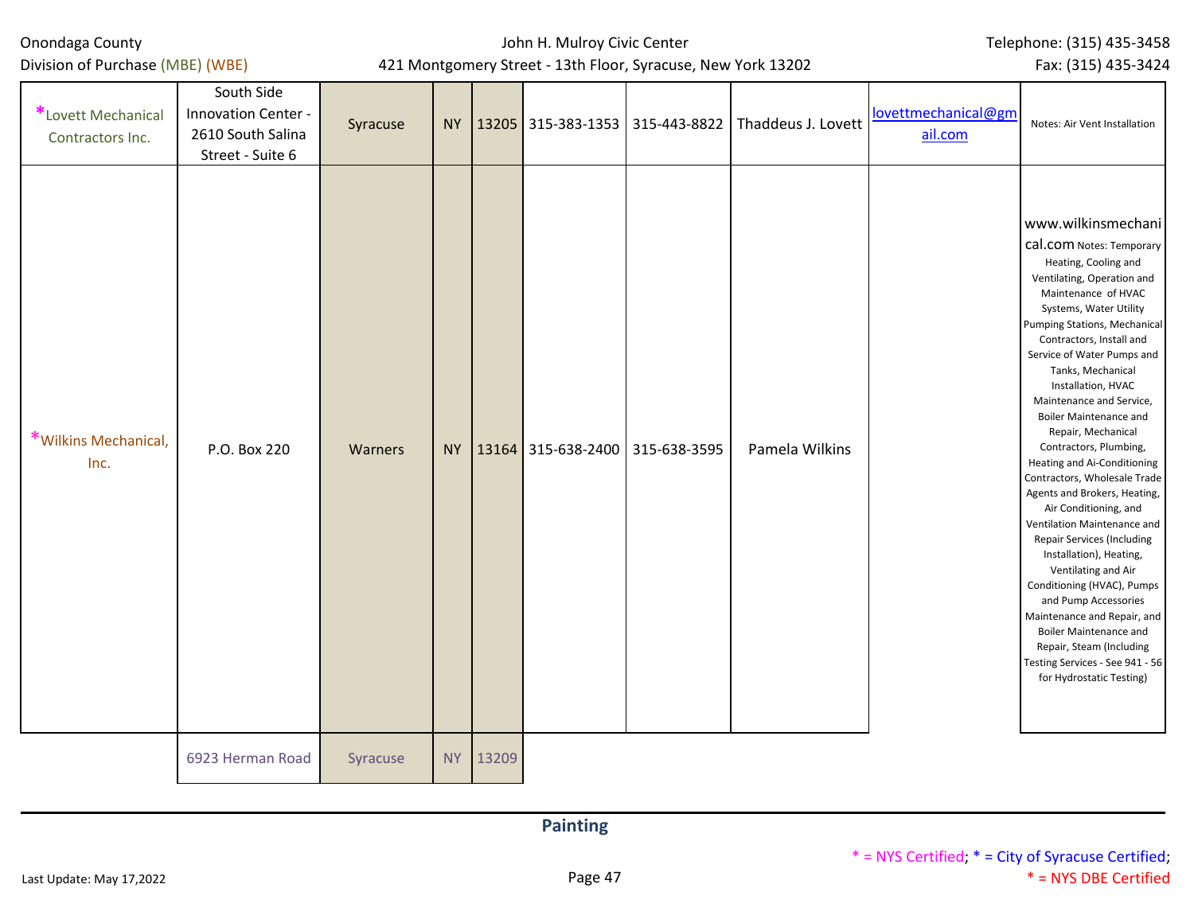| Company | Address | City | State | Zip | Phone | Fax | Contact | Email | Notes |
|---|---|---|---|---|---|---|---|---|---|
| *Lovett Mechanical Contractors Inc. | South Side Innovation Center - 2610 South Salina Street - Suite 6 | Syracuse | NY | 13205 | 315-383-1353 | 315-443-8822 | Thaddeus J. Lovett | lovettmechanical@gmail.com | Notes: Air Vent Installation |
| *Wilkins Mechanical, Inc. | P.O. Box 220 | Warners | NY | 13164 | 315-638-2400 | 315-638-3595 | Pamela Wilkins | | www.wilkinsmechanical.com Notes: Temporary Heating, Cooling and Ventilating, Operation and Maintenance of HVAC Systems, Water Utility Pumping Stations, Mechanical Contractors, Install and Service of Water Pumps and Tanks, Mechanical Installation, HVAC Maintenance and Service, Boiler Maintenance and Repair, Mechanical Contractors, Plumbing, Heating and Ai-Conditioning Contractors, Wholesale Trade Agents and Brokers, Heating, Air Conditioning, and Ventilation Maintenance and Repair Services (Including Installation), Heating, Ventilating and Air Conditioning (HVAC), Pumps and Pump Accessories Maintenance and Repair, and Boiler Maintenance and Repair, Steam (Including Testing Services - See 941 - 56 for Hydrostatic Testing) |
| | 6923 Herman Road | Syracuse | NY | 13209 | | | | | |

## Painting

* = NYS Certified; * = City of Syracuse Certified; * = NYS DBE Certified

Last Update: May 17,2022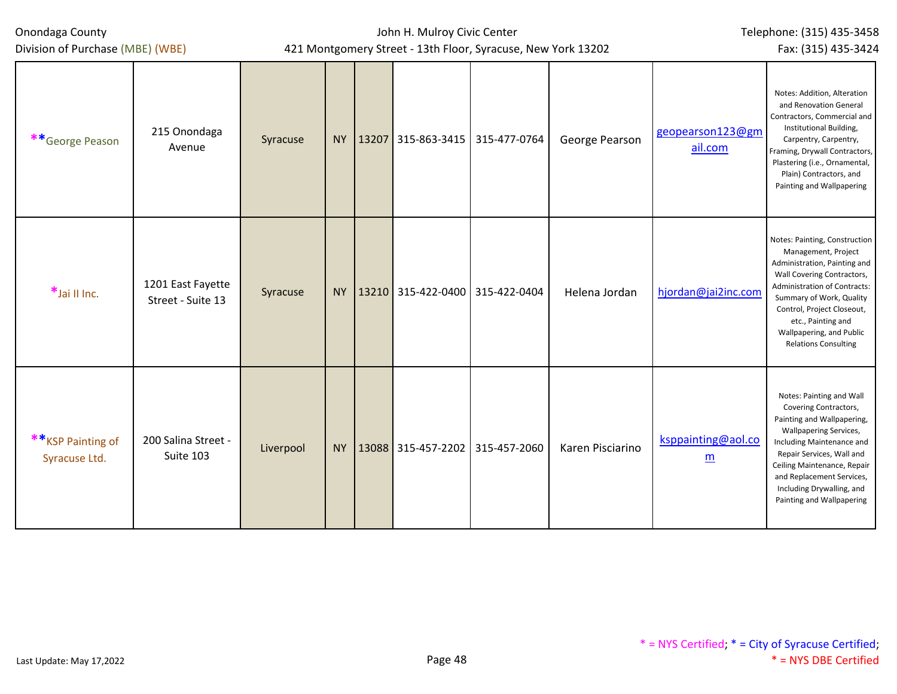| | | | | | | | | | |
|---|---|---|---|---|---|---|---|---|---|
| **George Peason | 215 Onondaga Avenue | Syracuse | NY | 13207 | 315-863-3415 | 315-477-0764 | George Pearson | geopearson123@gmail.com | Notes: Addition, Alteration and Renovation General Contractors, Commercial and Institutional Building, Carpentry, Carpentry, Framing, Drywall Contractors, Plastering (i.e., Ornamental, Plain) Contractors, and Painting and Wallpapering |
| *Jai II Inc. | 1201 East Fayette Street - Suite 13 | Syracuse | NY | 13210 | 315-422-0400 | 315-422-0404 | Helena Jordan | hjordan@jai2inc.com | Notes: Painting, Construction Management, Project Administration, Painting and Wall Covering Contractors, Administration of Contracts: Summary of Work, Quality Control, Project Closeout, etc., Painting and Wallpapering, and Public Relations Consulting |
| **KSP Painting of Syracuse Ltd. | 200 Salina Street - Suite 103 | Liverpool | NY | 13088 | 315-457-2202 | 315-457-2060 | Karen Pisciarino | ksppainting@aol.com | Notes: Painting and Wall Covering Contractors, Painting and Wallpapering, Wallpapering Services, Including Maintenance and Repair Services, Wall and Ceiling Maintenance, Repair and Replacement Services, Including Drywalling, and Painting and Wallpapering |

* = NYS Certified; * = City of Syracuse Certified; * = NYS DBE Certified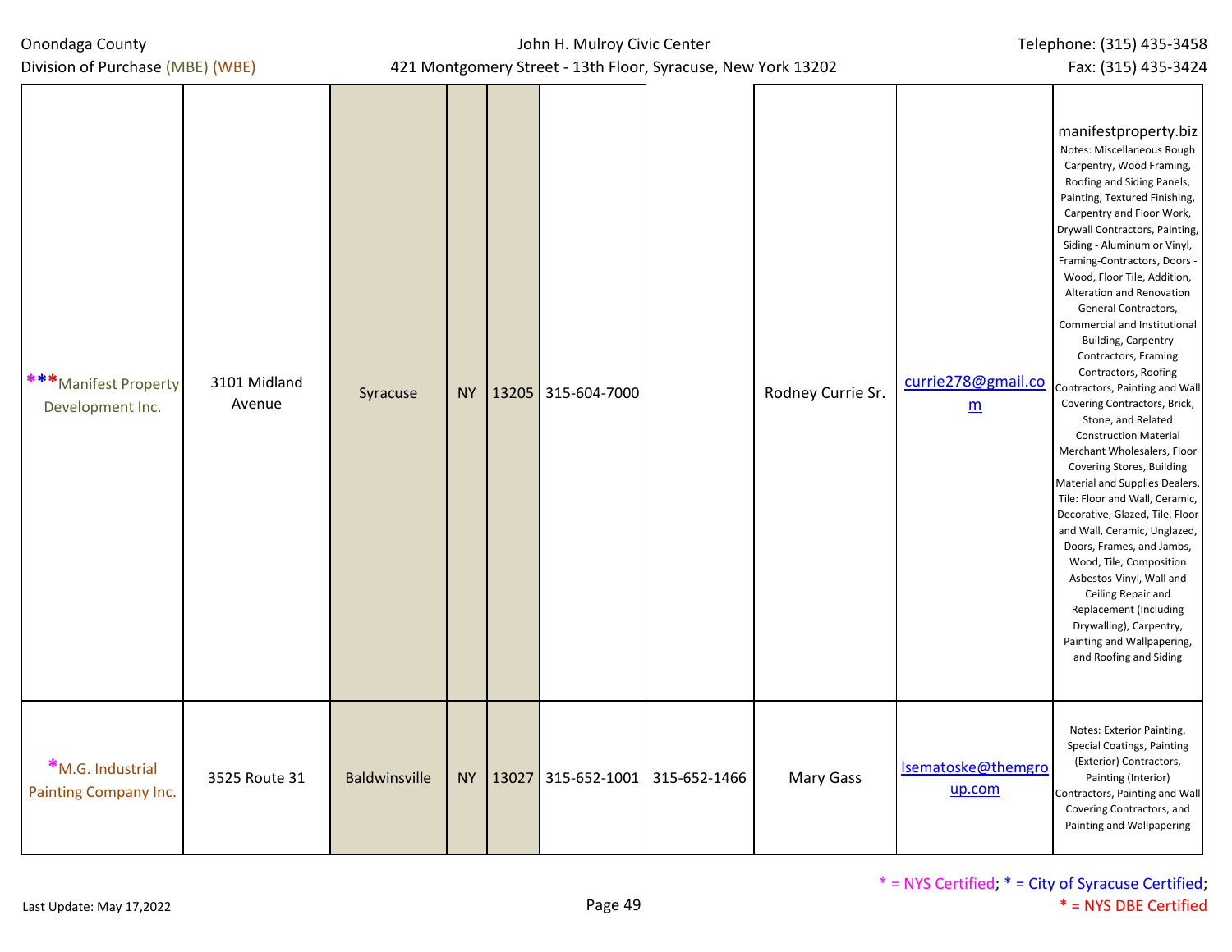| | | | | | | | | | |
|---|---|---|---|---|---|---|---|---|---|
| ***Manifest Property Development Inc. | 3101 Midland Avenue | Syracuse | NY | 13205 | 315-604-7000 | | Rodney Currie Sr. | currie278@gmail.com | manifestproperty.biz Notes: Miscellaneous Rough Carpentry, Wood Framing, Roofing and Siding Panels, Painting, Textured Finishing, Carpentry and Floor Work, Drywall Contractors, Painting, Siding - Aluminum or Vinyl, Framing-Contractors, Doors - Wood, Floor Tile, Addition, Alteration and Renovation General Contractors, Commercial and Institutional Building, Carpentry Contractors, Framing Contractors, Roofing Contractors, Painting and Wall Covering Contractors, Brick, Stone, and Related Construction Material Merchant Wholesalers, Floor Covering Stores, Building Material and Supplies Dealers, Tile: Floor and Wall, Ceramic, Decorative, Glazed, Tile, Floor and Wall, Ceramic, Unglazed, Doors, Frames, and Jambs, Wood, Tile, Composition Asbestos-Vinyl, Wall and Ceiling Repair and Replacement (Including Drywalling), Carpentry, Painting and Wallpapering, and Roofing and Siding |
| *M.G. Industrial Painting Company Inc. | 3525 Route 31 | Baldwinsville | NY | 13027 | 315-652-1001 | 315-652-1466 | Mary Gass | lsematoske@themgroup.com | Notes: Exterior Painting, Special Coatings, Painting (Exterior) Contractors, Painting (Interior) Contractors, Painting and Wall Covering Contractors, and Painting and Wallpapering |

* = NYS Certified; * = City of Syracuse Certified; * = NYS DBE Certified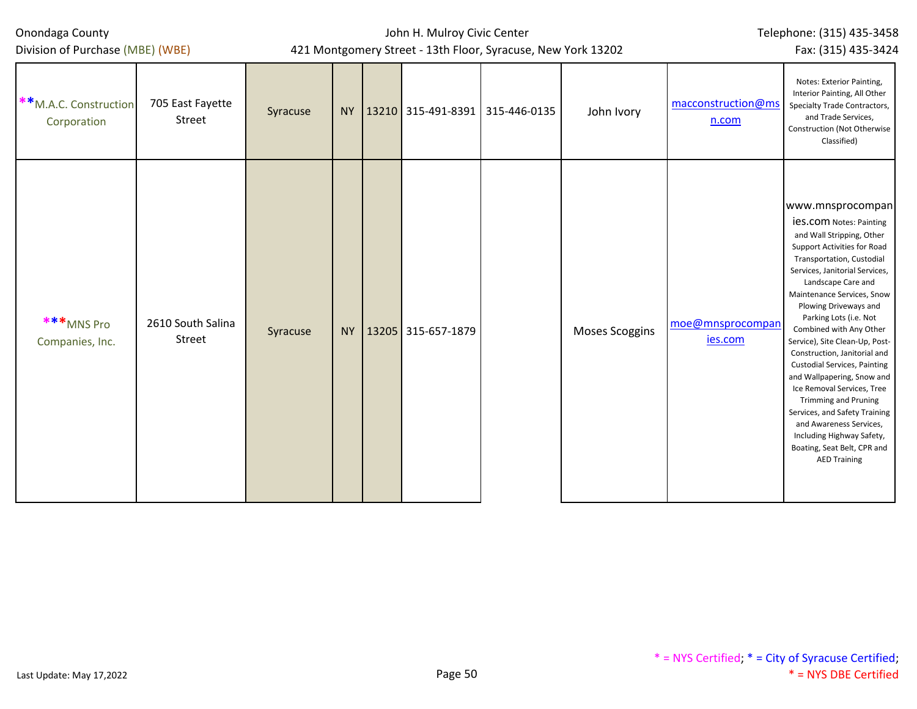| Company | Address | City | State | Zip | Phone | Fax | Contact | Email | Notes |
|---|---|---|---|---|---|---|---|---|---|
| **M.A.C. Construction Corporation | 705 East Fayette Street | Syracuse | NY | 13210 | 315-491-8391 | 315-446-0135 | John Ivory | macconstruction@msn.com | Notes: Exterior Painting, Interior Painting, All Other Specialty Trade Contractors, and Trade Services, Construction (Not Otherwise Classified) |
| ***MNS Pro Companies, Inc. | 2610 South Salina Street | Syracuse | NY | 13205 | 315-657-1879 | | Moses Scoggins | moe@mnsprocompanies.com | www.mnsprocompanies.com Notes: Painting and Wall Stripping, Other Support Activities for Road Transportation, Custodial Services, Janitorial Services, Landscape Care and Maintenance Services, Snow Plowing Driveways and Parking Lots (i.e. Not Combined with Any Other Service), Site Clean-Up, Post-Construction, Janitorial and Custodial Services, Painting and Wallpapering, Snow and Ice Removal Services, Tree Trimming and Pruning Services, and Safety Training and Awareness Services, Including Highway Safety, Boating, Seat Belt, CPR and AED Training |

* = NYS Certified; * = City of Syracuse Certified; * = NYS DBE Certified

Last Update: May 17,2022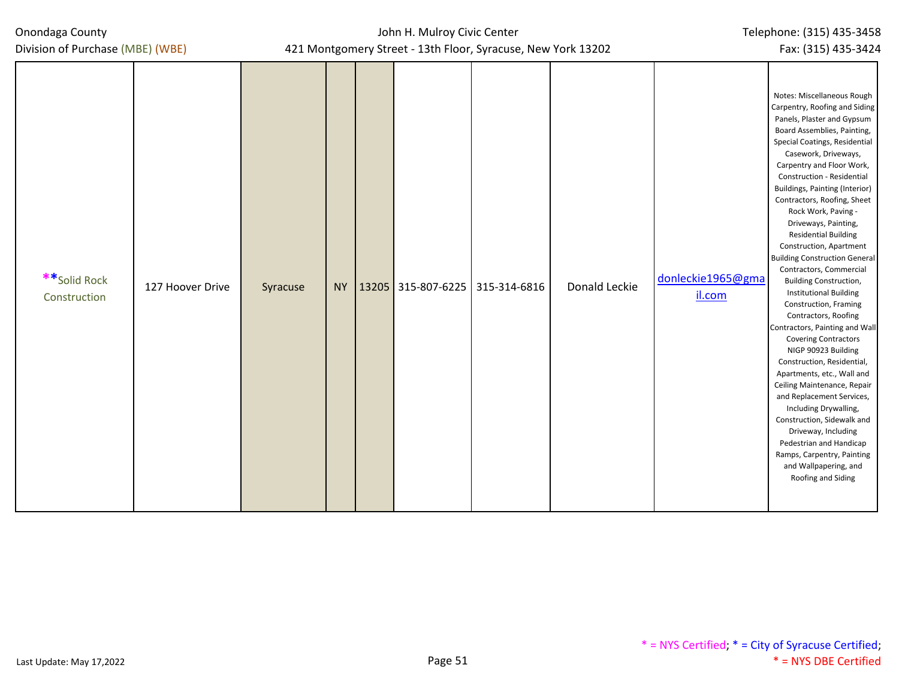| | | | | | | | | | |
|---|---|---|---|---|---|---|---|---|---|
| **Solid Rock Construction | 127 Hoover Drive | Syracuse | NY | 13205 | 315-807-6225 | 315-314-6816 | Donald Leckie | donleckie1965@gmail.com | Notes: Miscellaneous Rough Carpentry, Roofing and Siding Panels, Plaster and Gypsum Board Assemblies, Painting, Special Coatings, Residential Casework, Driveways, Carpentry and Floor Work, Construction - Residential Buildings, Painting (Interior) Contractors, Roofing, Sheet Rock Work, Paving - Driveways, Painting, Residential Building Construction, Apartment Building Construction General Contractors, Commercial Building Construction, Institutional Building Construction, Framing Contractors, Roofing Contractors, Painting and Wall Covering Contractors NIGP 90923 Building Construction, Residential, Apartments, etc., Wall and Ceiling Maintenance, Repair and Replacement Services, Including Drywalling, Construction, Sidewalk and Driveway, Including Pedestrian and Handicap Ramps, Carpentry, Painting and Wallpapering, and Roofing and Siding |

Last Update: May 17,2022

* = NYS Certified; * = City of Syracuse Certified;
* = NYS DBE Certified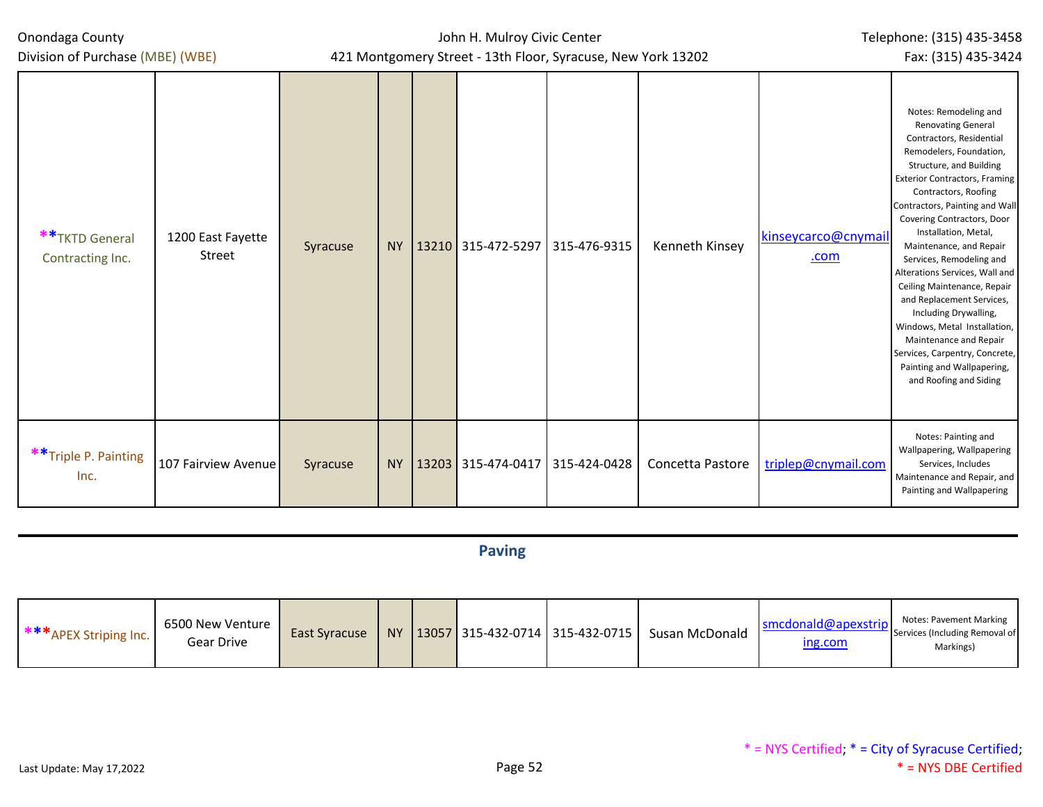| | | | | | | | | | |
|---|---|---|---|---|---|---|---|---|---|
| **TKTD General Contracting Inc. | 1200 East Fayette Street | Syracuse | NY | 13210 | 315-472-5297 | 315-476-9315 | Kenneth Kinsey | kinseycarco@cnymail.com | Notes: Remodeling and Renovating General Contractors, Residential Remodelers, Foundation, Structure, and Building Exterior Contractors, Framing Contractors, Roofing Contractors, Painting and Wall Covering Contractors, Door Installation, Metal, Maintenance, and Repair Services, Remodeling and Alterations Services, Wall and Ceiling Maintenance, Repair and Replacement Services, Including Drywalling, Windows, Metal Installation, Maintenance and Repair Services, Carpentry, Concrete, Painting and Wallpapering, and Roofing and Siding |
| **Triple P. Painting Inc. | 107 Fairview Avenue | Syracuse | NY | 13203 | 315-474-0417 | 315-424-0428 | Concetta Pastore | triplep@cnymail.com | Notes: Painting and Wallpapering, Wallpapering Services, Includes Maintenance and Repair, and Painting and Wallpapering |

## Paving

| | | | | | | | | | |
|---|---|---|---|---|---|---|---|---|---|
| ***APEX Striping Inc. | 6500 New Venture Gear Drive | East Syracuse | NY | 13057 | 315-432-0714 | 315-432-0715 | Susan McDonald | smcdonald@apexstriping.com | Notes: Pavement Marking Services (Including Removal of Markings) |

* = NYS Certified; * = City of Syracuse Certified; * = NYS DBE Certified

Last Update: May 17,2022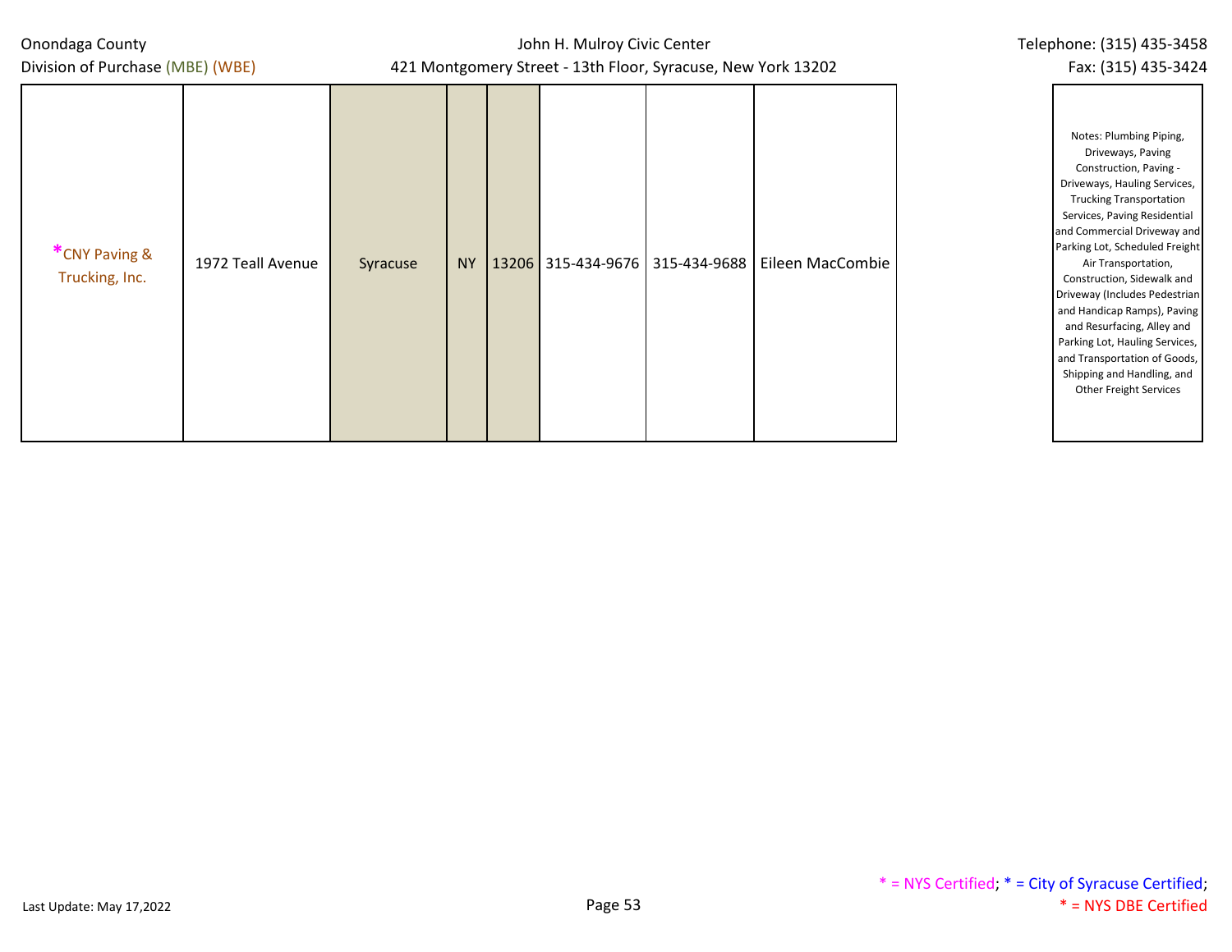| | | | | | | | | |
|---|---|---|---|---|---|---|---|---|
| *CNY Paving & Trucking, Inc. | 1972 Teall Avenue | Syracuse | NY | 13206 | 315-434-9676 | 315-434-9688 | Eileen MacCombie | Notes: Plumbing Piping, Driveways, Paving Construction, Paving - Driveways, Hauling Services, Trucking Transportation Services, Paving Residential and Commercial Driveway and Parking Lot, Scheduled Freight Air Transportation, Construction, Sidewalk and Driveway (Includes Pedestrian and Handicap Ramps), Paving and Resurfacing, Alley and Parking Lot, Hauling Services, and Transportation of Goods, Shipping and Handling, and Other Freight Services |

\* = NYS Certified; * = City of Syracuse Certified; * = NYS DBE Certified

Last Update: May 17,2022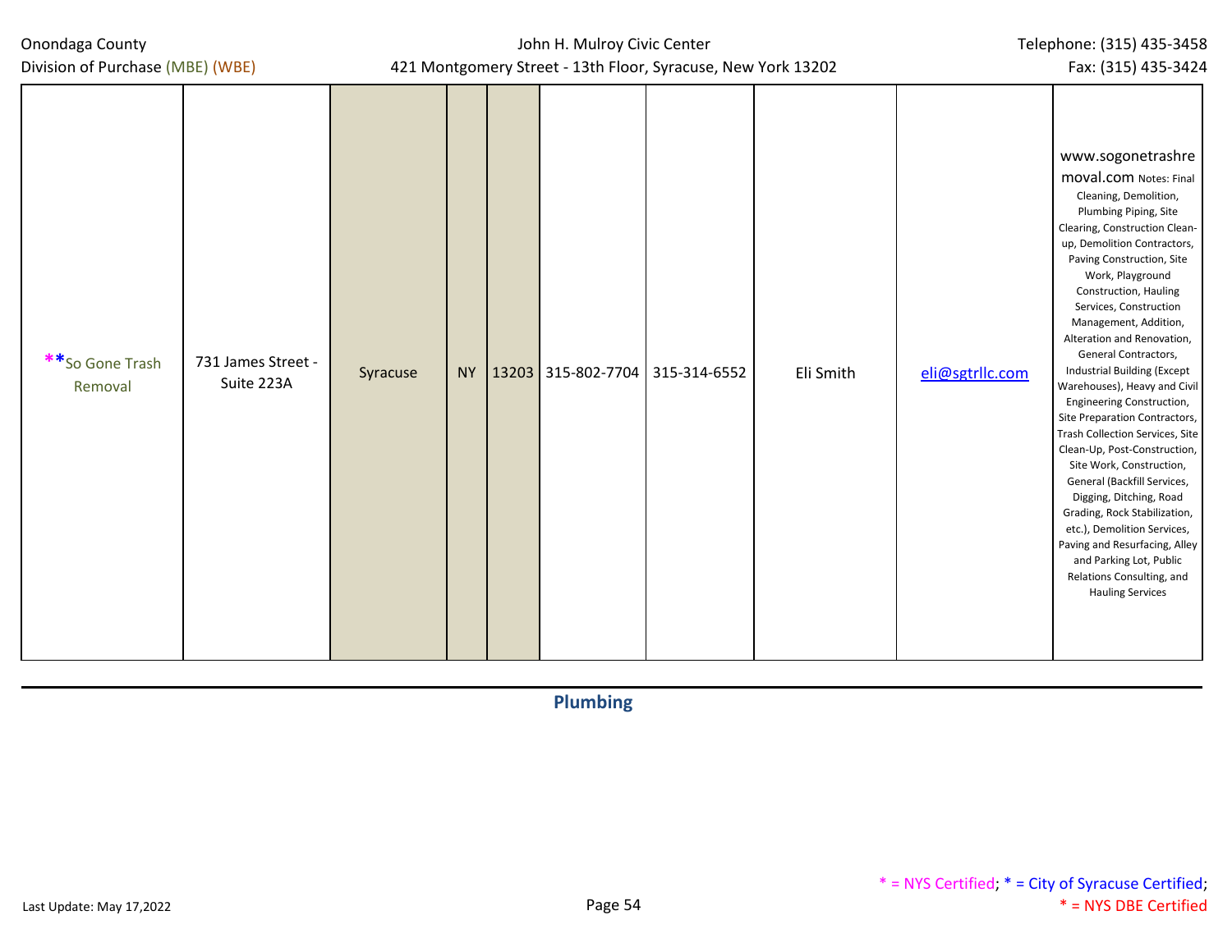| | | | | | | | | | |
|---|---|---|---|---|---|---|---|---|---|
| \*\*So Gone Trash Removal | 731 James Street - Suite 223A | Syracuse | NY | 13203 | 315-802-7704 | 315-314-6552 | Eli Smith | eli@sgtrllc.com | www.sogonetrashremoval.com Notes: Final Cleaning, Demolition, Plumbing Piping, Site Clearing, Construction Clean-up, Demolition Contractors, Paving Construction, Site Work, Playground Construction, Hauling Services, Construction Management, Addition, Alteration and Renovation, General Contractors, Industrial Building (Except Warehouses), Heavy and Civil Engineering Construction, Site Preparation Contractors, Trash Collection Services, Site Clean-Up, Post-Construction, Site Work, Construction, General (Backfill Services, Digging, Ditching, Road Grading, Rock Stabilization, etc.), Demolition Services, Paving and Resurfacing, Alley and Parking Lot, Public Relations Consulting, and Hauling Services |

## Plumbing

\* = NYS Certified; \* = City of Syracuse Certified; \* = NYS DBE Certified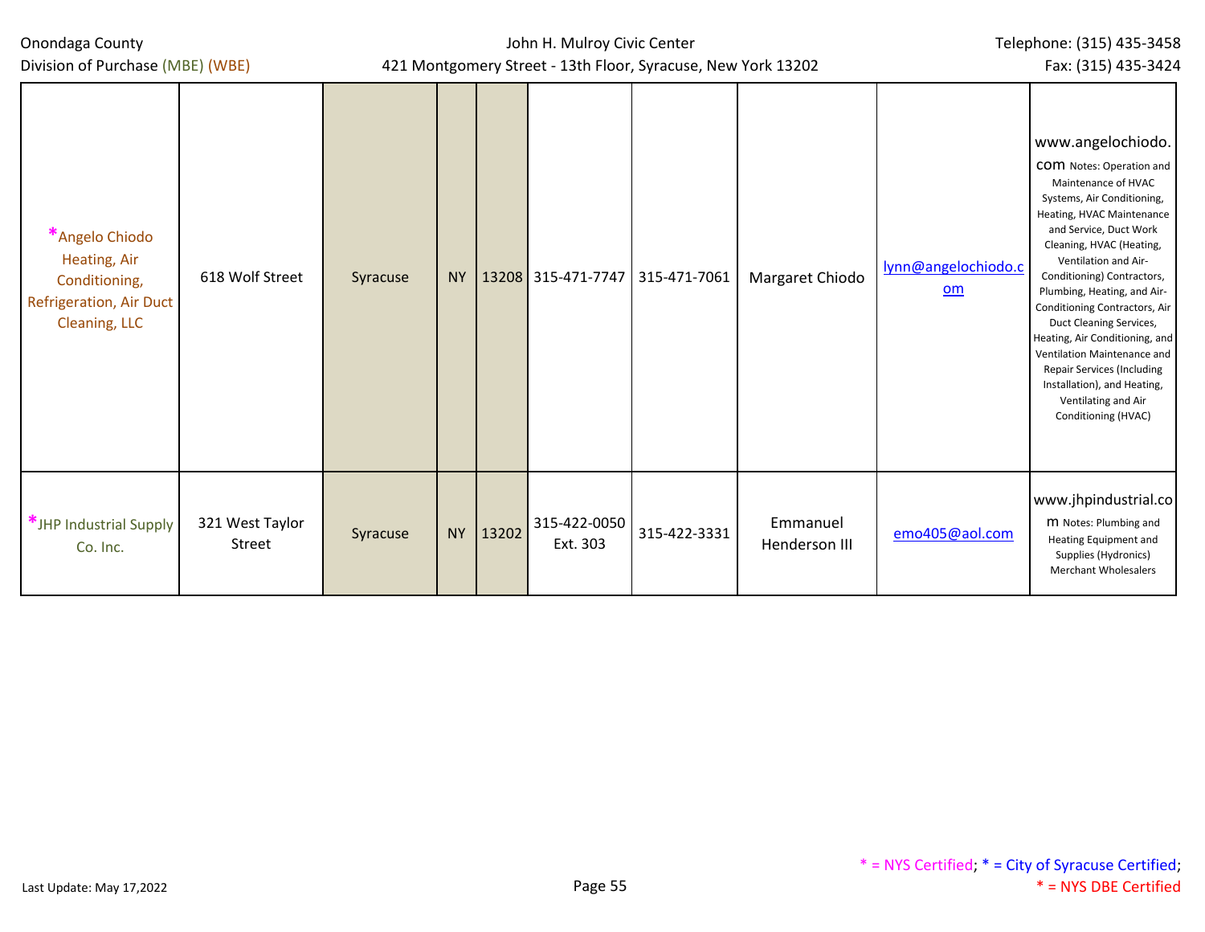| | | | | | | | | | |
|---|---|---|---|---|---|---|---|---|---|
| *Angelo Chiodo Heating, Air Conditioning, Refrigeration, Air Duct Cleaning, LLC | 618 Wolf Street | Syracuse | NY | 13208 | 315-471-7747 | 315-471-7061 | Margaret Chiodo | lynn@angelochiodo.com | www.angelochiodo.com Notes: Operation and Maintenance of HVAC Systems, Air Conditioning, Heating, HVAC Maintenance and Service, Duct Work Cleaning, HVAC (Heating, Ventilation and Air-Conditioning) Contractors, Plumbing, Heating, and Air-Conditioning Contractors, Air Duct Cleaning Services, Heating, Air Conditioning, and Ventilation Maintenance and Repair Services (Including Installation), and Heating, Ventilating and Air Conditioning (HVAC) |
| *JHP Industrial Supply Co. Inc. | 321 West Taylor Street | Syracuse | NY | 13202 | 315-422-0050 Ext. 303 | 315-422-3331 | Emmanuel Henderson III | emo405@aol.com | www.jhpindustrial.com Notes: Plumbing and Heating Equipment and Supplies (Hydronics) Merchant Wholesalers |

\* = NYS Certified; \* = City of Syracuse Certified; \* = NYS DBE Certified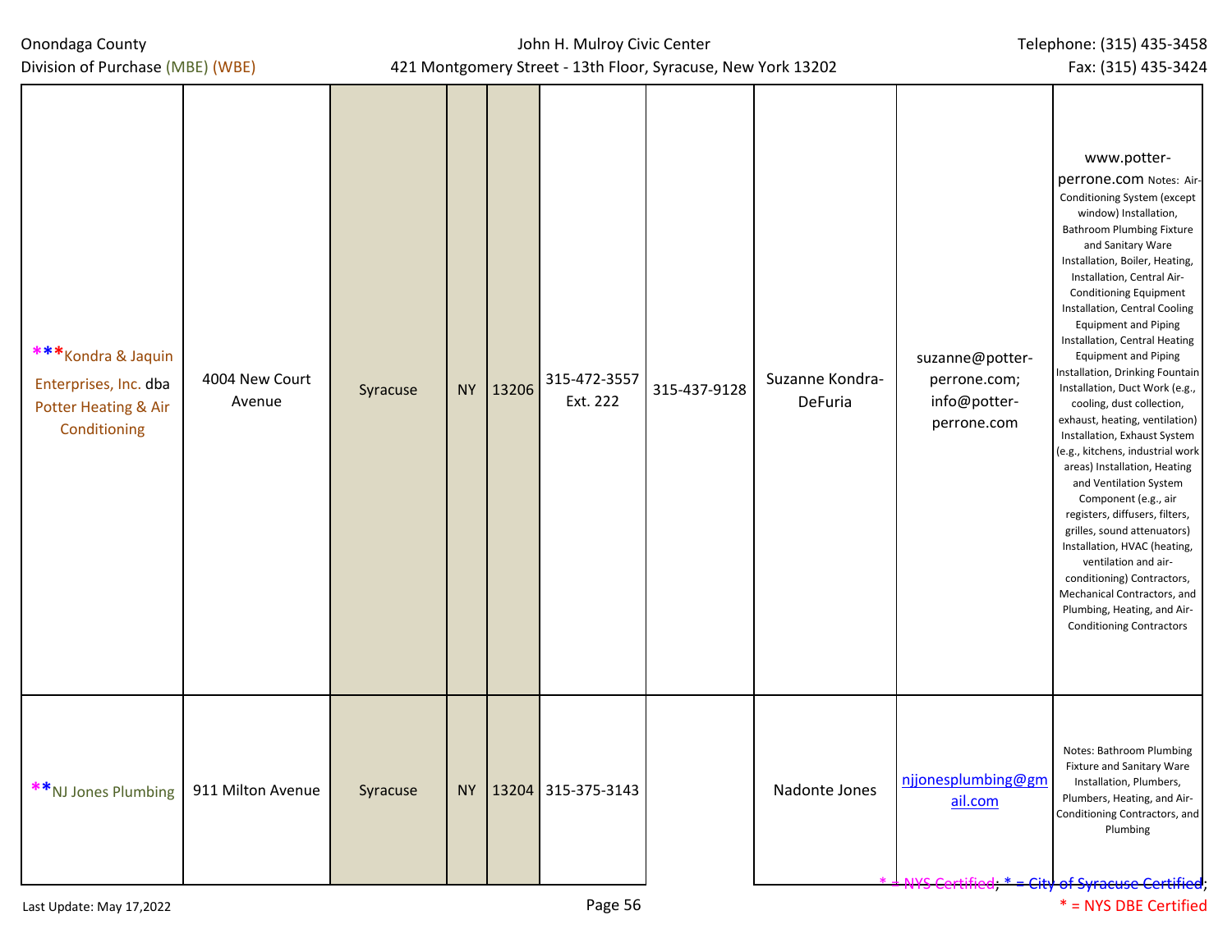| | | | | | | | | | |
|---|---|---|---|---|---|---|---|---|---|
| ***Kondra & Jaquin Enterprises, Inc. dba Potter Heating & Air Conditioning | 4004 New Court Avenue | Syracuse | NY | 13206 | 315-472-3557 Ext. 222 | 315-437-9128 | Suzanne Kondra-DeFuria | suzanne@potter-perrone.com; info@potter-perrone.com | www.potter-perrone.com Notes: Air-Conditioning System (except window) Installation, Bathroom Plumbing Fixture and Sanitary Ware Installation, Boiler, Heating, Installation, Central Air-Conditioning Equipment Installation, Central Cooling Equipment and Piping Installation, Central Heating Equipment and Piping Installation, Drinking Fountain Installation, Duct Work (e.g., cooling, dust collection, exhaust, heating, ventilation) Installation, Exhaust System (e.g., kitchens, industrial work areas) Installation, Heating and Ventilation System Component (e.g., air registers, diffusers, filters, grilles, sound attenuators) Installation, HVAC (heating, ventilation and air-conditioning) Contractors, Mechanical Contractors, and Plumbing, Heating, and Air-Conditioning Contractors |
| **NJ Jones Plumbing | 911 Milton Avenue | Syracuse | NY | 13204 | 315-375-3143 | | Nadonte Jones | njjonesplumbing@gmail.com | Notes: Bathroom Plumbing Fixture and Sanitary Ware Installation, Plumbers, Plumbers, Heating, and Air-Conditioning Contractors, and Plumbing |

* = NYS Certified; * = City of Syracuse Certified; * = NYS DBE Certified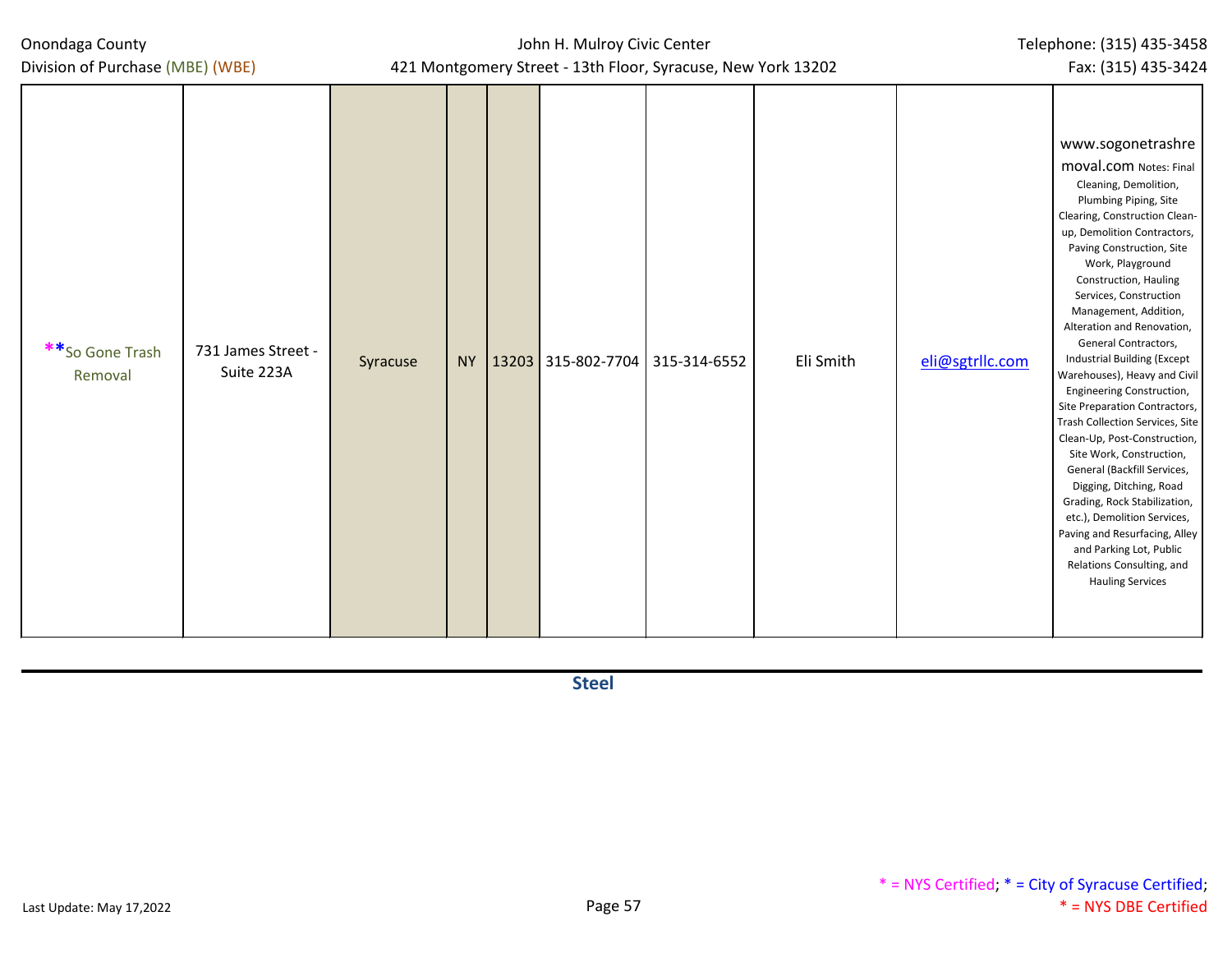| | | | | | | | | | |
|---|---|---|---|---|---|---|---|---|---|
| \*\*So Gone Trash Removal | 731 James Street - Suite 223A | Syracuse | NY | 13203 | 315-802-7704 | 315-314-6552 | Eli Smith | eli@sgtrllc.com | www.sogonetrashremoval.com Notes: Final Cleaning, Demolition, Plumbing Piping, Site Clearing, Construction Clean-up, Demolition Contractors, Paving Construction, Site Work, Playground Construction, Hauling Services, Construction Management, Addition, Alteration and Renovation, General Contractors, Industrial Building (Except Warehouses), Heavy and Civil Engineering Construction, Site Preparation Contractors, Trash Collection Services, Site Clean-Up, Post-Construction, Site Work, Construction, General (Backfill Services, Digging, Ditching, Road Grading, Rock Stabilization, etc.), Demolition Services, Paving and Resurfacing, Alley and Parking Lot, Public Relations Consulting, and Hauling Services |

## Steel

\* = NYS Certified; \* = City of Syracuse Certified; \* = NYS DBE Certified

Last Update: May 17,2022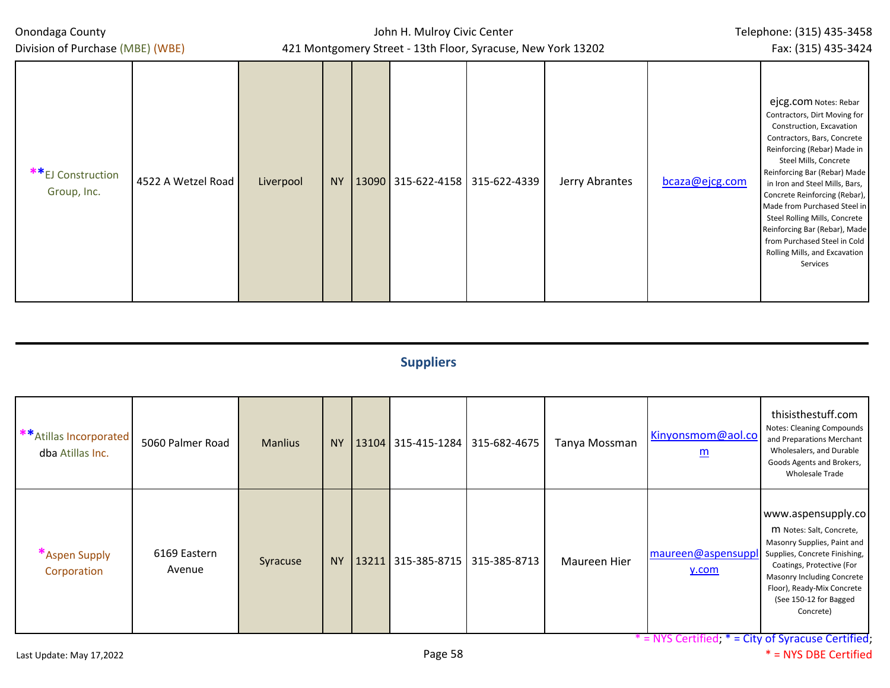| | | | | | | | | | |
|---|---|---|---|---|---|---|---|---|---|
| **EJ Construction Group, Inc. | 4522 A Wetzel Road | Liverpool | NY | 13090 | 315-622-4158 | 315-622-4339 | Jerry Abrantes | bcaza@ejcg.com | ejcg.com Notes: Rebar Contractors, Dirt Moving for Construction, Excavation Contractors, Bars, Concrete Reinforcing (Rebar) Made in Steel Mills, Concrete Reinforcing Bar (Rebar) Made in Iron and Steel Mills, Bars, Concrete Reinforcing (Rebar), Made from Purchased Steel in Steel Rolling Mills, Concrete Reinforcing Bar (Rebar), Made from Purchased Steel in Cold Rolling Mills, and Excavation Services |

## Suppliers

| | | | | | | | | | |
|---|---|---|---|---|---|---|---|---|---|
| **Atillas Incorporated dba Atillas Inc. | 5060 Palmer Road | Manlius | NY | 13104 | 315-415-1284 | 315-682-4675 | Tanya Mossman | Kinyonsmom@aol.com | thisisthestuff.com Notes: Cleaning Compounds and Preparations Merchant Wholesalers, and Durable Goods Agents and Brokers, Wholesale Trade |
| *Aspen Supply Corporation | 6169 Eastern Avenue | Syracuse | NY | 13211 | 315-385-8715 | 315-385-8713 | Maureen Hier | maureen@aspensupply.com | www.aspensupply.com Notes: Salt, Concrete, Masonry Supplies, Paint and Supplies, Concrete Finishing, Coatings, Protective (For Masonry Including Concrete Floor), Ready-Mix Concrete (See 150-12 for Bagged Concrete) |

* = NYS Certified; * = City of Syracuse Certified; * = NYS DBE Certified

Last Update: May 17,2022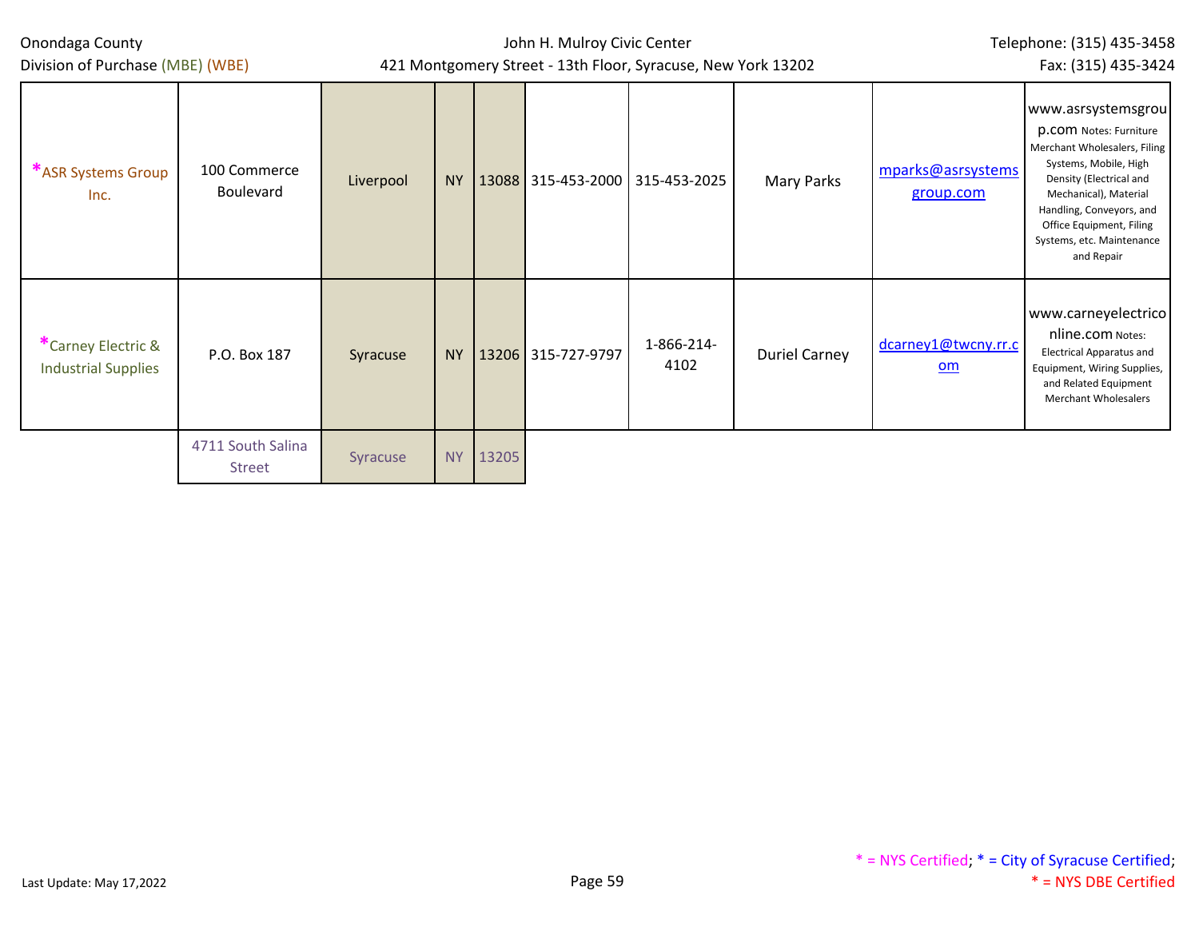| Company | Address | City | State | Zip | Phone | Fax | Contact | Email | Website / Notes |
|---|---|---|---|---|---|---|---|---|---|
| *ASR Systems Group Inc. | 100 Commerce Boulevard | Liverpool | NY | 13088 | 315-453-2000 | 315-453-2025 | Mary Parks | mparks@asrsystemsgroup.com | www.asrsystemsgroup.com Notes: Furniture Merchant Wholesalers, Filing Systems, Mobile, High Density (Electrical and Mechanical), Material Handling, Conveyors, and Office Equipment, Filing Systems, etc. Maintenance and Repair |
| *Carney Electric & Industrial Supplies | P.O. Box 187 | Syracuse | NY | 13206 | 315-727-9797 | 1-866-214-4102 | Duriel Carney | dcarney1@twcny.rr.com | www.carneyelectriconline.com Notes: Electrical Apparatus and Equipment, Wiring Supplies, and Related Equipment Merchant Wholesalers |
| | 4711 South Salina Street | Syracuse | NY | 13205 | | | | | |

\* = NYS Certified; \* = City of Syracuse Certified; \* = NYS DBE Certified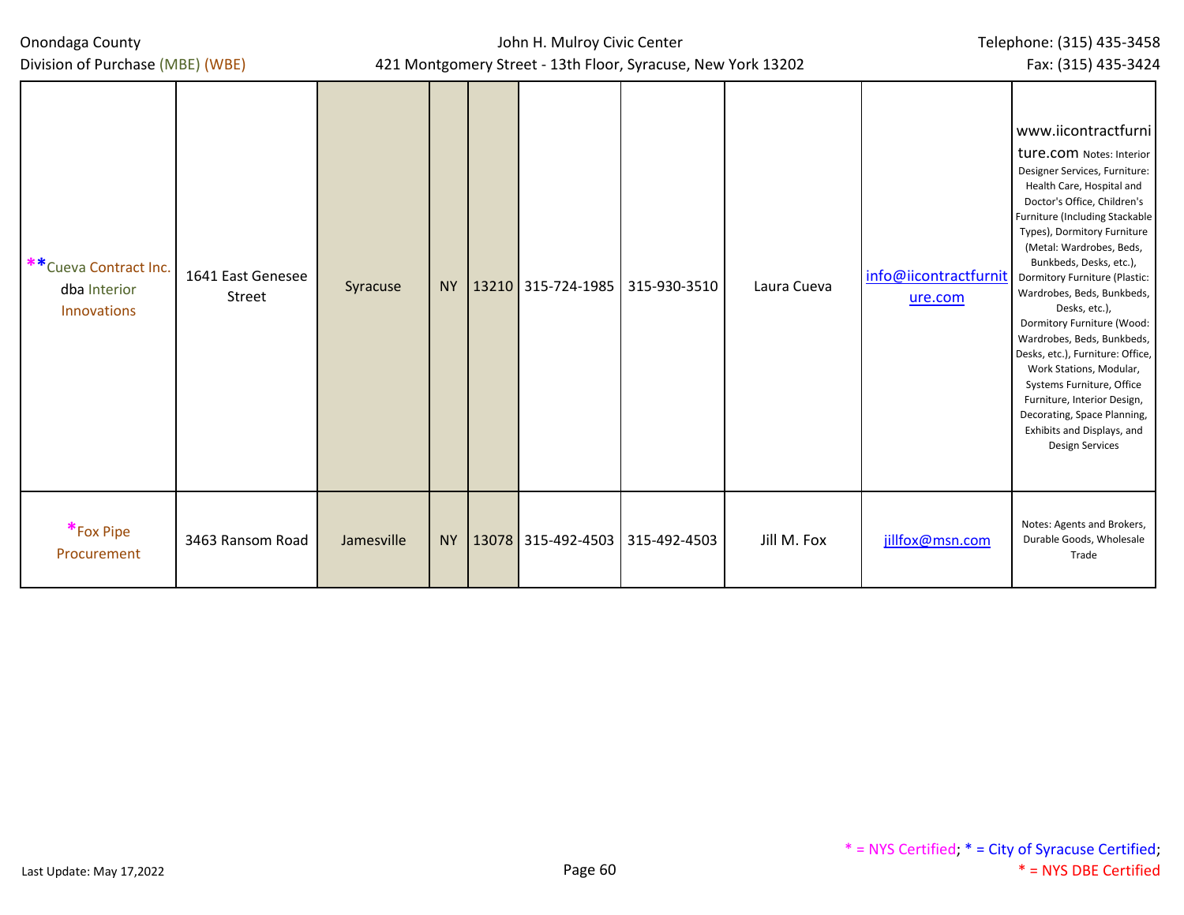| | | | | | | | | | |
|---|---|---|---|---|---|---|---|---|---|
| **Cueva Contract Inc. dba Interior Innovations | 1641 East Genesee Street | Syracuse | NY | 13210 | 315-724-1985 | 315-930-3510 | Laura Cueva | info@iicontractfurniture.com | www.iicontractfurniture.com Notes: Interior Designer Services, Furniture: Health Care, Hospital and Doctor's Office, Children's Furniture (Including Stackable Types), Dormitory Furniture (Metal: Wardrobes, Beds, Bunkbeds, Desks, etc.), Dormitory Furniture (Plastic: Wardrobes, Beds, Bunkbeds, Desks, etc.), Dormitory Furniture (Wood: Wardrobes, Beds, Bunkbeds, Desks, etc.), Furniture: Office, Work Stations, Modular, Systems Furniture, Office Furniture, Interior Design, Decorating, Space Planning, Exhibits and Displays, and Design Services |
| *Fox Pipe Procurement | 3463 Ransom Road | Jamesville | NY | 13078 | 315-492-4503 | 315-492-4503 | Jill M. Fox | jillfox@msn.com | Notes: Agents and Brokers, Durable Goods, Wholesale Trade |

* = NYS Certified; * = City of Syracuse Certified; * = NYS DBE Certified

Last Update: May 17,2022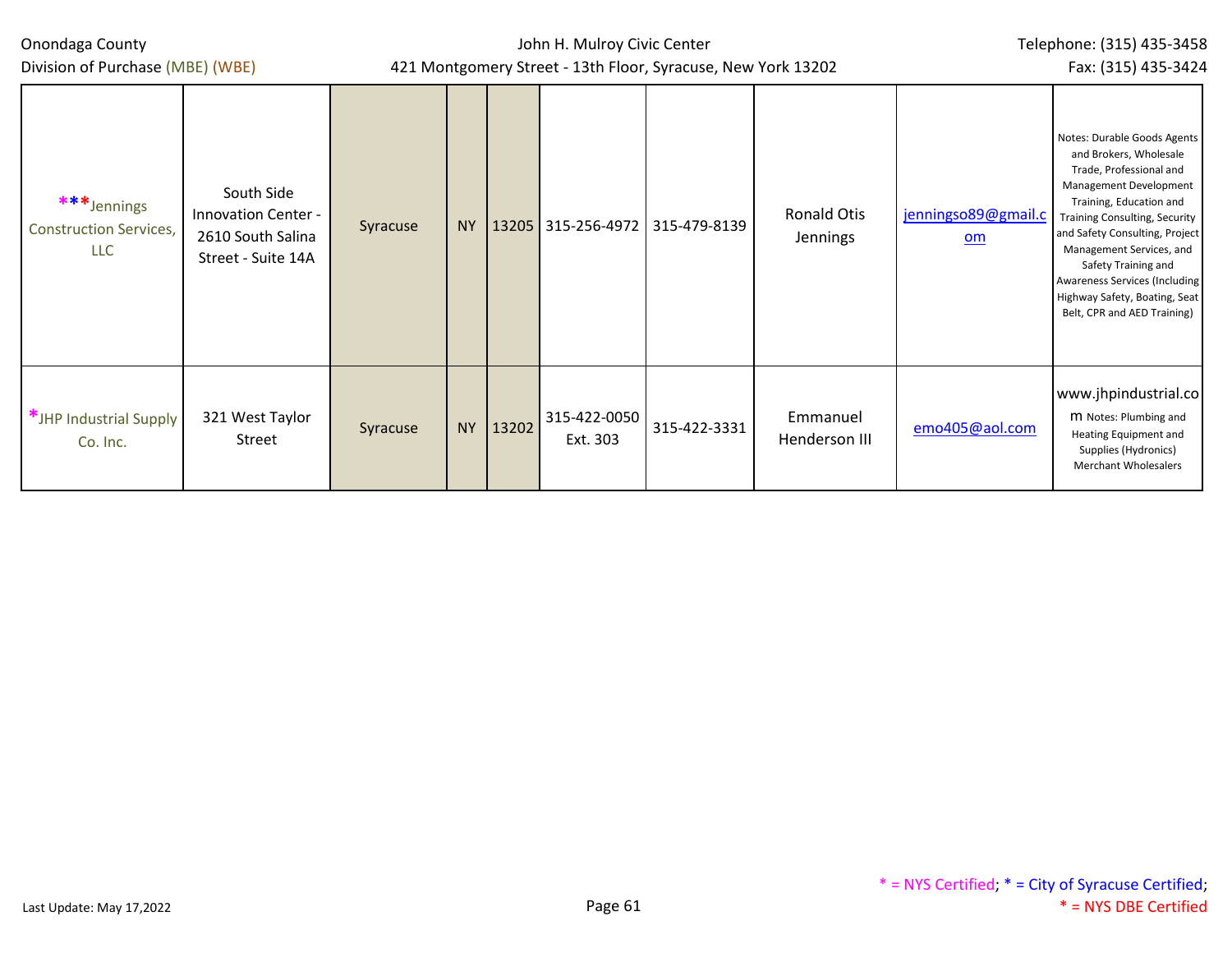| | | | | | | | | | |
|---|---|---|---|---|---|---|---|---|---|
| ***Jennings Construction Services, LLC | South Side Innovation Center - 2610 South Salina Street - Suite 14A | Syracuse | NY | 13205 | 315-256-4972 | 315-479-8139 | Ronald Otis Jennings | jenningso89@gmail.com | Notes: Durable Goods Agents and Brokers, Wholesale Trade, Professional and Management Development Training, Education and Training Consulting, Security and Safety Consulting, Project Management Services, and Safety Training and Awareness Services (Including Highway Safety, Boating, Seat Belt, CPR and AED Training) |
| *JHP Industrial Supply Co. Inc. | 321 West Taylor Street | Syracuse | NY | 13202 | 315-422-0050 Ext. 303 | 315-422-3331 | Emmanuel Henderson III | emo405@aol.com | www.jhpindustrial.com Notes: Plumbing and Heating Equipment and Supplies (Hydronics) Merchant Wholesalers |

* = NYS Certified; * = City of Syracuse Certified; * = NYS DBE Certified

Last Update: May 17,2022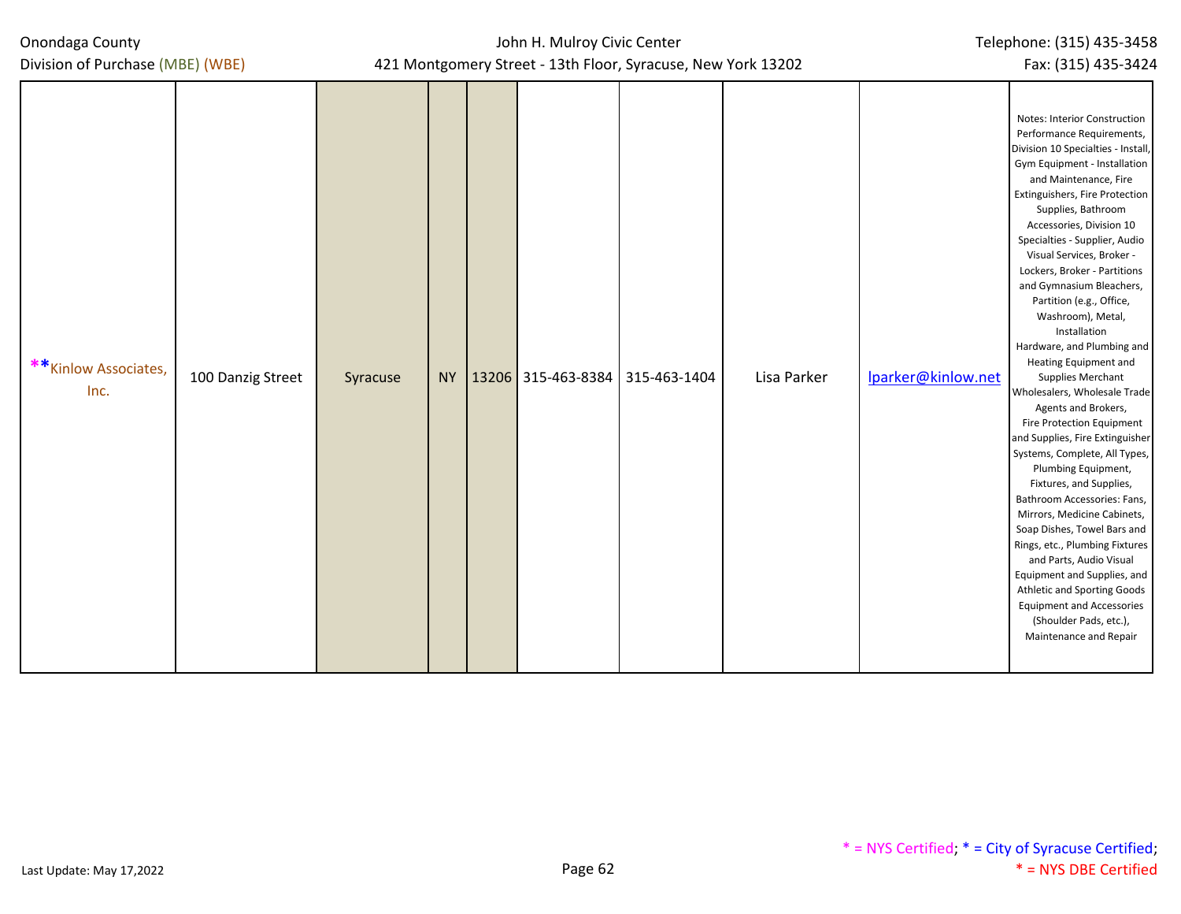| **Kinlow Associates, Inc. | 100 Danzig Street | Syracuse | NY | 13206 | 315-463-8384 | 315-463-1404 | Lisa Parker | lparker@kinlow.net | Notes: Interior Construction Performance Requirements, Division 10 Specialties - Install, Gym Equipment - Installation and Maintenance, Fire Extinguishers, Fire Protection Supplies, Bathroom Accessories, Division 10 Specialties - Supplier, Audio Visual Services, Broker - Lockers, Broker - Partitions and Gymnasium Bleachers, Partition (e.g., Office, Washroom), Metal, Installation Hardware, and Plumbing and Heating Equipment and Supplies Merchant Wholesalers, Wholesale Trade Agents and Brokers, Fire Protection Equipment and Supplies, Fire Extinguisher Systems, Complete, All Types, Plumbing Equipment, Fixtures, and Supplies, Bathroom Accessories: Fans, Mirrors, Medicine Cabinets, Soap Dishes, Towel Bars and Rings, etc., Plumbing Fixtures and Parts, Audio Visual Equipment and Supplies, and Athletic and Sporting Goods Equipment and Accessories (Shoulder Pads, etc.), Maintenance and Repair |
|---|---|---|---|---|---|---|---|---|---|

* = NYS Certified; * = City of Syracuse Certified; * = NYS DBE Certified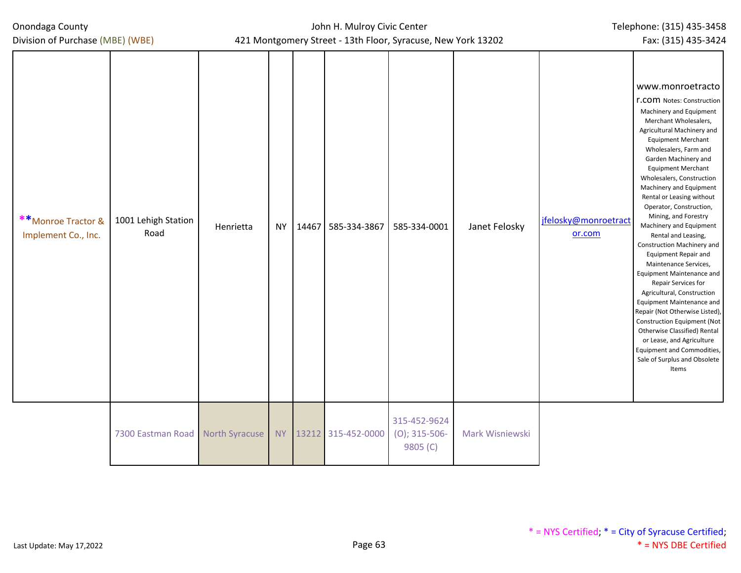| | | | | | | | | | |
|---|---|---|---|---|---|---|---|---|---|
| **Monroe Tractor & Implement Co., Inc. | 1001 Lehigh Station Road | Henrietta | NY | 14467 | 585-334-3867 | 585-334-0001 | Janet Felosky | jfelosky@monroetractor.com | www.monroetractor.com Notes: Construction Machinery and Equipment Merchant Wholesalers, Agricultural Machinery and Equipment Merchant Wholesalers, Farm and Garden Machinery and Equipment Merchant Wholesalers, Construction Machinery and Equipment Rental or Leasing without Operator, Construction, Mining, and Forestry Machinery and Equipment Rental and Leasing, Construction Machinery and Equipment Repair and Maintenance Services, Equipment Maintenance and Repair Services for Agricultural, Construction Equipment Maintenance and Repair (Not Otherwise Listed), Construction Equipment (Not Otherwise Classified) Rental or Lease, and Agriculture Equipment and Commodities, Sale of Surplus and Obsolete Items |
| | 7300 Eastman Road | North Syracuse | NY | 13212 | 315-452-0000 | 315-452-9624 (O); 315-506-9805 (C) | Mark Wisniewski | | |

* = NYS Certified; * = City of Syracuse Certified; * = NYS DBE Certified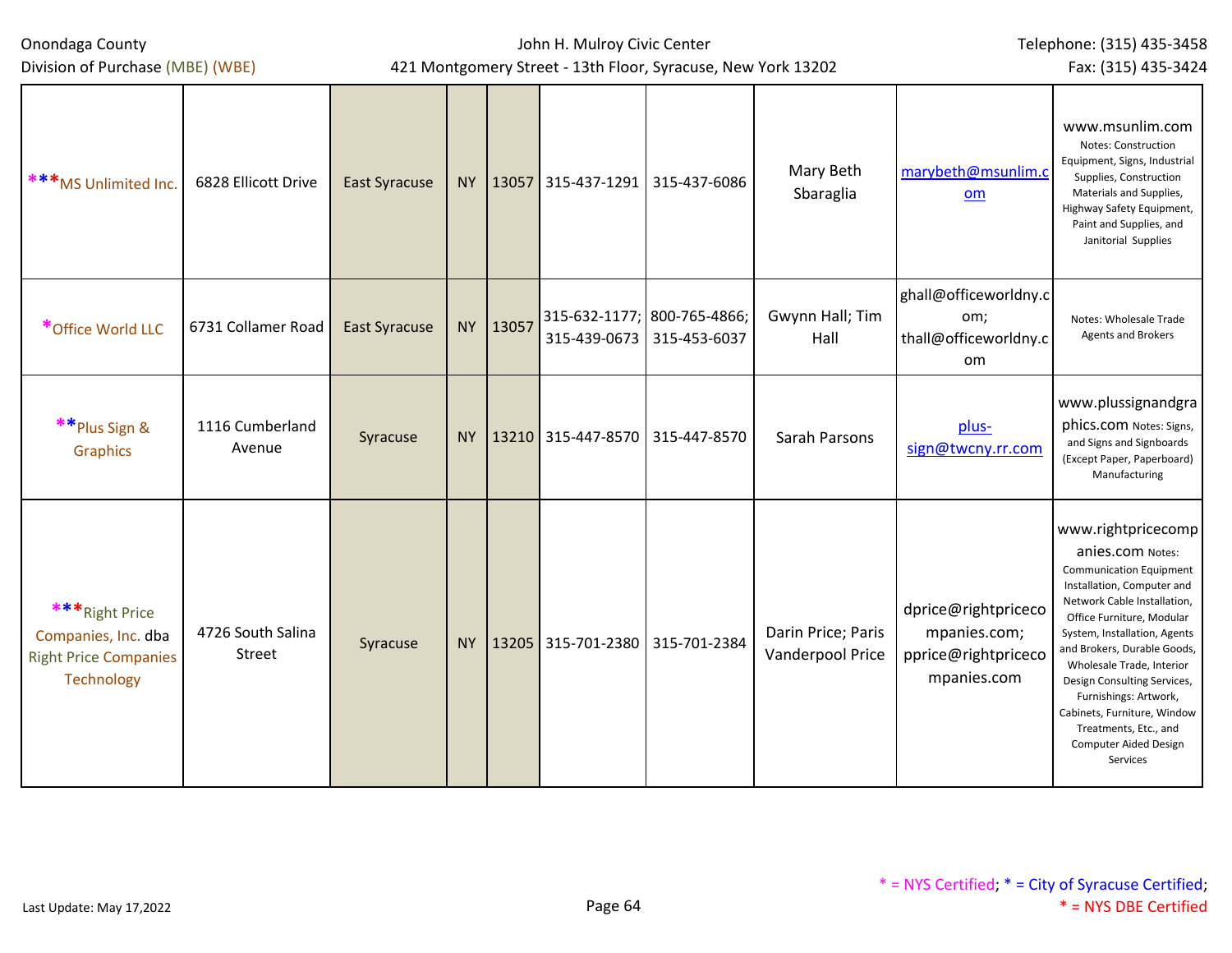| | | | | | | | | | |
|---|---|---|---|---|---|---|---|---|---|
| ***MS Unlimited Inc. | 6828 Ellicott Drive | East Syracuse | NY | 13057 | 315-437-1291 | 315-437-6086 | Mary Beth Sbaraglia | marybeth@msunlim.com | www.msunlim.com Notes: Construction Equipment, Signs, Industrial Supplies, Construction Materials and Supplies, Highway Safety Equipment, Paint and Supplies, and Janitorial Supplies |
| *Office World LLC | 6731 Collamer Road | East Syracuse | NY | 13057 | 315-632-1177; 315-439-0673 | 800-765-4866; 315-453-6037 | Gwynn Hall; Tim Hall | ghall@officeworldny.com; thall@officeworldny.com | Notes: Wholesale Trade Agents and Brokers |
| **Plus Sign & Graphics | 1116 Cumberland Avenue | Syracuse | NY | 13210 | 315-447-8570 | 315-447-8570 | Sarah Parsons | plus-sign@twcny.rr.com | www.plussignandgraphics.com Notes: Signs, and Signs and Signboards (Except Paper, Paperboard) Manufacturing |
| ***Right Price Companies, Inc. dba Right Price Companies Technology | 4726 South Salina Street | Syracuse | NY | 13205 | 315-701-2380 | 315-701-2384 | Darin Price; Paris Vanderpool Price | dprice@rightpricecompanies.com; pprice@rightpricecompanies.com | www.rightpricecompanies.com Notes: Communication Equipment Installation, Computer and Network Cable Installation, Office Furniture, Modular System, Installation, Agents and Brokers, Durable Goods, Wholesale Trade, Interior Design Consulting Services, Furnishings: Artwork, Cabinets, Furniture, Window Treatments, Etc., and Computer Aided Design Services |

Last Update: May 17,2022

* = NYS Certified; * = City of Syracuse Certified; * = NYS DBE Certified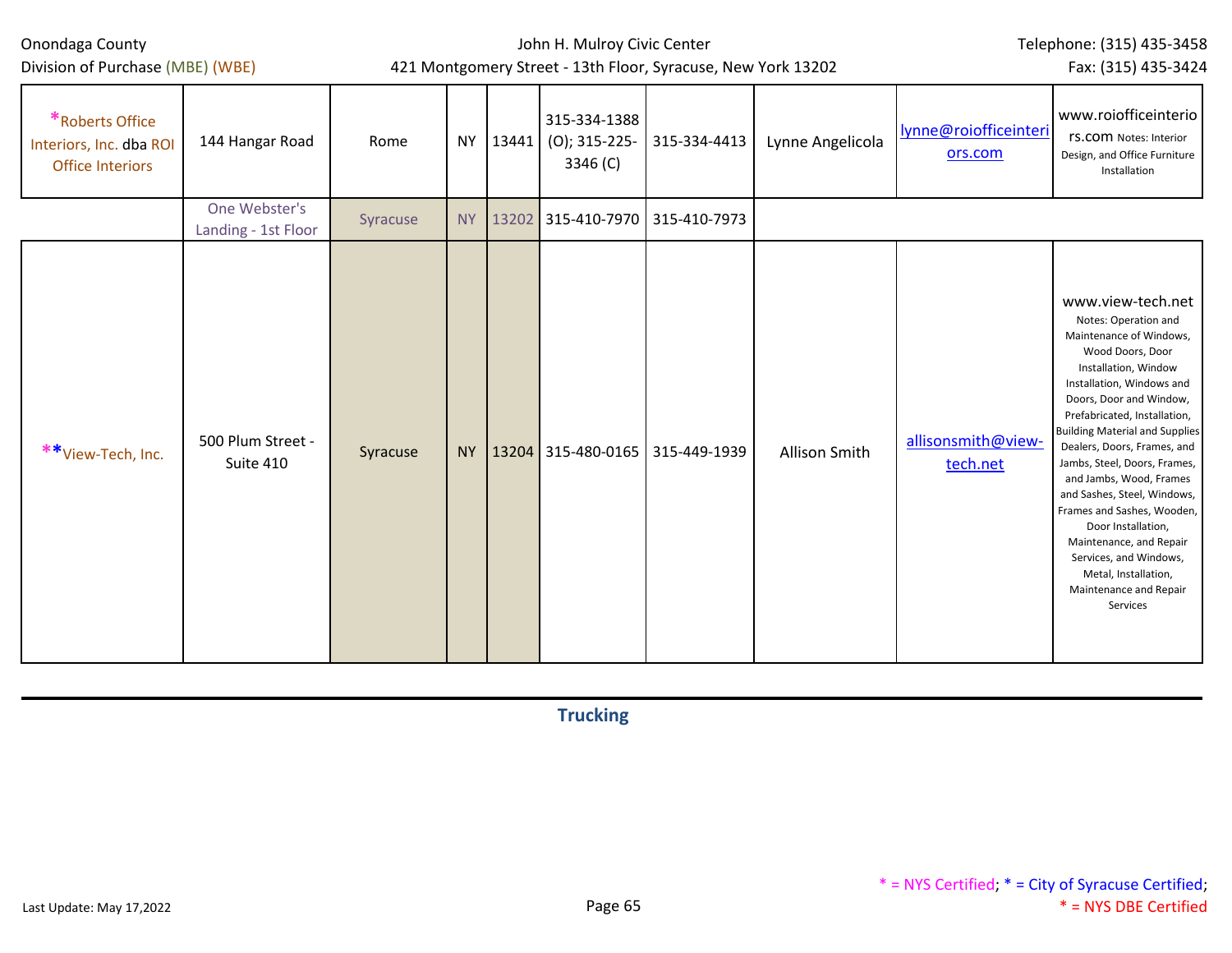| | | | | | | | | | |
|---|---|---|---|---|---|---|---|---|---|
| *Roberts Office Interiors, Inc. dba ROI Office Interiors | 144 Hangar Road | Rome | NY | 13441 | 315-334-1388 (O); 315-225-3346 (C) | 315-334-4413 | Lynne Angelicola | lynne@roiofficeinteriors.com | www.roiofficeinteriors.com Notes: Interior Design, and Office Furniture Installation |
| | One Webster's Landing - 1st Floor | Syracuse | NY | 13202 | 315-410-7970 | 315-410-7973 | | | |
| **View-Tech, Inc. | 500 Plum Street - Suite 410 | Syracuse | NY | 13204 | 315-480-0165 | 315-449-1939 | Allison Smith | allisonsmith@view-tech.net | www.view-tech.net Notes: Operation and Maintenance of Windows, Wood Doors, Door Installation, Window Installation, Windows and Doors, Door and Window, Prefabricated, Installation, Building Material and Supplies Dealers, Doors, Frames, and Jambs, Steel, Doors, Frames, and Jambs, Wood, Frames and Sashes, Steel, Windows, Frames and Sashes, Wooden, Door Installation, Maintenance, and Repair Services, and Windows, Metal, Installation, Maintenance and Repair Services |

## Trucking

* = NYS Certified; * = City of Syracuse Certified; * = NYS DBE Certified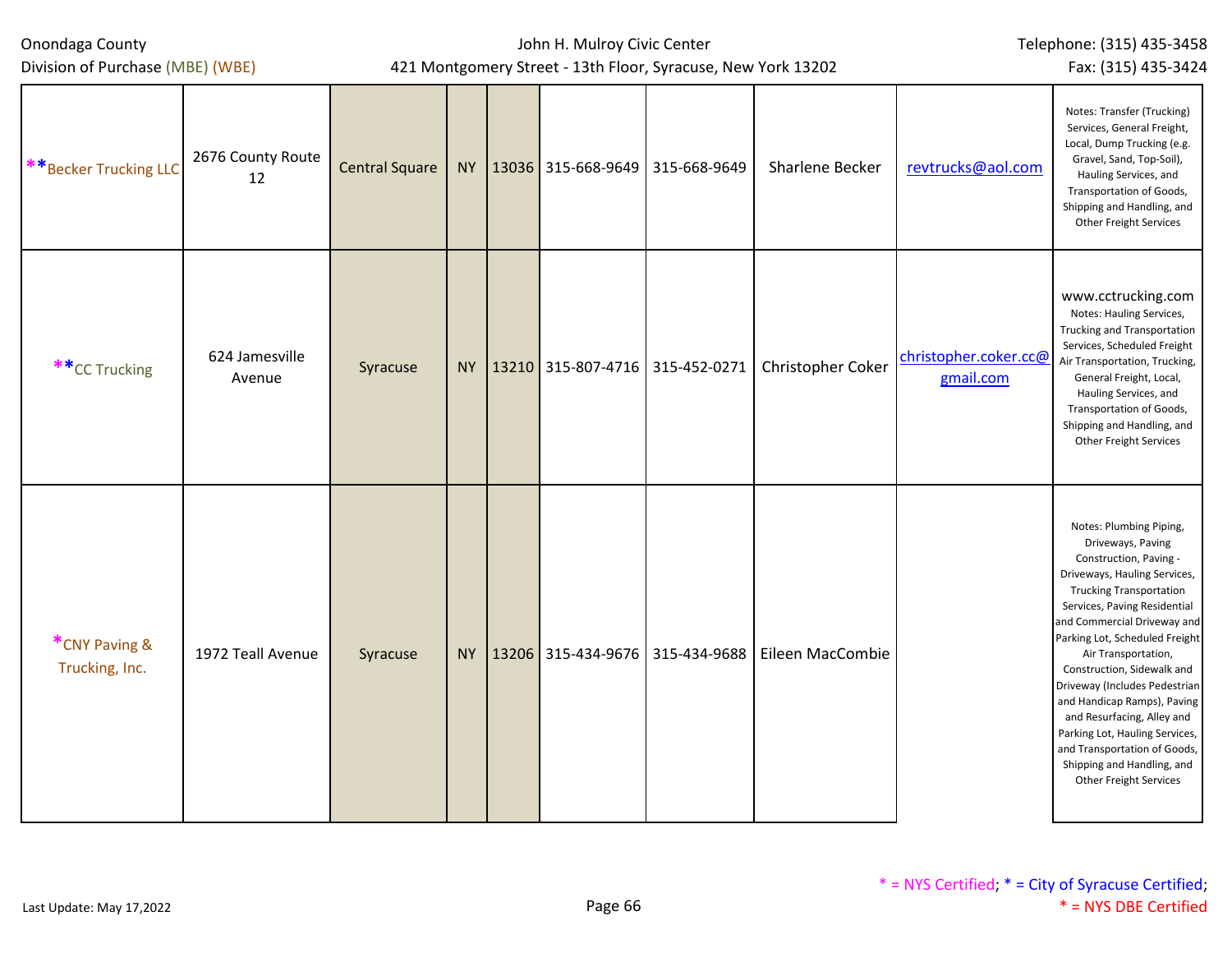| | | | | | | | | | |
|---|---|---|---|---|---|---|---|---|---|
| **Becker Trucking LLC | 2676 County Route 12 | Central Square | NY | 13036 | 315-668-9649 | 315-668-9649 | Sharlene Becker | revtrucks@aol.com | Notes: Transfer (Trucking) Services, General Freight, Local, Dump Trucking (e.g. Gravel, Sand, Top-Soil), Hauling Services, and Transportation of Goods, Shipping and Handling, and Other Freight Services |
| **CC Trucking | 624 Jamesville Avenue | Syracuse | NY | 13210 | 315-807-4716 | 315-452-0271 | Christopher Coker | christopher.coker.cc@gmail.com | www.cctrucking.com Notes: Hauling Services, Trucking and Transportation Services, Scheduled Freight Air Transportation, Trucking, General Freight, Local, Hauling Services, and Transportation of Goods, Shipping and Handling, and Other Freight Services |
| *CNY Paving & Trucking, Inc. | 1972 Teall Avenue | Syracuse | NY | 13206 | 315-434-9676 | 315-434-9688 | Eileen MacCombie | | Notes: Plumbing Piping, Driveways, Paving Construction, Paving - Driveways, Hauling Services, Trucking Transportation Services, Paving Residential and Commercial Driveway and Parking Lot, Scheduled Freight Air Transportation, Construction, Sidewalk and Driveway (Includes Pedestrian and Handicap Ramps), Paving and Resurfacing, Alley and Parking Lot, Hauling Services, and Transportation of Goods, Shipping and Handling, and Other Freight Services |

* = NYS Certified; * = City of Syracuse Certified; * = NYS DBE Certified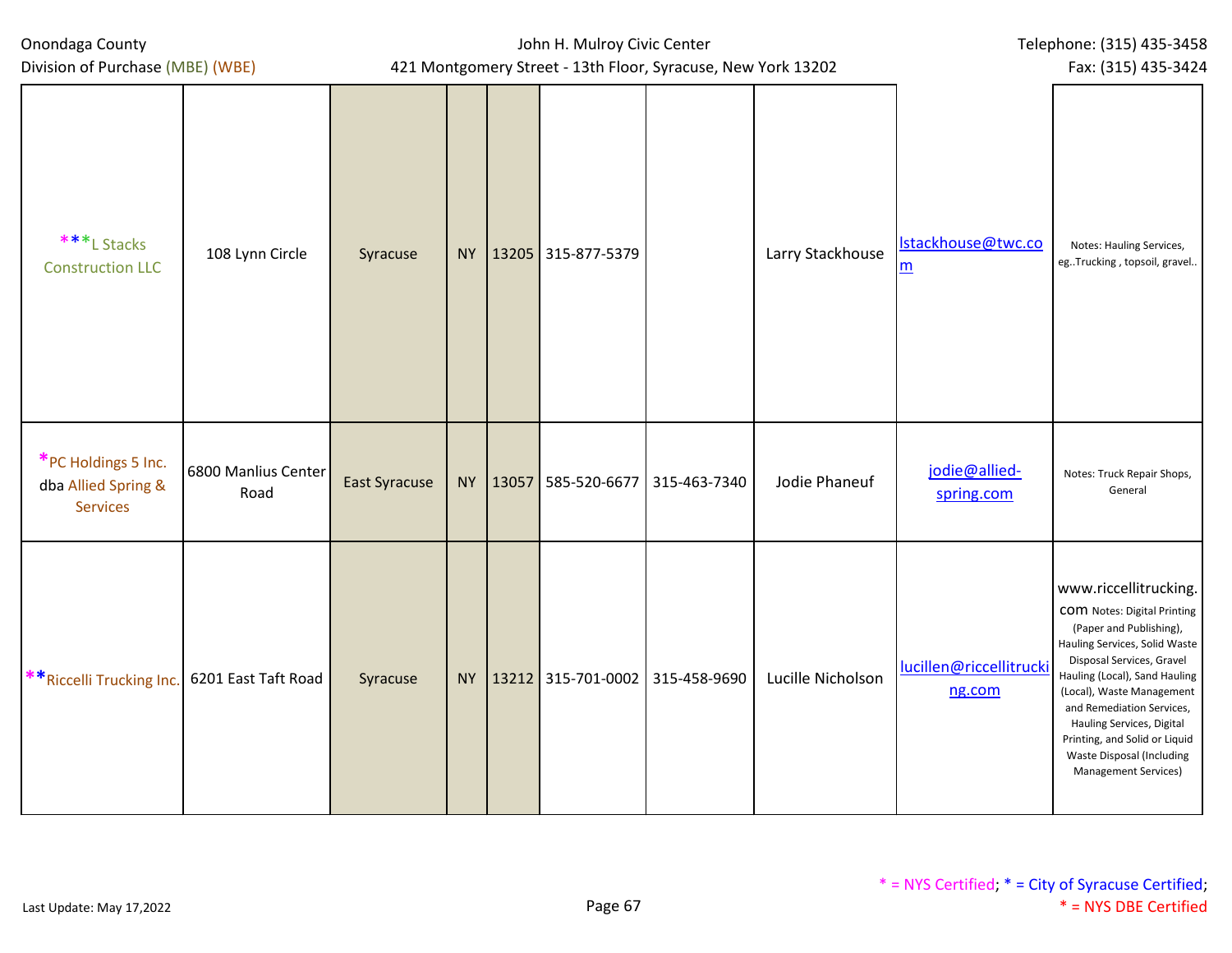| | | | | | | | | | |
|---|---|---|---|---|---|---|---|---|---|
| ***L Stacks Construction LLC | 108 Lynn Circle | Syracuse | NY | 13205 | 315-877-5379 | | Larry Stackhouse | lstackhouse@twc.com | Notes: Hauling Services, eg..Trucking , topsoil, gravel.. |
| *PC Holdings 5 Inc. dba Allied Spring & Services | 6800 Manlius Center Road | East Syracuse | NY | 13057 | 585-520-6677 | 315-463-7340 | Jodie Phaneuf | jodie@allied-spring.com | Notes: Truck Repair Shops, General |
| **Riccelli Trucking Inc. | 6201 East Taft Road | Syracuse | NY | 13212 | 315-701-0002 | 315-458-9690 | Lucille Nicholson | lucillen@riccellitrucking.com | www.riccellitrucking.com Notes: Digital Printing (Paper and Publishing), Hauling Services, Solid Waste Disposal Services, Gravel Hauling (Local), Sand Hauling (Local), Waste Management and Remediation Services, Hauling Services, Digital Printing, and Solid or Liquid Waste Disposal (Including Management Services) |

* = NYS Certified; * = City of Syracuse Certified; * = NYS DBE Certified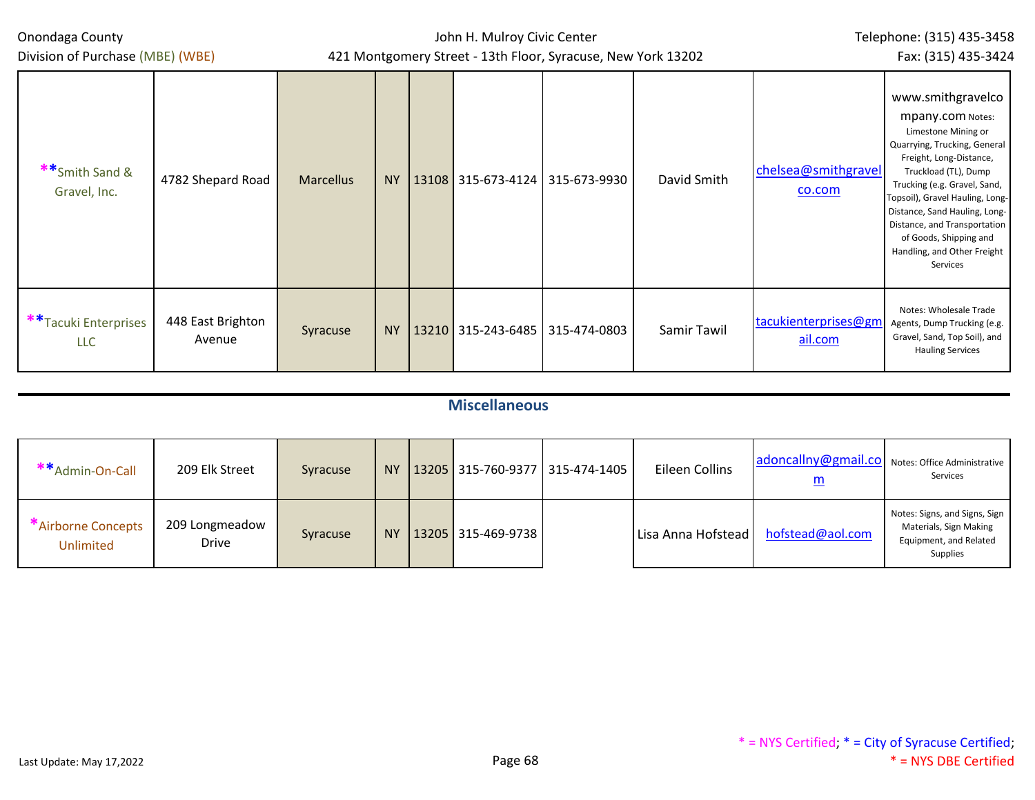| | | | | | | | | | |
|---|---|---|---|---|---|---|---|---|---|
| **Smith Sand & Gravel, Inc. | 4782 Shepard Road | Marcellus | NY | 13108 | 315-673-4124 | 315-673-9930 | David Smith | chelsea@smithgravelco.com | www.smithgravelcompany.com Notes: Limestone Mining or Quarrying, Trucking, General Freight, Long-Distance, Truckload (TL), Dump Trucking (e.g. Gravel, Sand, Topsoil), Gravel Hauling, Long-Distance, Sand Hauling, Long-Distance, and Transportation of Goods, Shipping and Handling, and Other Freight Services |
| **Tacuki Enterprises LLC | 448 East Brighton Avenue | Syracuse | NY | 13210 | 315-243-6485 | 315-474-0803 | Samir Tawil | tacukienterprises@gmail.com | Notes: Wholesale Trade Agents, Dump Trucking (e.g. Gravel, Sand, Top Soil), and Hauling Services |

## Miscellaneous

| | | | | | | | | | |
|---|---|---|---|---|---|---|---|---|---|
| **Admin-On-Call | 209 Elk Street | Syracuse | NY | 13205 | 315-760-9377 | 315-474-1405 | Eileen Collins | adoncallny@gmail.com | Notes: Office Administrative Services |
| *Airborne Concepts Unlimited | 209 Longmeadow Drive | Syracuse | NY | 13205 | 315-469-9738 | | Lisa Anna Hofstead | hofstead@aol.com | Notes: Signs, and Signs, Sign Materials, Sign Making Equipment, and Related Supplies |

* = NYS Certified; * = City of Syracuse Certified; * = NYS DBE Certified

Last Update: May 17,2022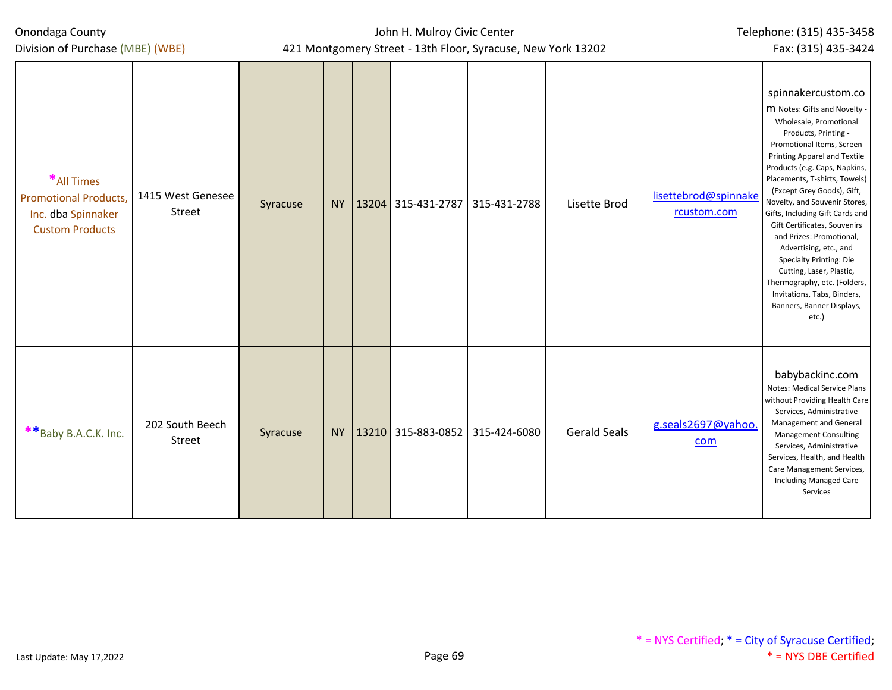| | | | | | | | | | |
|---|---|---|---|---|---|---|---|---|---|
| *All Times Promotional Products, Inc. dba Spinnaker Custom Products | 1415 West Genesee Street | Syracuse | NY | 13204 | 315-431-2787 | 315-431-2788 | Lisette Brod | lisettebrod@spinnakercustom.com | spinnakercustom.com Notes: Gifts and Novelty - Wholesale, Promotional Products, Printing - Promotional Items, Screen Printing Apparel and Textile Products (e.g. Caps, Napkins, Placements, T-shirts, Towels) (Except Grey Goods), Gift, Novelty, and Souvenir Stores, Gifts, Including Gift Cards and Gift Certificates, Souvenirs and Prizes: Promotional, Advertising, etc., and Specialty Printing: Die Cutting, Laser, Plastic, Thermography, etc. (Folders, Invitations, Tabs, Binders, Banners, Banner Displays, etc.) |
| **Baby B.A.C.K. Inc. | 202 South Beech Street | Syracuse | NY | 13210 | 315-883-0852 | 315-424-6080 | Gerald Seals | g.seals2697@yahoo.com | babybackinc.com Notes: Medical Service Plans without Providing Health Care Services, Administrative Management and General Management Consulting Services, Administrative Services, Health, and Health Care Management Services, Including Managed Care Services |

* = NYS Certified; * = City of Syracuse Certified; * = NYS DBE Certified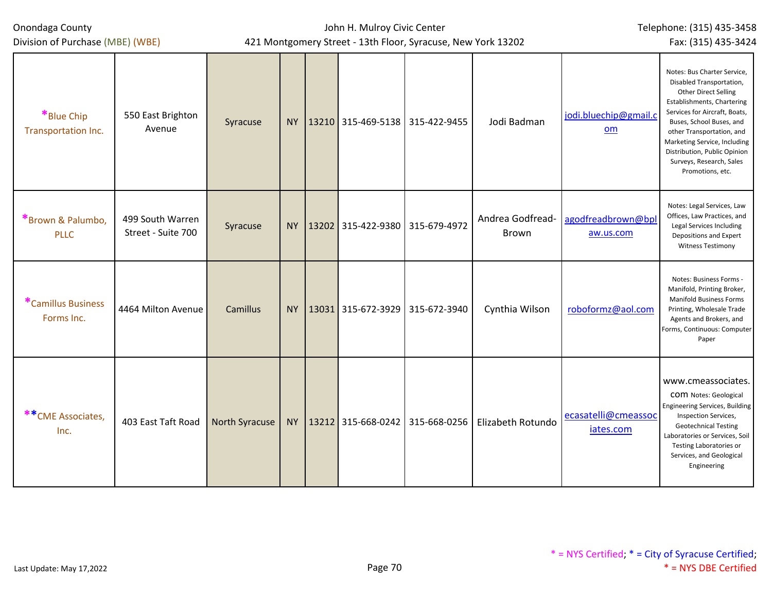| | | | | | | | | | |
|---|---|---|---|---|---|---|---|---|---|
| *Blue Chip Transportation Inc. | 550 East Brighton Avenue | Syracuse | NY | 13210 | 315-469-5138 | 315-422-9455 | Jodi Badman | jodi.bluechip@gmail.com | Notes: Bus Charter Service, Disabled Transportation, Other Direct Selling Establishments, Chartering Services for Aircraft, Boats, Buses, School Buses, and other Transportation, and Marketing Service, Including Distribution, Public Opinion Surveys, Research, Sales Promotions, etc. |
| *Brown & Palumbo, PLLC | 499 South Warren Street - Suite 700 | Syracuse | NY | 13202 | 315-422-9380 | 315-679-4972 | Andrea Godfread-Brown | agodfreadbrown@bplaw.us.com | Notes: Legal Services, Law Offices, Law Practices, and Legal Services Including Depositions and Expert Witness Testimony |
| *Camillus Business Forms Inc. | 4464 Milton Avenue | Camillus | NY | 13031 | 315-672-3929 | 315-672-3940 | Cynthia Wilson | roboformz@aol.com | Notes: Business Forms - Manifold, Printing Broker, Manifold Business Forms Printing, Wholesale Trade Agents and Brokers, and Forms, Continuous: Computer Paper |
| **CME Associates, Inc. | 403 East Taft Road | North Syracuse | NY | 13212 | 315-668-0242 | 315-668-0256 | Elizabeth Rotundo | ecasatelli@cmeassociates.com | www.cmeassociates.com Notes: Geological Engineering Services, Building Inspection Services, Geotechnical Testing Laboratories or Services, Soil Testing Laboratories or Services, and Geological Engineering |

* = NYS Certified; * = City of Syracuse Certified; * = NYS DBE Certified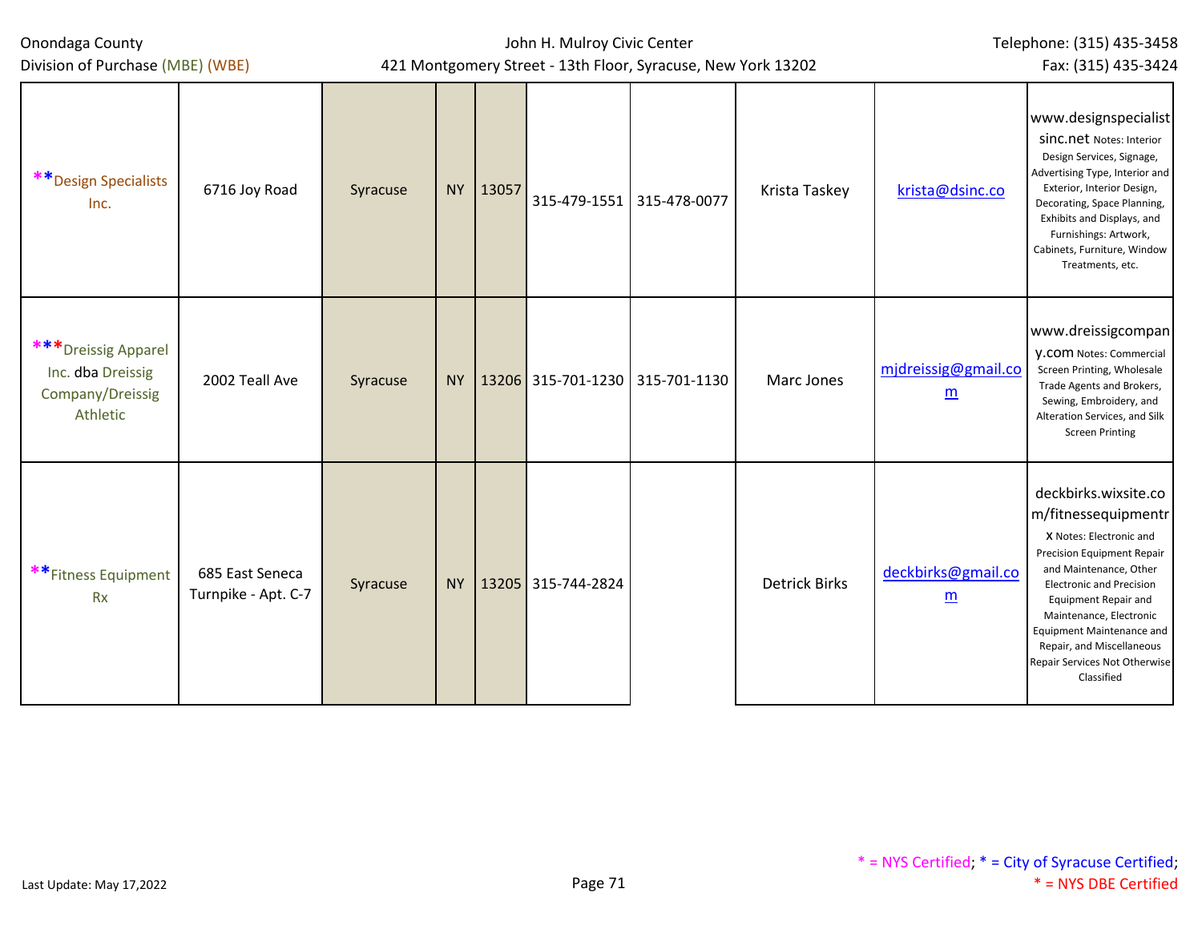Onondaga County
Division of Purchase (MBE) (WBE)

John H. Mulroy Civic Center
421 Montgomery Street - 13th Floor, Syracuse, New York 13202

Telephone: (315) 435-3458
Fax: (315) 435-3424

| | | | | | | | | | |
|---|---|---|---|---|---|---|---|---|---|
| **Design Specialists Inc. | 6716 Joy Road | Syracuse | NY | 13057 | 315-479-1551 | 315-478-0077 | Krista Taskey | krista@dsinc.co | www.designspecialistsinc.net Notes: Interior Design Services, Signage, Advertising Type, Interior and Exterior, Interior Design, Decorating, Space Planning, Exhibits and Displays, and Furnishings: Artwork, Cabinets, Furniture, Window Treatments, etc. |
| ***Dreissig Apparel Inc. dba Dreissig Company/Dreissig Athletic | 2002 Teall Ave | Syracuse | NY | 13206 | 315-701-1230 | 315-701-1130 | Marc Jones | mjdreissig@gmail.com | www.dreissigcompany.com Notes: Commercial Screen Printing, Wholesale Trade Agents and Brokers, Sewing, Embroidery, and Alteration Services, and Silk Screen Printing |
| **Fitness Equipment Rx | 685 East Seneca Turnpike - Apt. C-7 | Syracuse | NY | 13205 | 315-744-2824 | | Detrick Birks | deckbirks@gmail.com | deckbirks.wixsite.com/fitnessequipmentrx Notes: Electronic and Precision Equipment Repair and Maintenance, Other Electronic and Precision Equipment Repair and Maintenance, Electronic Equipment Maintenance and Repair, and Miscellaneous Repair Services Not Otherwise Classified |

Last Update: May 17,2022

\* = NYS Certified; \* = City of Syracuse Certified;
\* = NYS DBE Certified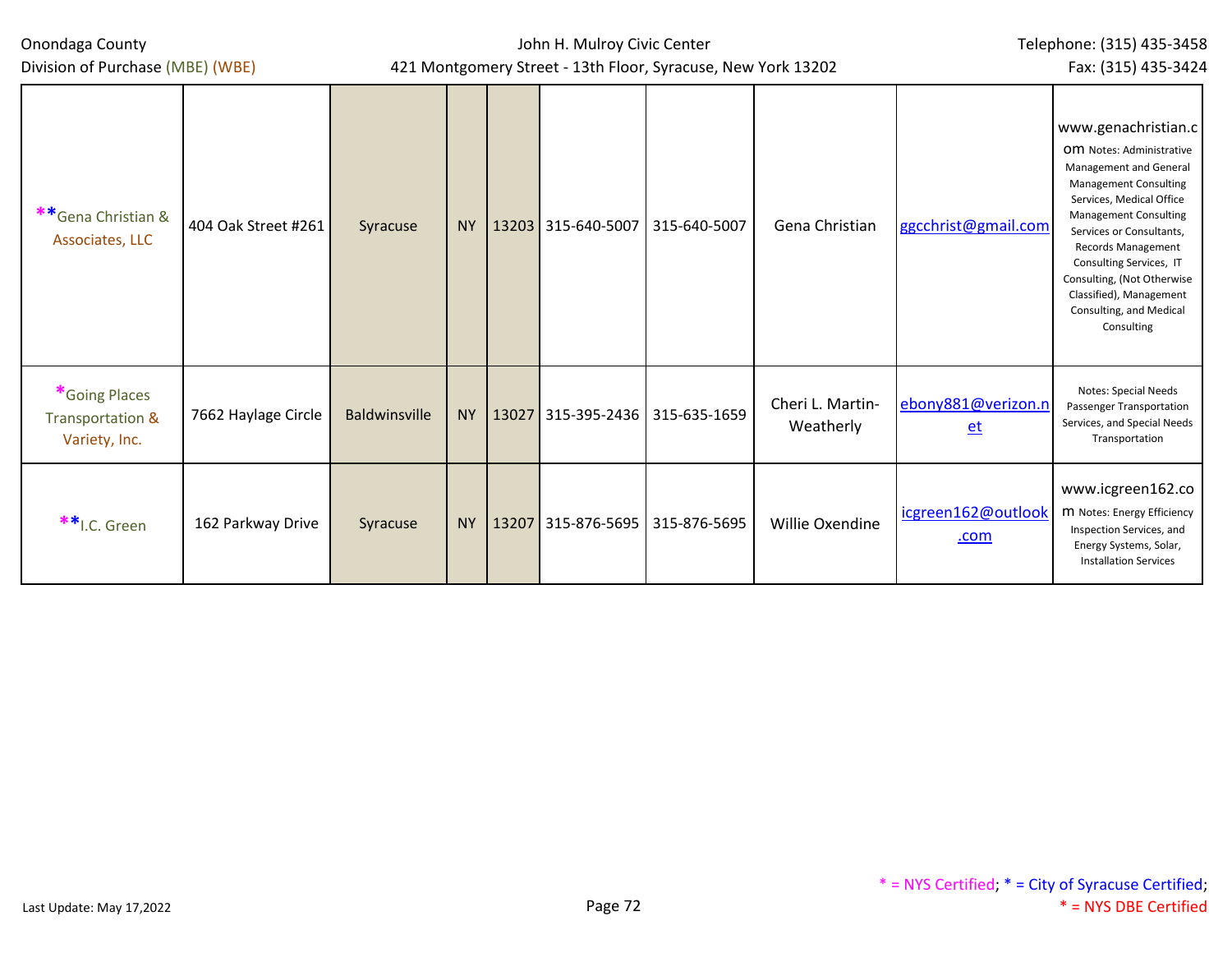| | | | | | | | | | |
|---|---|---|---|---|---|---|---|---|---|
| **Gena Christian & Associates, LLC | 404 Oak Street #261 | Syracuse | NY | 13203 | 315-640-5007 | 315-640-5007 | Gena Christian | ggcchrist@gmail.com | www.genachristian.com Notes: Administrative Management and General Management Consulting Services, Medical Office Management Consulting Services or Consultants, Records Management Consulting Services, IT Consulting, (Not Otherwise Classified), Management Consulting, and Medical Consulting |
| *Going Places Transportation & Variety, Inc. | 7662 Haylage Circle | Baldwinsville | NY | 13027 | 315-395-2436 | 315-635-1659 | Cheri L. Martin-Weatherly | ebony881@verizon.net | Notes: Special Needs Passenger Transportation Services, and Special Needs Transportation |
| **I.C. Green | 162 Parkway Drive | Syracuse | NY | 13207 | 315-876-5695 | 315-876-5695 | Willie Oxendine | icgreen162@outlook.com | www.icgreen162.com Notes: Energy Efficiency Inspection Services, and Energy Systems, Solar, Installation Services |

* = NYS Certified; * = City of Syracuse Certified; * = NYS DBE Certified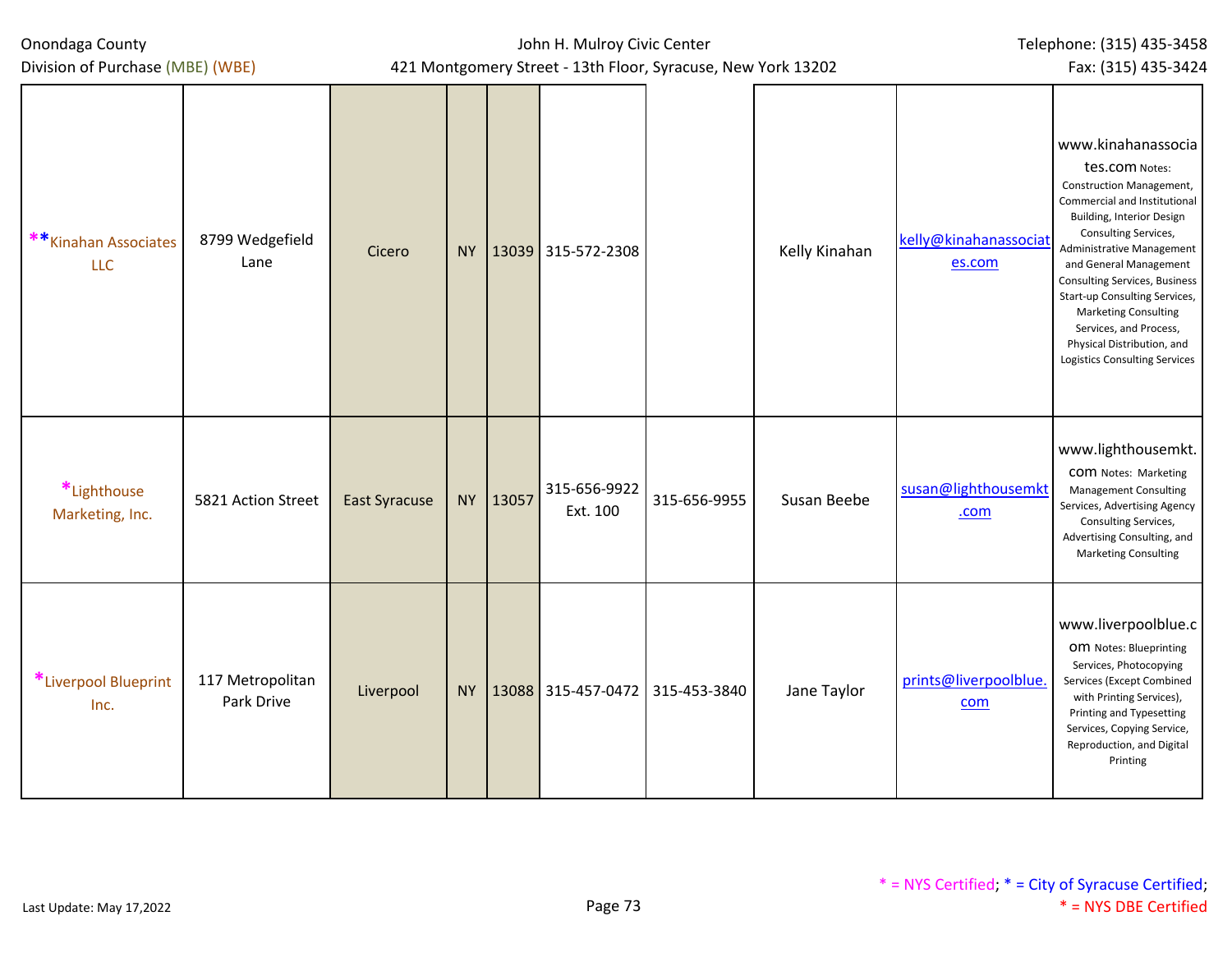Onondaga County
Division of Purchase (MBE) (WBE)

John H. Mulroy Civic Center
421 Montgomery Street - 13th Floor, Syracuse, New York 13202

Telephone: (315) 435-3458
Fax: (315) 435-3424

| | | | | | | | | | |
|---|---|---|---|---|---|---|---|---|---|
| **Kinahan Associates LLC | 8799 Wedgefield Lane | Cicero | NY | 13039 | 315-572-2308 | | Kelly Kinahan | kelly@kinahanassociates.com | www.kinahanassociates.com Notes: Construction Management, Commercial and Institutional Building, Interior Design Consulting Services, Administrative Management and General Management Consulting Services, Business Start-up Consulting Services, Marketing Consulting Services, and Process, Physical Distribution, and Logistics Consulting Services |
| *Lighthouse Marketing, Inc. | 5821 Action Street | East Syracuse | NY | 13057 | 315-656-9922 Ext. 100 | 315-656-9955 | Susan Beebe | susan@lighthousemkt.com | www.lighthousemkt.com Notes: Marketing Management Consulting Services, Advertising Agency Consulting Services, Advertising Consulting, and Marketing Consulting |
| *Liverpool Blueprint Inc. | 117 Metropolitan Park Drive | Liverpool | NY | 13088 | 315-457-0472 | 315-453-3840 | Jane Taylor | prints@liverpoolblue.com | www.liverpoolblue.com Notes: Blueprinting Services, Photocopying Services (Except Combined with Printing Services), Printing and Typesetting Services, Copying Service, Reproduction, and Digital Printing |

Last Update: May 17,2022

* = NYS Certified; * = City of Syracuse Certified;
* = NYS DBE Certified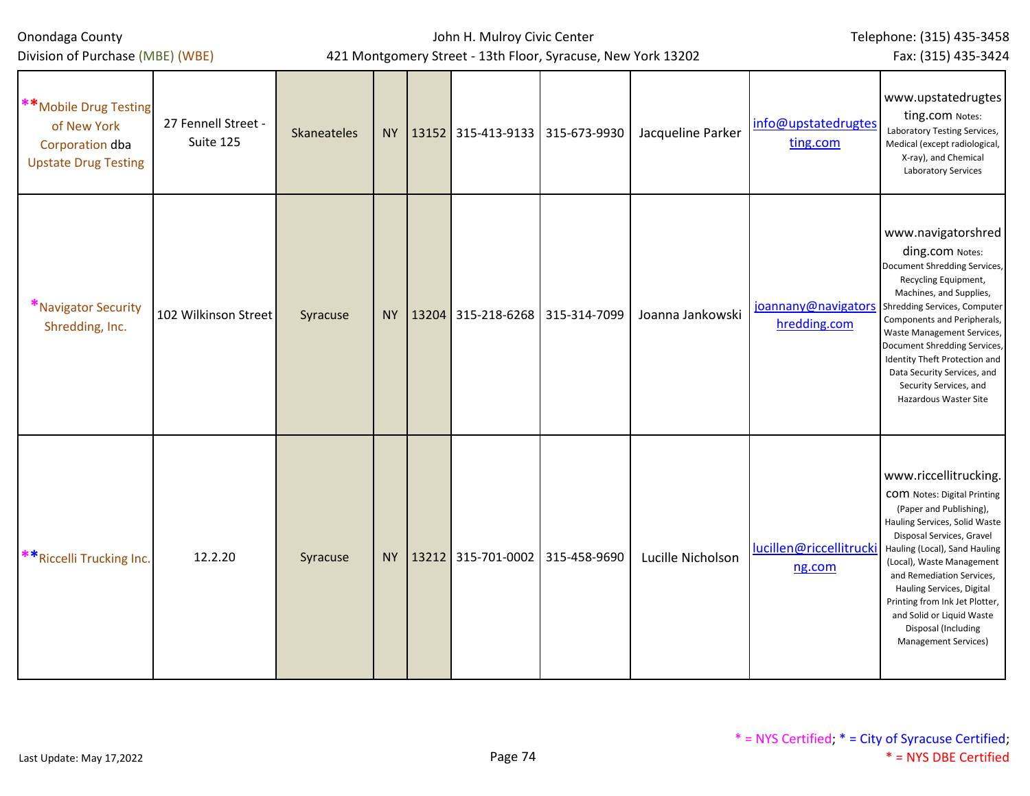| | | | | | | | | | |
|---|---|---|---|---|---|---|---|---|---|
| **Mobile Drug Testing of New York Corporation dba Upstate Drug Testing | 27 Fennell Street - Suite 125 | Skaneateles | NY | 13152 | 315-413-9133 | 315-673-9930 | Jacqueline Parker | info@upstatedrugtesting.com | www.upstatedrugtesting.com Notes: Laboratory Testing Services, Medical (except radiological, X-ray), and Chemical Laboratory Services |
| *Navigator Security Shredding, Inc. | 102 Wilkinson Street | Syracuse | NY | 13204 | 315-218-6268 | 315-314-7099 | Joanna Jankowski | joannany@navigatorshredding.com | www.navigatorshredding.com Notes: Document Shredding Services, Recycling Equipment, Machines, and Supplies, Shredding Services, Computer Components and Peripherals, Waste Management Services, Document Shredding Services, Identity Theft Protection and Data Security Services, and Security Services, and Hazardous Waster Site |
| **Riccelli Trucking Inc. | 12.2.20 | Syracuse | NY | 13212 | 315-701-0002 | 315-458-9690 | Lucille Nicholson | lucillen@riccellitrucking.com | www.riccellitrucking.com Notes: Digital Printing (Paper and Publishing), Hauling Services, Solid Waste Disposal Services, Gravel Hauling (Local), Sand Hauling (Local), Waste Management and Remediation Services, Hauling Services, Digital Printing from Ink Jet Plotter, and Solid or Liquid Waste Disposal (Including Management Services) |

\* = NYS Certified; * = City of Syracuse Certified; * = NYS DBE Certified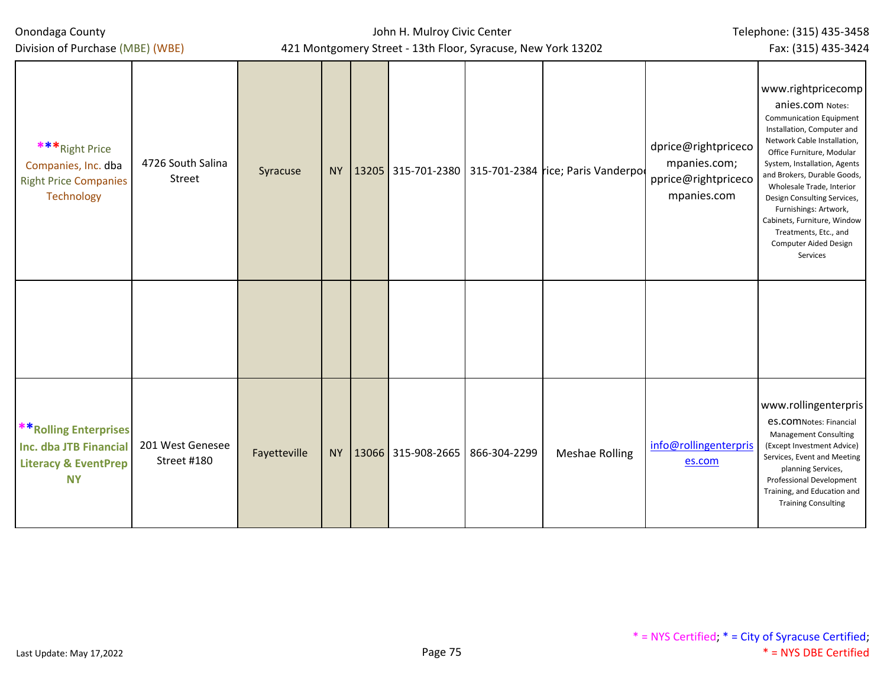| | | | | | | | | | |
|---|---|---|---|---|---|---|---|---|---|
| ***Right Price Companies, Inc. dba Right Price Companies Technology | 4726 South Salina Street | Syracuse | NY | 13205 | 315-701-2380 | 315-701-2384 | rice; Paris Vanderpo | dprice@rightpricecompanies.com; pprice@rightpricecompanies.com | www.rightpricecompanies.com Notes: Communication Equipment Installation, Computer and Network Cable Installation, Office Furniture, Modular System, Installation, Agents and Brokers, Durable Goods, Wholesale Trade, Interior Design Consulting Services, Furnishings: Artwork, Cabinets, Furniture, Window Treatments, Etc., and Computer Aided Design Services |
| | | | | | | | | | |
| **Rolling Enterprises Inc. dba JTB Financial Literacy & EventPrep NY | 201 West Genesee Street #180 | Fayetteville | NY | 13066 | 315-908-2665 | 866-304-2299 | Meshae Rolling | info@rollingenterprises.com | www.rollingenterprises.comNotes: Financial Management Consulting (Except Investment Advice) Services, Event and Meeting planning Services, Professional Development Training, and Education and Training Consulting |

* = NYS Certified; * = City of Syracuse Certified; * = NYS DBE Certified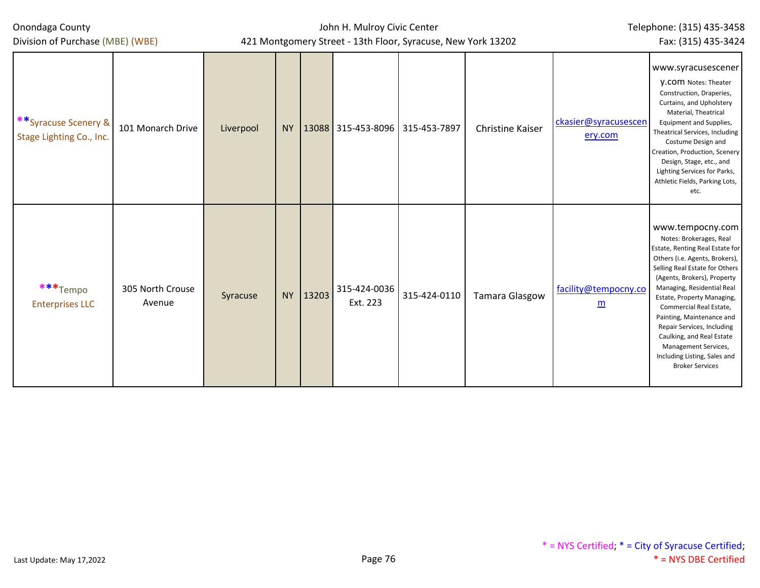| **Syracuse Scenery & Stage Lighting Co., Inc. | 101 Monarch Drive | Liverpool | NY | 13088 | 315-453-8096 | 315-453-7897 | Christine Kaiser | ckasier@syracusescenery.com | www.syracusescenery.com Notes: Theater Construction, Draperies, Curtains, and Upholstery Material, Theatrical Equipment and Supplies, Theatrical Services, Including Costume Design and Creation, Production, Scenery Design, Stage, etc., and Lighting Services for Parks, Athletic Fields, Parking Lots, etc. |
|---|---|---|---|---|---|---|---|---|---|
| ***Tempo Enterprises LLC | 305 North Crouse Avenue | Syracuse | NY | 13203 | 315-424-0036 Ext. 223 | 315-424-0110 | Tamara Glasgow | facility@tempocny.com | www.tempocny.com Notes: Brokerages, Real Estate, Renting Real Estate for Others (i.e. Agents, Brokers), Selling Real Estate for Others (Agents, Brokers), Property Managing, Residential Real Estate, Property Managing, Commercial Real Estate, Painting, Maintenance and Repair Services, Including Caulking, and Real Estate Management Services, Including Listing, Sales and Broker Services |

\* = NYS Certified; * = City of Syracuse Certified;
\* = NYS DBE Certified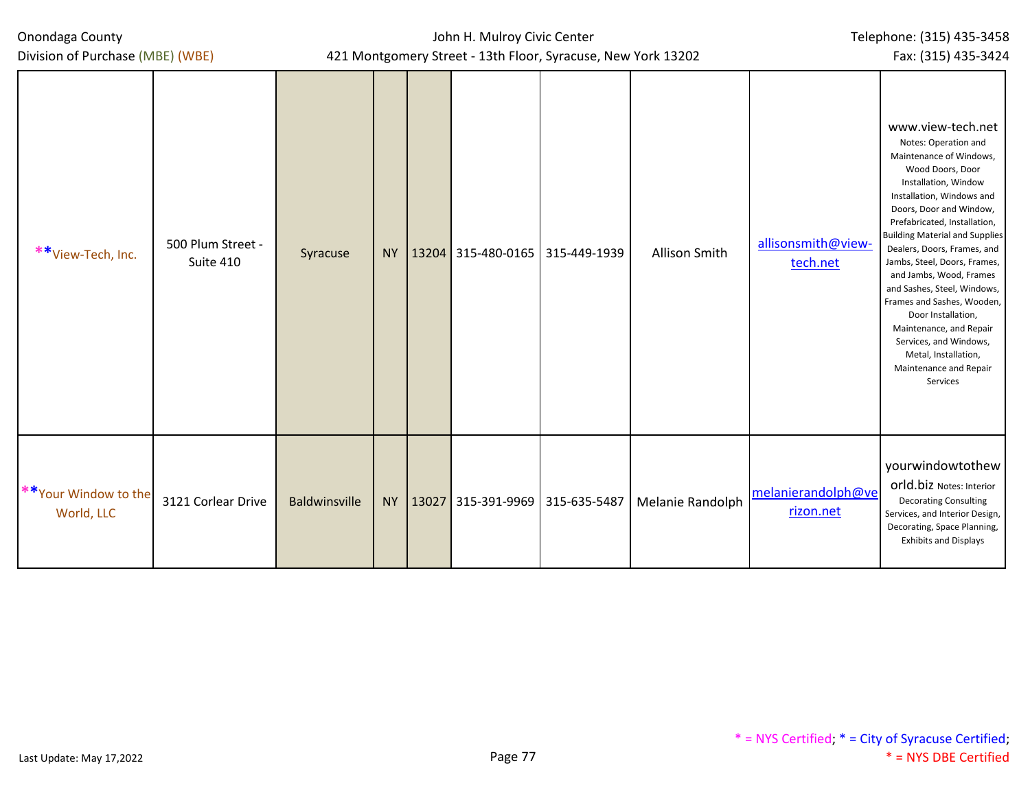| | | | | | | | | | |
|---|---|---|---|---|---|---|---|---|---|
| **View-Tech, Inc. | 500 Plum Street - Suite 410 | Syracuse | NY | 13204 | 315-480-0165 | 315-449-1939 | Allison Smith | allisonsmith@view-tech.net | www.view-tech.net Notes: Operation and Maintenance of Windows, Wood Doors, Door Installation, Window Installation, Windows and Doors, Door and Window, Prefabricated, Installation, Building Material and Supplies Dealers, Doors, Frames, and Jambs, Steel, Doors, Frames, and Jambs, Wood, Frames and Sashes, Steel, Windows, Frames and Sashes, Wooden, Door Installation, Maintenance, and Repair Services, and Windows, Metal, Installation, Maintenance and Repair Services |
| **Your Window to the World, LLC | 3121 Corlear Drive | Baldwinsville | NY | 13027 | 315-391-9969 | 315-635-5487 | Melanie Randolph | melanierandolph@verizon.net | yourwindowtotheworld.biz Notes: Interior Decorating Consulting Services, and Interior Design, Decorating, Space Planning, Exhibits and Displays |

* = NYS Certified; * = City of Syracuse Certified; * = NYS DBE Certified